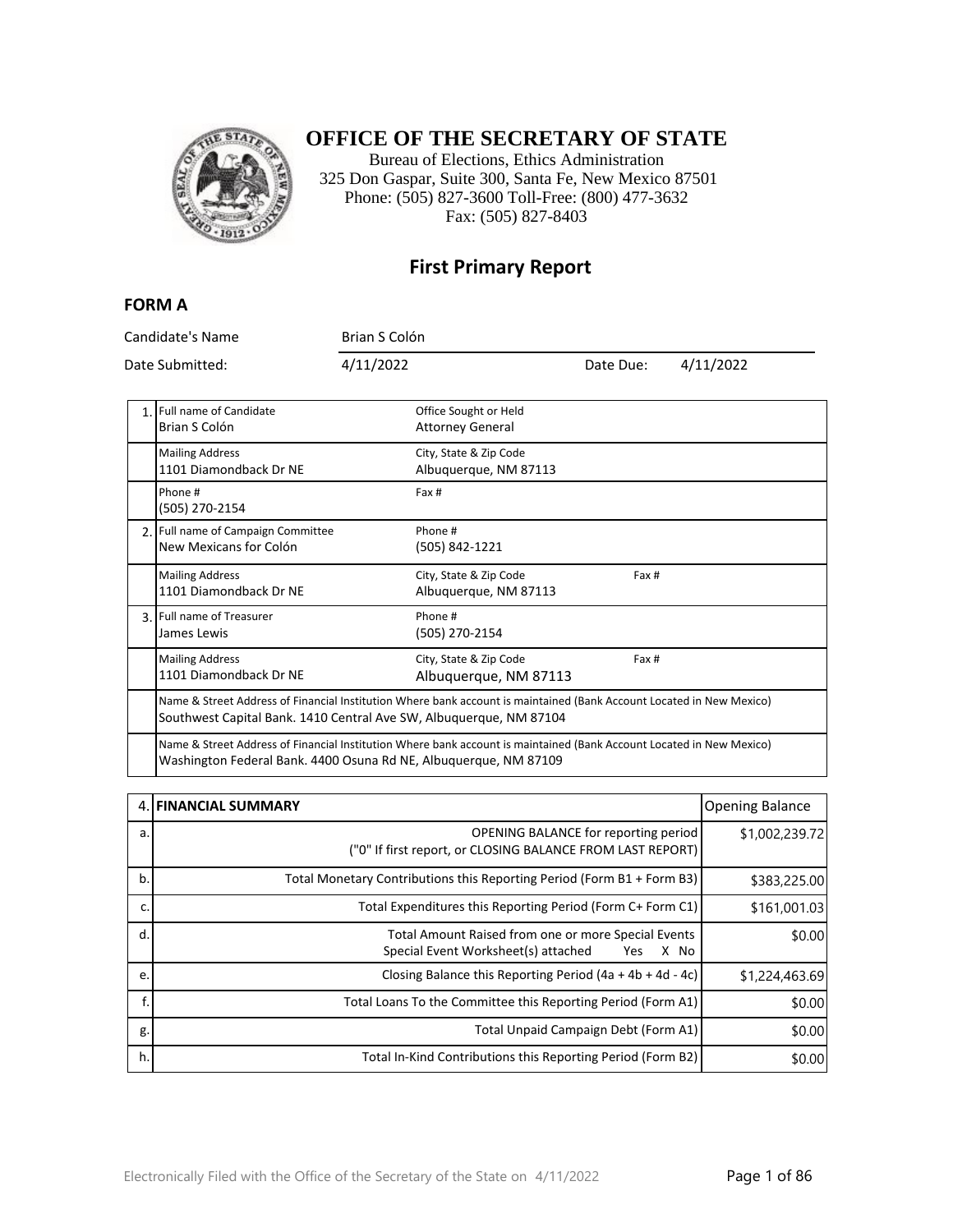# OFFICE OF THE SECRETARY OF STATE

Bureau of Elections, Ethics Administration
325 Don Gaspar, Suite 300, Santa Fe, New Mexico 87501
Phone: (505) 827-3600 Toll-Free: (800) 477-3632
Fax: (505) 827-8403

## First Primary Report

### FORM A

| | | | |
|---|---|---|---|
| Candidate's Name | Brian S Colón | | |
| Date Submitted: | 4/11/2022 | Date Due: | 4/11/2022 |

| | | | |
|---|---|---|---|
| 1. | Full name of Candidate<br>Brian S Colón | Office Sought or Held<br>Attorney General | |
| | Mailing Address<br>1101 Diamondback Dr NE | City, State & Zip Code<br>Albuquerque, NM 87113 | |
| | Phone #<br>(505) 270-2154 | Fax # | |
| 2. | Full name of Campaign Committee<br>New Mexicans for Colón | Phone #<br>(505) 842-1221 | |
| | Mailing Address<br>1101 Diamondback Dr NE | City, State & Zip Code<br>Albuquerque, NM 87113 | Fax # |
| 3. | Full name of Treasurer<br>James Lewis | Phone #<br>(505) 270-2154 | |
| | Mailing Address<br>1101 Diamondback Dr NE | City, State & Zip Code<br>Albuquerque, NM 87113 | Fax # |
| | Name & Street Address of Financial Institution Where bank account is maintained (Bank Account Located in New Mexico)<br>Southwest Capital Bank. 1410 Central Ave SW, Albuquerque, NM 87104 | | |
| | Name & Street Address of Financial Institution Where bank account is maintained (Bank Account Located in New Mexico)<br>Washington Federal Bank. 4400 Osuna Rd NE, Albuquerque, NM 87109 | | |

| 4. | FINANCIAL SUMMARY | Opening Balance |
|---|---|---|
| a. | OPENING BALANCE for reporting period ("0" If first report, or CLOSING BALANCE FROM LAST REPORT) | $1,002,239.72 |
| b. | Total Monetary Contributions this Reporting Period (Form B1 + Form B3) | $383,225.00 |
| c. | Total Expenditures this Reporting Period (Form C+ Form C1) | $161,001.03 |
| d. | Total Amount Raised from one or more Special Events<br>Special Event Worksheet(s) attached Yes X No | $0.00 |
| e. | Closing Balance this Reporting Period (4a + 4b + 4d - 4c) | $1,224,463.69 |
| f. | Total Loans To the Committee this Reporting Period (Form A1) | $0.00 |
| g. | Total Unpaid Campaign Debt (Form A1) | $0.00 |
| h. | Total In-Kind Contributions this Reporting Period (Form B2) | $0.00 |

Electronically Filed with the Office of the Secretary of the State on 4/11/2022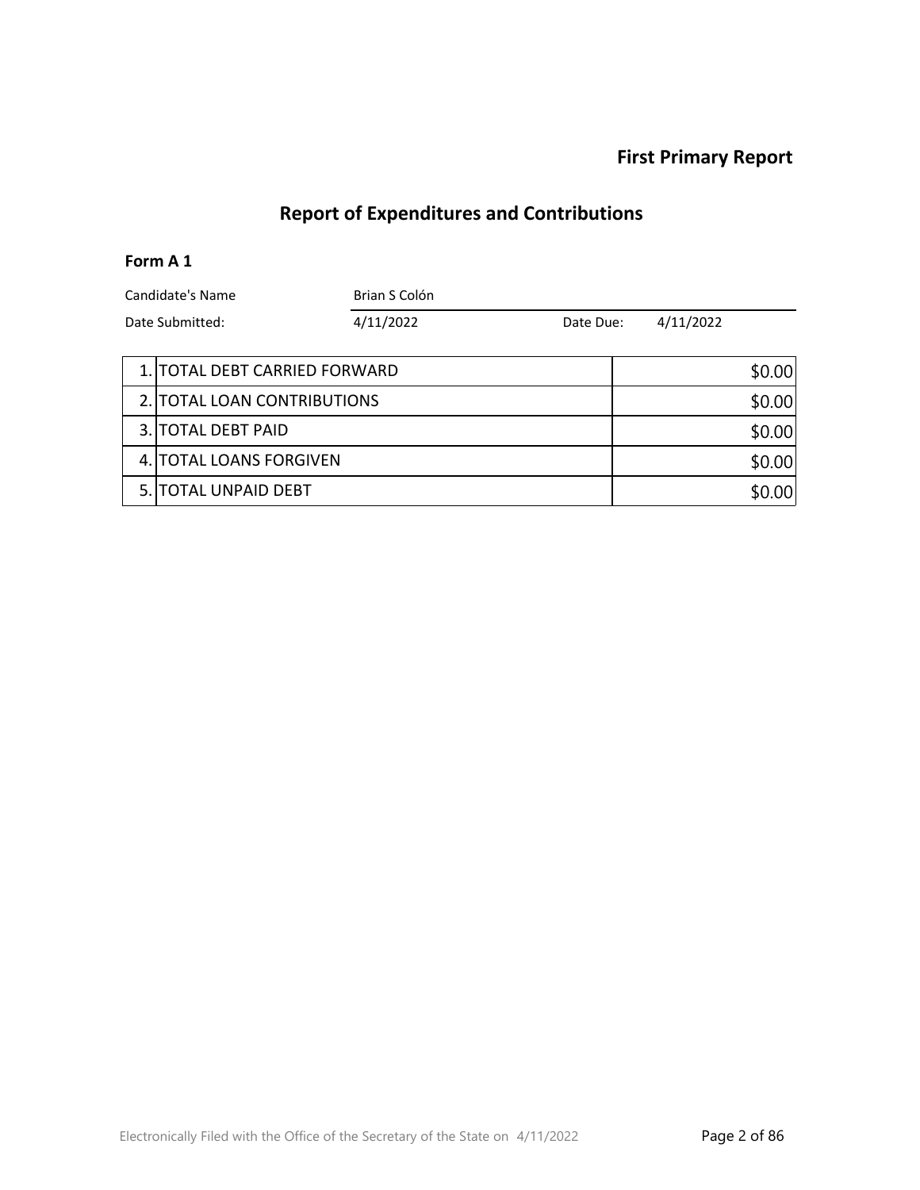## First Primary Report

# Report of Expenditures and Contributions

### Form A 1

| | | | |
|---|---|---|---|
| Candidate's Name | Brian S Colón | | |
| Date Submitted: | 4/11/2022 | Date Due: | 4/11/2022 |

| | | |
|---|---|---|
| 1. | TOTAL DEBT CARRIED FORWARD | $0.00 |
| 2. | TOTAL LOAN CONTRIBUTIONS | $0.00 |
| 3. | TOTAL DEBT PAID | $0.00 |
| 4. | TOTAL LOANS FORGIVEN | $0.00 |
| 5. | TOTAL UNPAID DEBT | $0.00 |

Electronically Filed with the Office of the Secretary of the State on 4/11/2022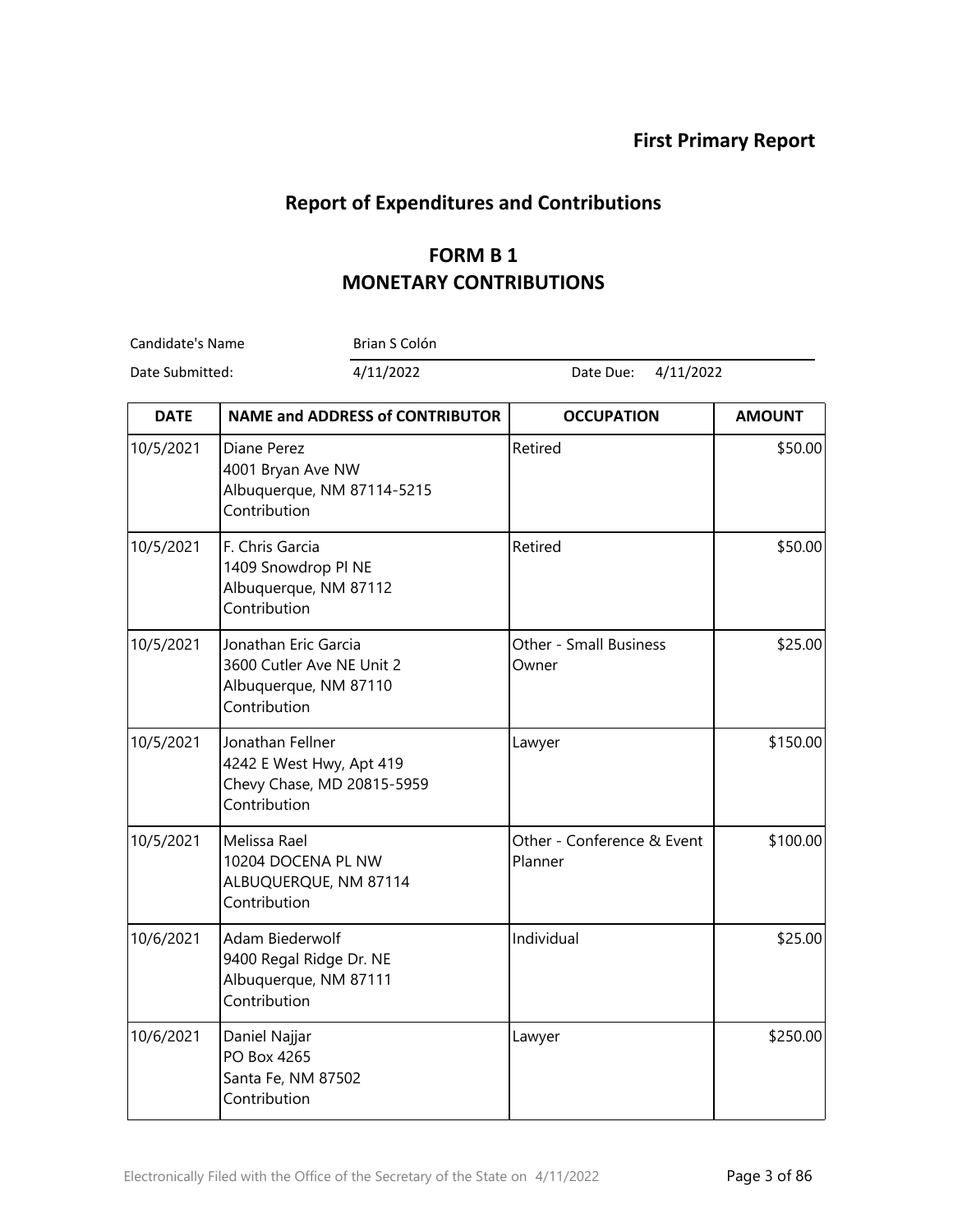**First Primary Report**

## Report of Expenditures and Contributions

### FORM B 1
### MONETARY CONTRIBUTIONS

Candidate's Name: Brian S Colón

Date Submitted: 4/11/2022 Date Due: 4/11/2022

| DATE | NAME and ADDRESS of CONTRIBUTOR | OCCUPATION | AMOUNT |
|---|---|---|---|
| 10/5/2021 | Diane Perez<br>4001 Bryan Ave NW<br>Albuquerque, NM 87114-5215<br>Contribution | Retired | $50.00 |
| 10/5/2021 | F. Chris Garcia<br>1409 Snowdrop Pl NE<br>Albuquerque, NM 87112<br>Contribution | Retired | $50.00 |
| 10/5/2021 | Jonathan Eric Garcia<br>3600 Cutler Ave NE Unit 2<br>Albuquerque, NM 87110<br>Contribution | Other - Small Business Owner | $25.00 |
| 10/5/2021 | Jonathan Fellner<br>4242 E West Hwy, Apt 419<br>Chevy Chase, MD 20815-5959<br>Contribution | Lawyer | $150.00 |
| 10/5/2021 | Melissa Rael<br>10204 DOCENA PL NW<br>ALBUQUERQUE, NM 87114<br>Contribution | Other - Conference & Event Planner | $100.00 |
| 10/6/2021 | Adam Biederwolf<br>9400 Regal Ridge Dr. NE<br>Albuquerque, NM 87111<br>Contribution | Individual | $25.00 |
| 10/6/2021 | Daniel Najjar<br>PO Box 4265<br>Santa Fe, NM 87502<br>Contribution | Lawyer | $250.00 |

Electronically Filed with the Office of the Secretary of the State on 4/11/2022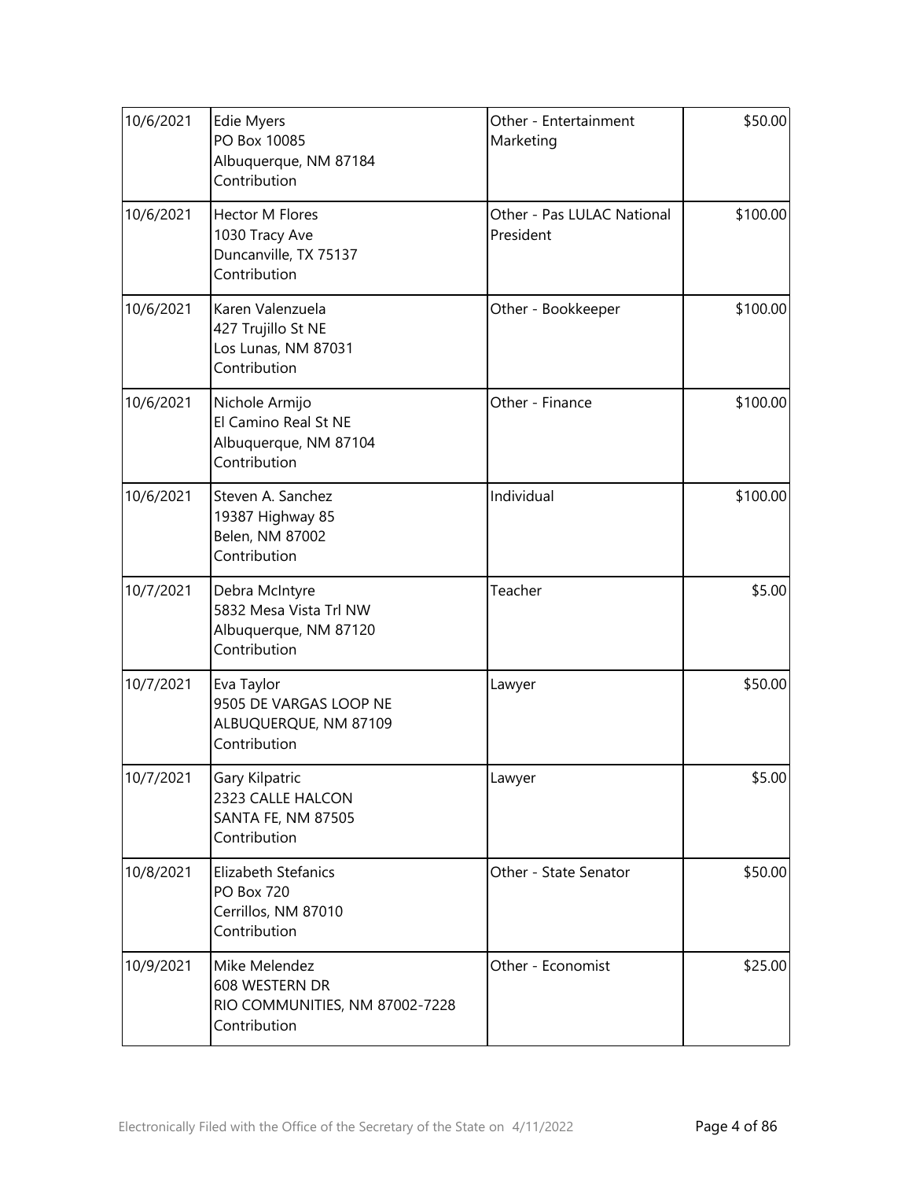| | | | |
|---|---|---|---|
| 10/6/2021 | Edie Myers<br>PO Box 10085<br>Albuquerque, NM 87184<br>Contribution | Other - Entertainment Marketing | $50.00 |
| 10/6/2021 | Hector M Flores<br>1030 Tracy Ave<br>Duncanville, TX 75137<br>Contribution | Other - Pas LULAC National President | $100.00 |
| 10/6/2021 | Karen Valenzuela<br>427 Trujillo St NE<br>Los Lunas, NM 87031<br>Contribution | Other - Bookkeeper | $100.00 |
| 10/6/2021 | Nichole Armijo<br>El Camino Real St NE<br>Albuquerque, NM 87104<br>Contribution | Other - Finance | $100.00 |
| 10/6/2021 | Steven A. Sanchez<br>19387 Highway 85<br>Belen, NM 87002<br>Contribution | Individual | $100.00 |
| 10/7/2021 | Debra McIntyre<br>5832 Mesa Vista Trl NW<br>Albuquerque, NM 87120<br>Contribution | Teacher | $5.00 |
| 10/7/2021 | Eva Taylor<br>9505 DE VARGAS LOOP NE<br>ALBUQUERQUE, NM 87109<br>Contribution | Lawyer | $50.00 |
| 10/7/2021 | Gary Kilpatric<br>2323 CALLE HALCON<br>SANTA FE, NM 87505<br>Contribution | Lawyer | $5.00 |
| 10/8/2021 | Elizabeth Stefanics<br>PO Box 720<br>Cerrillos, NM 87010<br>Contribution | Other - State Senator | $50.00 |
| 10/9/2021 | Mike Melendez<br>608 WESTERN DR<br>RIO COMMUNITIES, NM 87002-7228<br>Contribution | Other - Economist | $25.00 |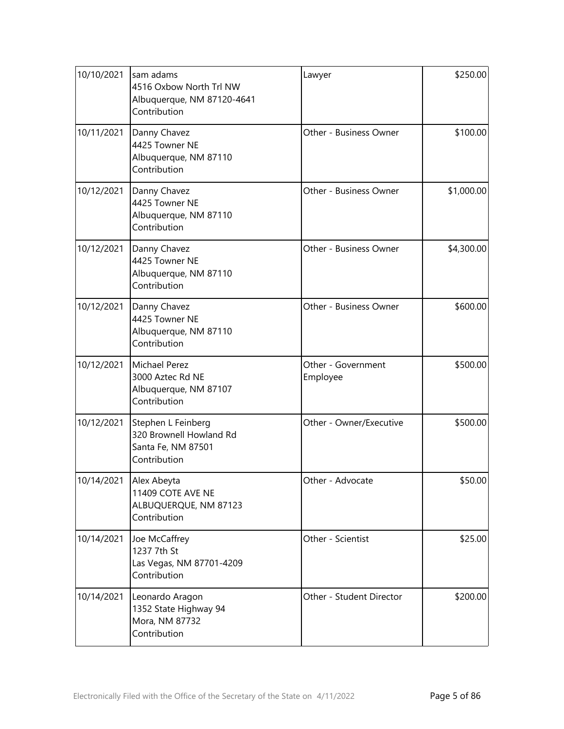| | | | |
|---|---|---|---|
| 10/10/2021 | sam adams<br>4516 Oxbow North Trl NW<br>Albuquerque, NM 87120-4641<br>Contribution | Lawyer | \$250.00 |
| 10/11/2021 | Danny Chavez<br>4425 Towner NE<br>Albuquerque, NM 87110<br>Contribution | Other - Business Owner | \$100.00 |
| 10/12/2021 | Danny Chavez<br>4425 Towner NE<br>Albuquerque, NM 87110<br>Contribution | Other - Business Owner | \$1,000.00 |
| 10/12/2021 | Danny Chavez<br>4425 Towner NE<br>Albuquerque, NM 87110<br>Contribution | Other - Business Owner | \$4,300.00 |
| 10/12/2021 | Danny Chavez<br>4425 Towner NE<br>Albuquerque, NM 87110<br>Contribution | Other - Business Owner | \$600.00 |
| 10/12/2021 | Michael Perez<br>3000 Aztec Rd NE<br>Albuquerque, NM 87107<br>Contribution | Other - Government Employee | \$500.00 |
| 10/12/2021 | Stephen L Feinberg<br>320 Brownell Howland Rd<br>Santa Fe, NM 87501<br>Contribution | Other - Owner/Executive | \$500.00 |
| 10/14/2021 | Alex Abeyta<br>11409 COTE AVE NE<br>ALBUQUERQUE, NM 87123<br>Contribution | Other - Advocate | \$50.00 |
| 10/14/2021 | Joe McCaffrey<br>1237 7th St<br>Las Vegas, NM 87701-4209<br>Contribution | Other - Scientist | \$25.00 |
| 10/14/2021 | Leonardo Aragon<br>1352 State Highway 94<br>Mora, NM 87732<br>Contribution | Other - Student Director | \$200.00 |

Electronically Filed with the Office of the Secretary of the State on 4/11/2022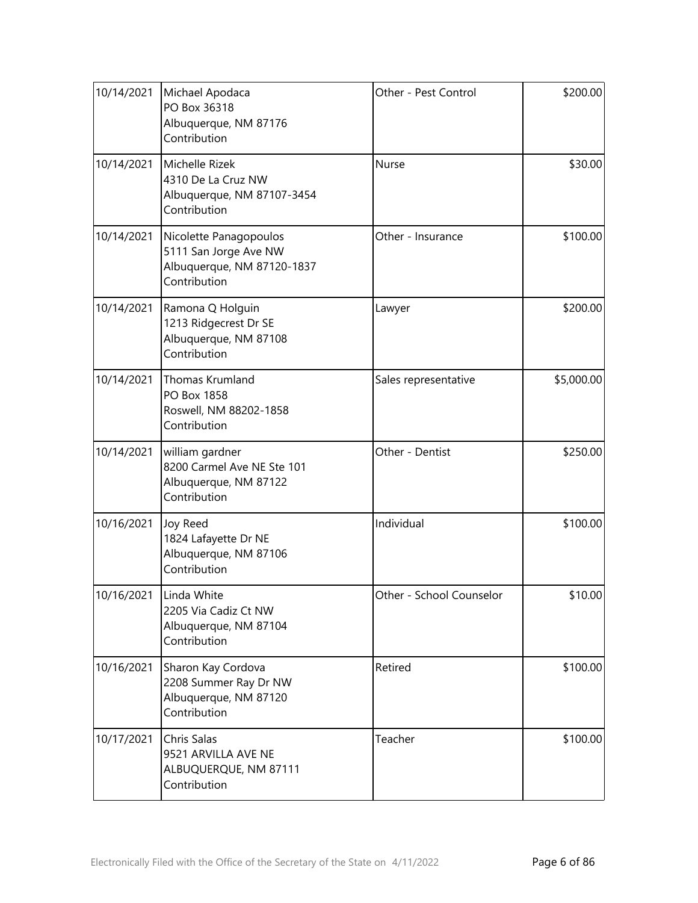| | | | |
|---|---|---|---|
| 10/14/2021 | Michael Apodaca<br>PO Box 36318<br>Albuquerque, NM 87176<br>Contribution | Other - Pest Control | $200.00 |
| 10/14/2021 | Michelle Rizek<br>4310 De La Cruz NW<br>Albuquerque, NM 87107-3454<br>Contribution | Nurse | $30.00 |
| 10/14/2021 | Nicolette Panagopoulos<br>5111 San Jorge Ave NW<br>Albuquerque, NM 87120-1837<br>Contribution | Other - Insurance | $100.00 |
| 10/14/2021 | Ramona Q Holguin<br>1213 Ridgecrest Dr SE<br>Albuquerque, NM 87108<br>Contribution | Lawyer | $200.00 |
| 10/14/2021 | Thomas Krumland<br>PO Box 1858<br>Roswell, NM 88202-1858<br>Contribution | Sales representative | $5,000.00 |
| 10/14/2021 | william gardner<br>8200 Carmel Ave NE Ste 101<br>Albuquerque, NM 87122<br>Contribution | Other - Dentist | $250.00 |
| 10/16/2021 | Joy Reed<br>1824 Lafayette Dr NE<br>Albuquerque, NM 87106<br>Contribution | Individual | $100.00 |
| 10/16/2021 | Linda White<br>2205 Via Cadiz Ct NW<br>Albuquerque, NM 87104<br>Contribution | Other - School Counselor | $10.00 |
| 10/16/2021 | Sharon Kay Cordova<br>2208 Summer Ray Dr NW<br>Albuquerque, NM 87120<br>Contribution | Retired | $100.00 |
| 10/17/2021 | Chris Salas<br>9521 ARVILLA AVE NE<br>ALBUQUERQUE, NM 87111<br>Contribution | Teacher | $100.00 |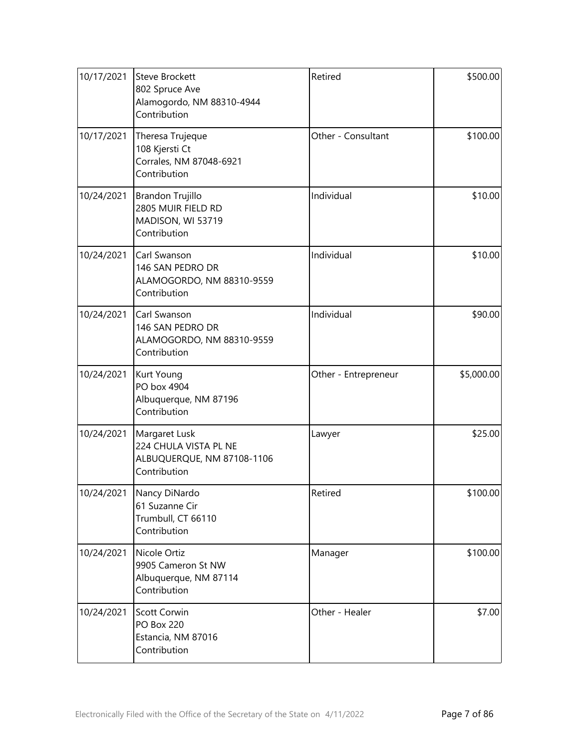| | | | |
|---|---|---|---|
| 10/17/2021 | Steve Brockett<br>802 Spruce Ave<br>Alamogordo, NM 88310-4944<br>Contribution | Retired | $500.00 |
| 10/17/2021 | Theresa Trujeque<br>108 Kjersti Ct<br>Corrales, NM 87048-6921<br>Contribution | Other - Consultant | $100.00 |
| 10/24/2021 | Brandon Trujillo<br>2805 MUIR FIELD RD<br>MADISON, WI 53719<br>Contribution | Individual | $10.00 |
| 10/24/2021 | Carl Swanson<br>146 SAN PEDRO DR<br>ALAMOGORDO, NM 88310-9559<br>Contribution | Individual | $10.00 |
| 10/24/2021 | Carl Swanson<br>146 SAN PEDRO DR<br>ALAMOGORDO, NM 88310-9559<br>Contribution | Individual | $90.00 |
| 10/24/2021 | Kurt Young<br>PO box 4904<br>Albuquerque, NM 87196<br>Contribution | Other - Entrepreneur | $5,000.00 |
| 10/24/2021 | Margaret Lusk<br>224 CHULA VISTA PL NE<br>ALBUQUERQUE, NM 87108-1106<br>Contribution | Lawyer | $25.00 |
| 10/24/2021 | Nancy DiNardo<br>61 Suzanne Cir<br>Trumbull, CT 66110<br>Contribution | Retired | $100.00 |
| 10/24/2021 | Nicole Ortiz<br>9905 Cameron St NW<br>Albuquerque, NM 87114<br>Contribution | Manager | $100.00 |
| 10/24/2021 | Scott Corwin<br>PO Box 220<br>Estancia, NM 87016<br>Contribution | Other - Healer | $7.00 |

Electronically Filed with the Office of the Secretary of the State on 4/11/2022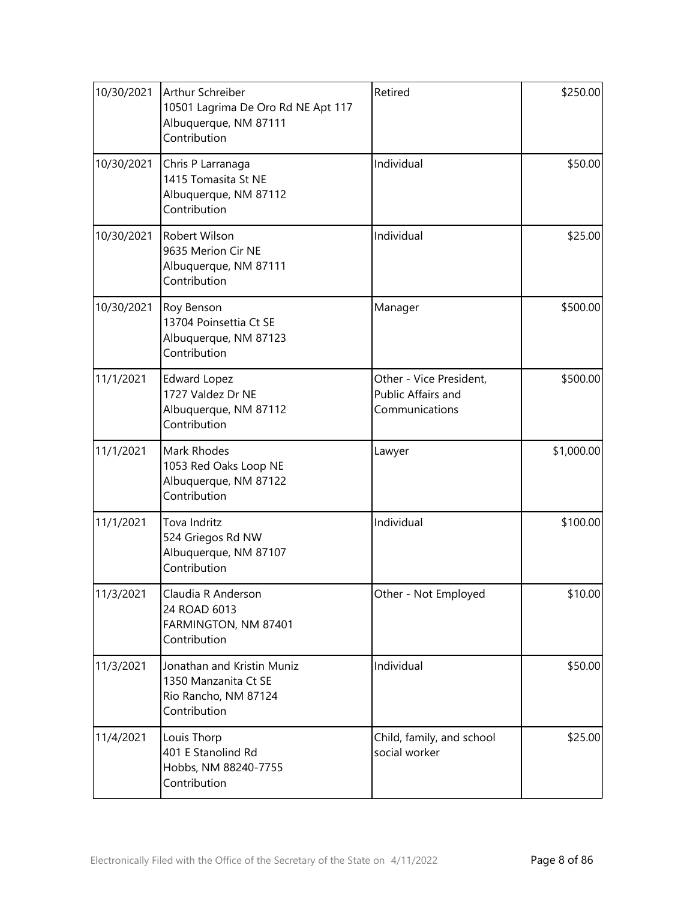| | | | |
|---|---|---|---|
| 10/30/2021 | Arthur Schreiber<br>10501 Lagrima De Oro Rd NE Apt 117<br>Albuquerque, NM 87111<br>Contribution | Retired | \$250.00 |
| 10/30/2021 | Chris P Larranaga<br>1415 Tomasita St NE<br>Albuquerque, NM 87112<br>Contribution | Individual | \$50.00 |
| 10/30/2021 | Robert Wilson<br>9635 Merion Cir NE<br>Albuquerque, NM 87111<br>Contribution | Individual | \$25.00 |
| 10/30/2021 | Roy Benson<br>13704 Poinsettia Ct SE<br>Albuquerque, NM 87123<br>Contribution | Manager | \$500.00 |
| 11/1/2021 | Edward Lopez<br>1727 Valdez Dr NE<br>Albuquerque, NM 87112<br>Contribution | Other - Vice President, Public Affairs and Communications | \$500.00 |
| 11/1/2021 | Mark Rhodes<br>1053 Red Oaks Loop NE<br>Albuquerque, NM 87122<br>Contribution | Lawyer | \$1,000.00 |
| 11/1/2021 | Tova Indritz<br>524 Griegos Rd NW<br>Albuquerque, NM 87107<br>Contribution | Individual | \$100.00 |
| 11/3/2021 | Claudia R Anderson<br>24 ROAD 6013<br>FARMINGTON, NM 87401<br>Contribution | Other - Not Employed | \$10.00 |
| 11/3/2021 | Jonathan and Kristin Muniz<br>1350 Manzanita Ct SE<br>Rio Rancho, NM 87124<br>Contribution | Individual | \$50.00 |
| 11/4/2021 | Louis Thorp<br>401 E Stanolind Rd<br>Hobbs, NM 88240-7755<br>Contribution | Child, family, and school social worker | \$25.00 |

Electronically Filed with the Office of the Secretary of the State on 4/11/2022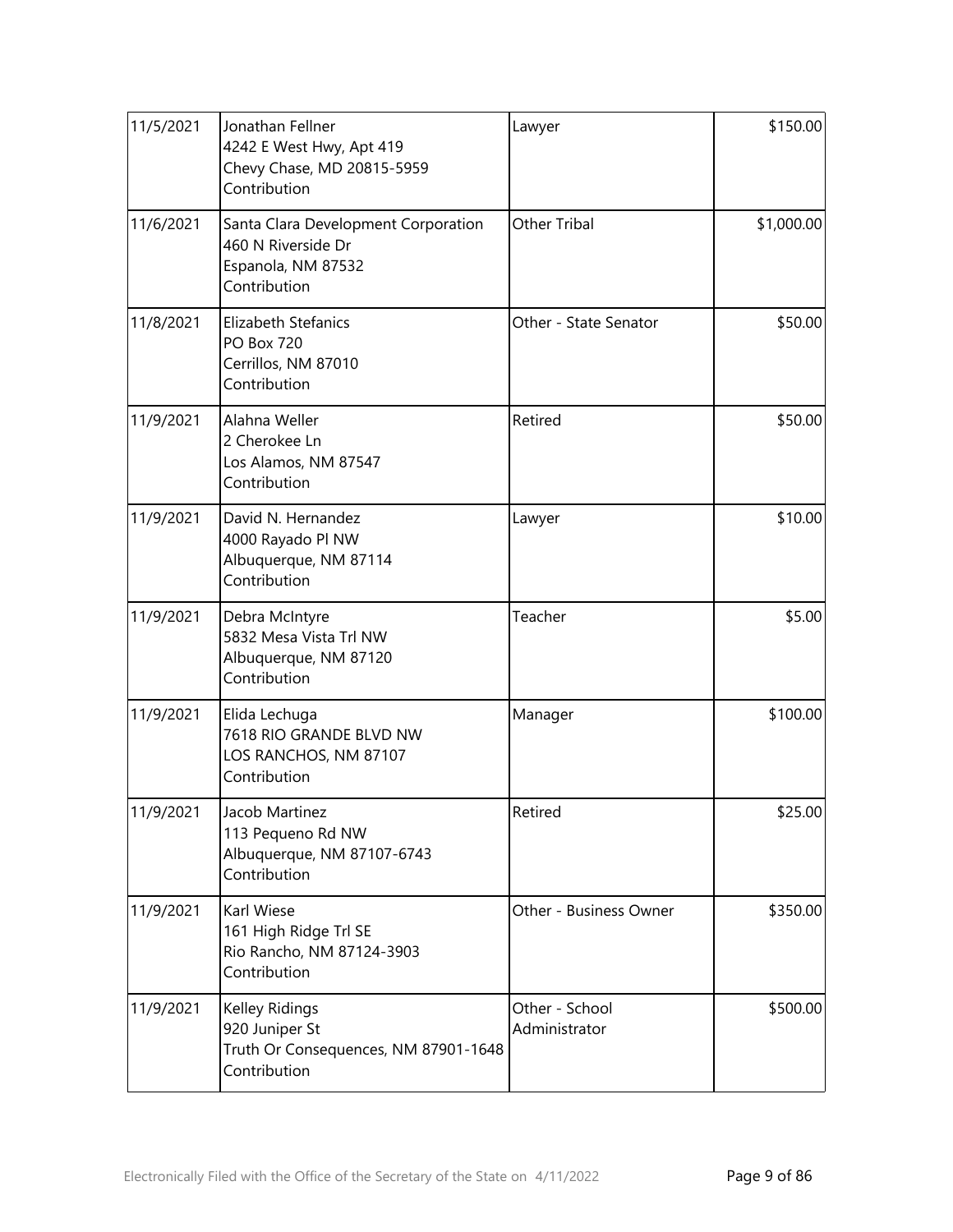| | | | |
|---|---|---|---|
| 11/5/2021 | Jonathan Fellner<br>4242 E West Hwy, Apt 419<br>Chevy Chase, MD 20815-5959<br>Contribution | Lawyer | \$150.00 |
| 11/6/2021 | Santa Clara Development Corporation<br>460 N Riverside Dr<br>Espanola, NM 87532<br>Contribution | Other Tribal | \$1,000.00 |
| 11/8/2021 | Elizabeth Stefanics<br>PO Box 720<br>Cerrillos, NM 87010<br>Contribution | Other - State Senator | \$50.00 |
| 11/9/2021 | Alahna Weller<br>2 Cherokee Ln<br>Los Alamos, NM 87547<br>Contribution | Retired | \$50.00 |
| 11/9/2021 | David N. Hernandez<br>4000 Rayado Pl NW<br>Albuquerque, NM 87114<br>Contribution | Lawyer | \$10.00 |
| 11/9/2021 | Debra McIntyre<br>5832 Mesa Vista Trl NW<br>Albuquerque, NM 87120<br>Contribution | Teacher | \$5.00 |
| 11/9/2021 | Elida Lechuga<br>7618 RIO GRANDE BLVD NW<br>LOS RANCHOS, NM 87107<br>Contribution | Manager | \$100.00 |
| 11/9/2021 | Jacob Martinez<br>113 Pequeno Rd NW<br>Albuquerque, NM 87107-6743<br>Contribution | Retired | \$25.00 |
| 11/9/2021 | Karl Wiese<br>161 High Ridge Trl SE<br>Rio Rancho, NM 87124-3903<br>Contribution | Other - Business Owner | \$350.00 |
| 11/9/2021 | Kelley Ridings<br>920 Juniper St<br>Truth Or Consequences, NM 87901-1648<br>Contribution | Other - School Administrator | \$500.00 |

Electronically Filed with the Office of the Secretary of the State on 4/11/2022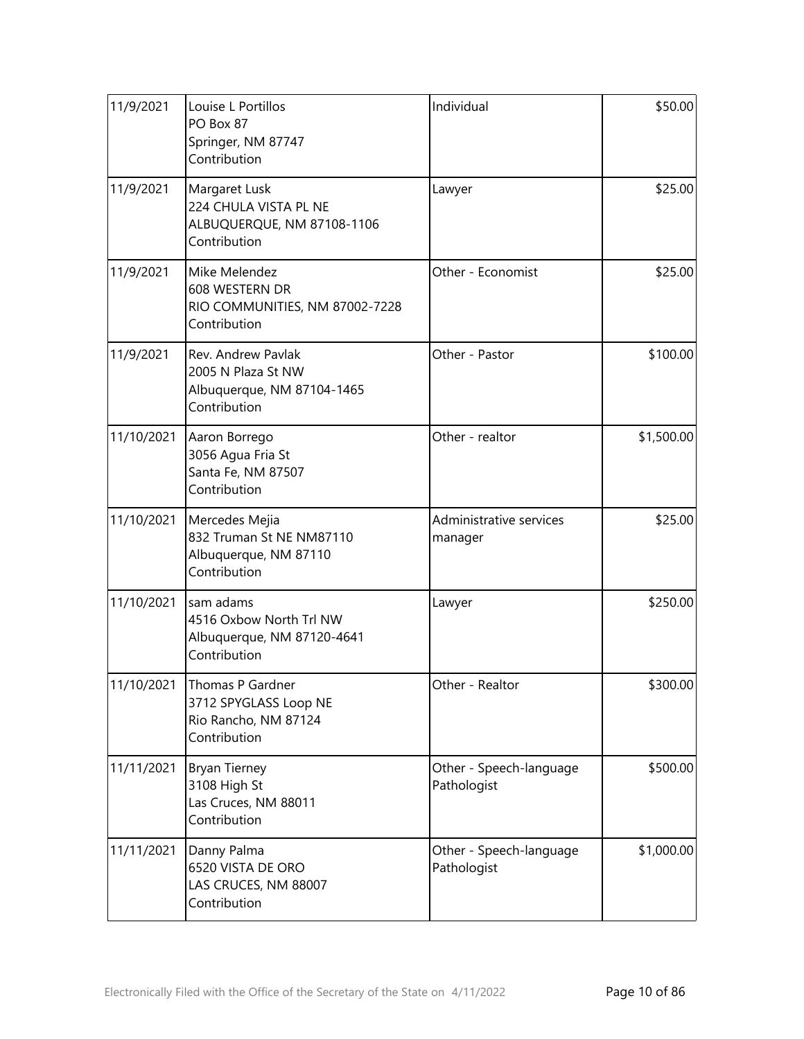| | | | |
|---|---|---|---|
| 11/9/2021 | Louise L Portillos<br>PO Box 87<br>Springer, NM 87747<br>Contribution | Individual | $50.00 |
| 11/9/2021 | Margaret Lusk<br>224 CHULA VISTA PL NE<br>ALBUQUERQUE, NM 87108-1106<br>Contribution | Lawyer | $25.00 |
| 11/9/2021 | Mike Melendez<br>608 WESTERN DR<br>RIO COMMUNITIES, NM 87002-7228<br>Contribution | Other - Economist | $25.00 |
| 11/9/2021 | Rev. Andrew Pavlak<br>2005 N Plaza St NW<br>Albuquerque, NM 87104-1465<br>Contribution | Other - Pastor | $100.00 |
| 11/10/2021 | Aaron Borrego<br>3056 Agua Fria St<br>Santa Fe, NM 87507<br>Contribution | Other - realtor | $1,500.00 |
| 11/10/2021 | Mercedes Mejia<br>832 Truman St NE NM87110<br>Albuquerque, NM 87110<br>Contribution | Administrative services manager | $25.00 |
| 11/10/2021 | sam adams<br>4516 Oxbow North Trl NW<br>Albuquerque, NM 87120-4641<br>Contribution | Lawyer | $250.00 |
| 11/10/2021 | Thomas P Gardner<br>3712 SPYGLASS Loop NE<br>Rio Rancho, NM 87124<br>Contribution | Other - Realtor | $300.00 |
| 11/11/2021 | Bryan Tierney<br>3108 High St<br>Las Cruces, NM 88011<br>Contribution | Other - Speech-language Pathologist | $500.00 |
| 11/11/2021 | Danny Palma<br>6520 VISTA DE ORO<br>LAS CRUCES, NM 88007<br>Contribution | Other - Speech-language Pathologist | $1,000.00 |

Electronically Filed with the Office of the Secretary of the State on 4/11/2022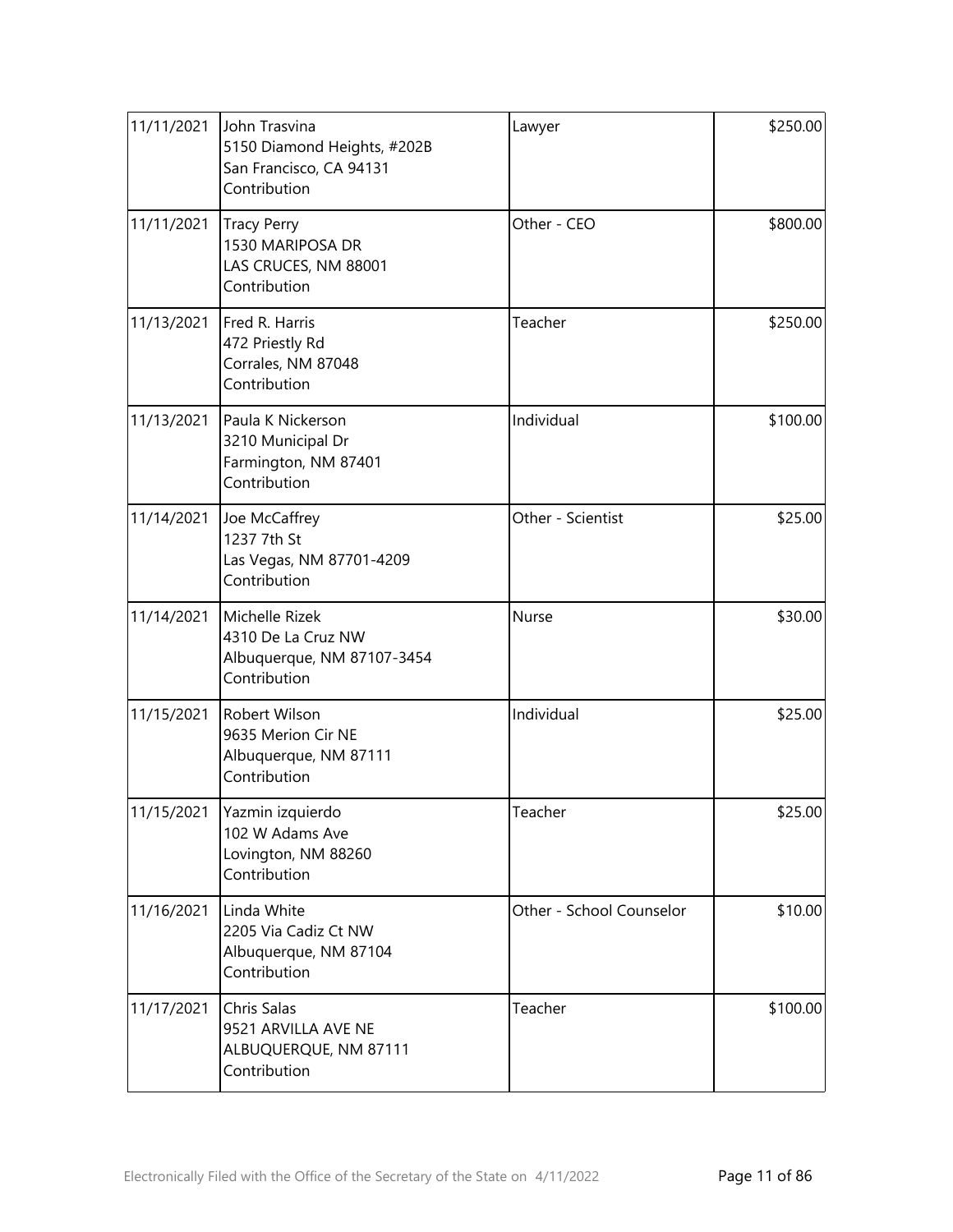| | | | |
|---|---|---|---|
| 11/11/2021 | John Trasvina<br>5150 Diamond Heights, #202B<br>San Francisco, CA 94131<br>Contribution | Lawyer | $250.00 |
| 11/11/2021 | Tracy Perry<br>1530 MARIPOSA DR<br>LAS CRUCES, NM 88001<br>Contribution | Other - CEO | $800.00 |
| 11/13/2021 | Fred R. Harris<br>472 Priestly Rd<br>Corrales, NM 87048<br>Contribution | Teacher | $250.00 |
| 11/13/2021 | Paula K Nickerson<br>3210 Municipal Dr<br>Farmington, NM 87401<br>Contribution | Individual | $100.00 |
| 11/14/2021 | Joe McCaffrey<br>1237 7th St<br>Las Vegas, NM 87701-4209<br>Contribution | Other - Scientist | $25.00 |
| 11/14/2021 | Michelle Rizek<br>4310 De La Cruz NW<br>Albuquerque, NM 87107-3454<br>Contribution | Nurse | $30.00 |
| 11/15/2021 | Robert Wilson<br>9635 Merion Cir NE<br>Albuquerque, NM 87111<br>Contribution | Individual | $25.00 |
| 11/15/2021 | Yazmin izquierdo<br>102 W Adams Ave<br>Lovington, NM 88260<br>Contribution | Teacher | $25.00 |
| 11/16/2021 | Linda White<br>2205 Via Cadiz Ct NW<br>Albuquerque, NM 87104<br>Contribution | Other - School Counselor | $10.00 |
| 11/17/2021 | Chris Salas<br>9521 ARVILLA AVE NE<br>ALBUQUERQUE, NM 87111<br>Contribution | Teacher | $100.00 |

Electronically Filed with the Office of the Secretary of the State on 4/11/2022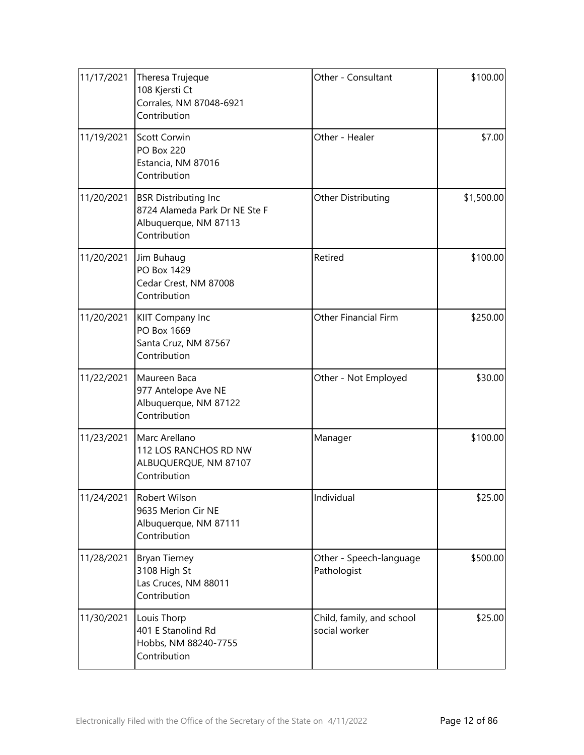| | | | |
|---|---|---|---|
| 11/17/2021 | Theresa Trujeque<br>108 Kjersti Ct<br>Corrales, NM 87048-6921<br>Contribution | Other - Consultant | \$100.00 |
| 11/19/2021 | Scott Corwin<br>PO Box 220<br>Estancia, NM 87016<br>Contribution | Other - Healer | \$7.00 |
| 11/20/2021 | BSR Distributing Inc<br>8724 Alameda Park Dr NE Ste F<br>Albuquerque, NM 87113<br>Contribution | Other Distributing | \$1,500.00 |
| 11/20/2021 | Jim Buhaug<br>PO Box 1429<br>Cedar Crest, NM 87008<br>Contribution | Retired | \$100.00 |
| 11/20/2021 | KIIT Company Inc<br>PO Box 1669<br>Santa Cruz, NM 87567<br>Contribution | Other Financial Firm | \$250.00 |
| 11/22/2021 | Maureen Baca<br>977 Antelope Ave NE<br>Albuquerque, NM 87122<br>Contribution | Other - Not Employed | \$30.00 |
| 11/23/2021 | Marc Arellano<br>112 LOS RANCHOS RD NW<br>ALBUQUERQUE, NM 87107<br>Contribution | Manager | \$100.00 |
| 11/24/2021 | Robert Wilson<br>9635 Merion Cir NE<br>Albuquerque, NM 87111<br>Contribution | Individual | \$25.00 |
| 11/28/2021 | Bryan Tierney<br>3108 High St<br>Las Cruces, NM 88011<br>Contribution | Other - Speech-language Pathologist | \$500.00 |
| 11/30/2021 | Louis Thorp<br>401 E Stanolind Rd<br>Hobbs, NM 88240-7755<br>Contribution | Child, family, and school social worker | \$25.00 |

Electronically Filed with the Office of the Secretary of the State on 4/11/2022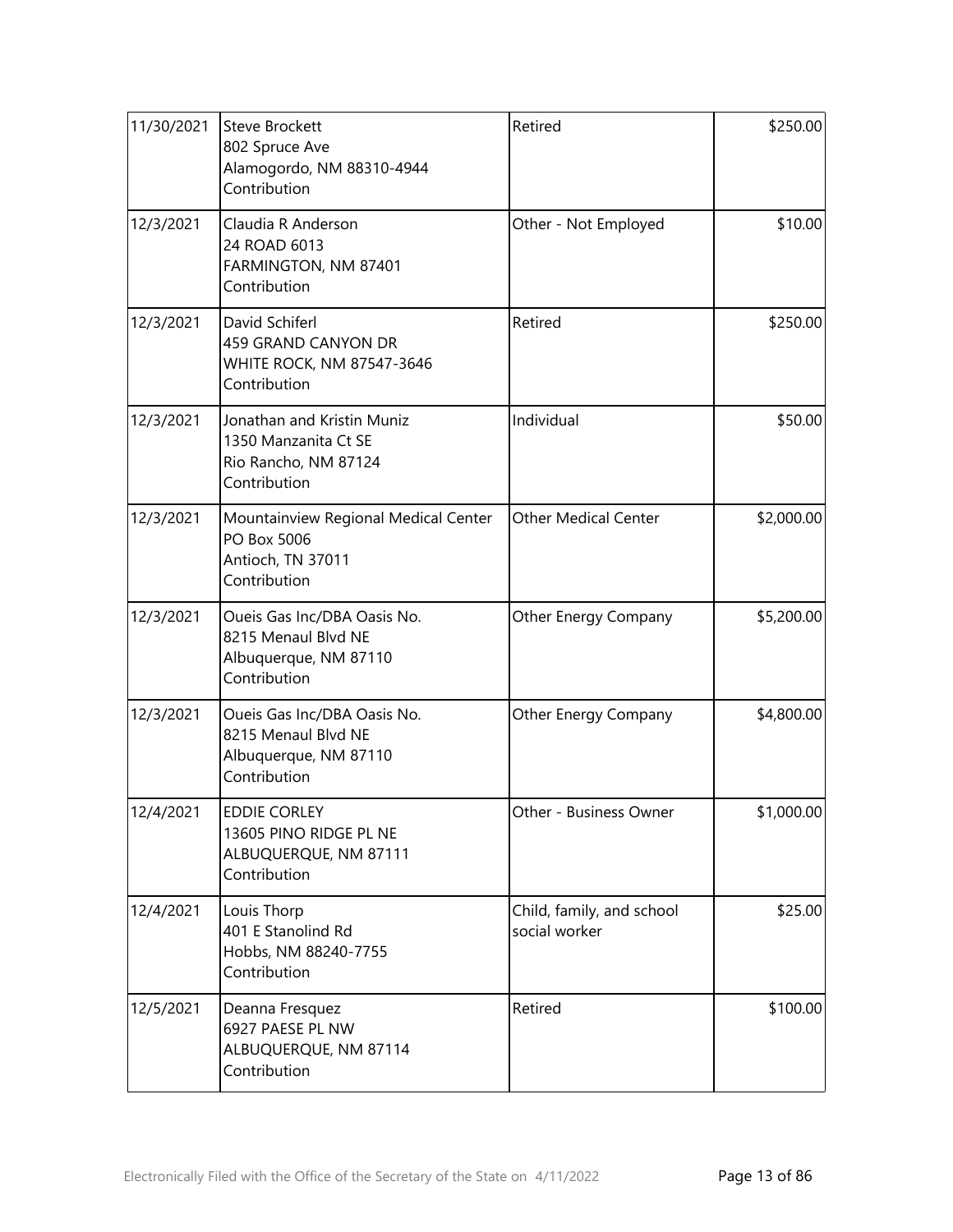| | | | |
|---|---|---|---|
| 11/30/2021 | Steve Brockett<br>802 Spruce Ave<br>Alamogordo, NM 88310-4944<br>Contribution | Retired | $250.00 |
| 12/3/2021 | Claudia R Anderson<br>24 ROAD 6013<br>FARMINGTON, NM 87401<br>Contribution | Other - Not Employed | $10.00 |
| 12/3/2021 | David Schiferl<br>459 GRAND CANYON DR<br>WHITE ROCK, NM 87547-3646<br>Contribution | Retired | $250.00 |
| 12/3/2021 | Jonathan and Kristin Muniz<br>1350 Manzanita Ct SE<br>Rio Rancho, NM 87124<br>Contribution | Individual | $50.00 |
| 12/3/2021 | Mountainview Regional Medical Center<br>PO Box 5006<br>Antioch, TN 37011<br>Contribution | Other Medical Center | $2,000.00 |
| 12/3/2021 | Oueis Gas Inc/DBA Oasis No.<br>8215 Menaul Blvd NE<br>Albuquerque, NM 87110<br>Contribution | Other Energy Company | $5,200.00 |
| 12/3/2021 | Oueis Gas Inc/DBA Oasis No.<br>8215 Menaul Blvd NE<br>Albuquerque, NM 87110<br>Contribution | Other Energy Company | $4,800.00 |
| 12/4/2021 | EDDIE CORLEY<br>13605 PINO RIDGE PL NE<br>ALBUQUERQUE, NM 87111<br>Contribution | Other - Business Owner | $1,000.00 |
| 12/4/2021 | Louis Thorp<br>401 E Stanolind Rd<br>Hobbs, NM 88240-7755<br>Contribution | Child, family, and school social worker | $25.00 |
| 12/5/2021 | Deanna Fresquez<br>6927 PAESE PL NW<br>ALBUQUERQUE, NM 87114<br>Contribution | Retired | $100.00 |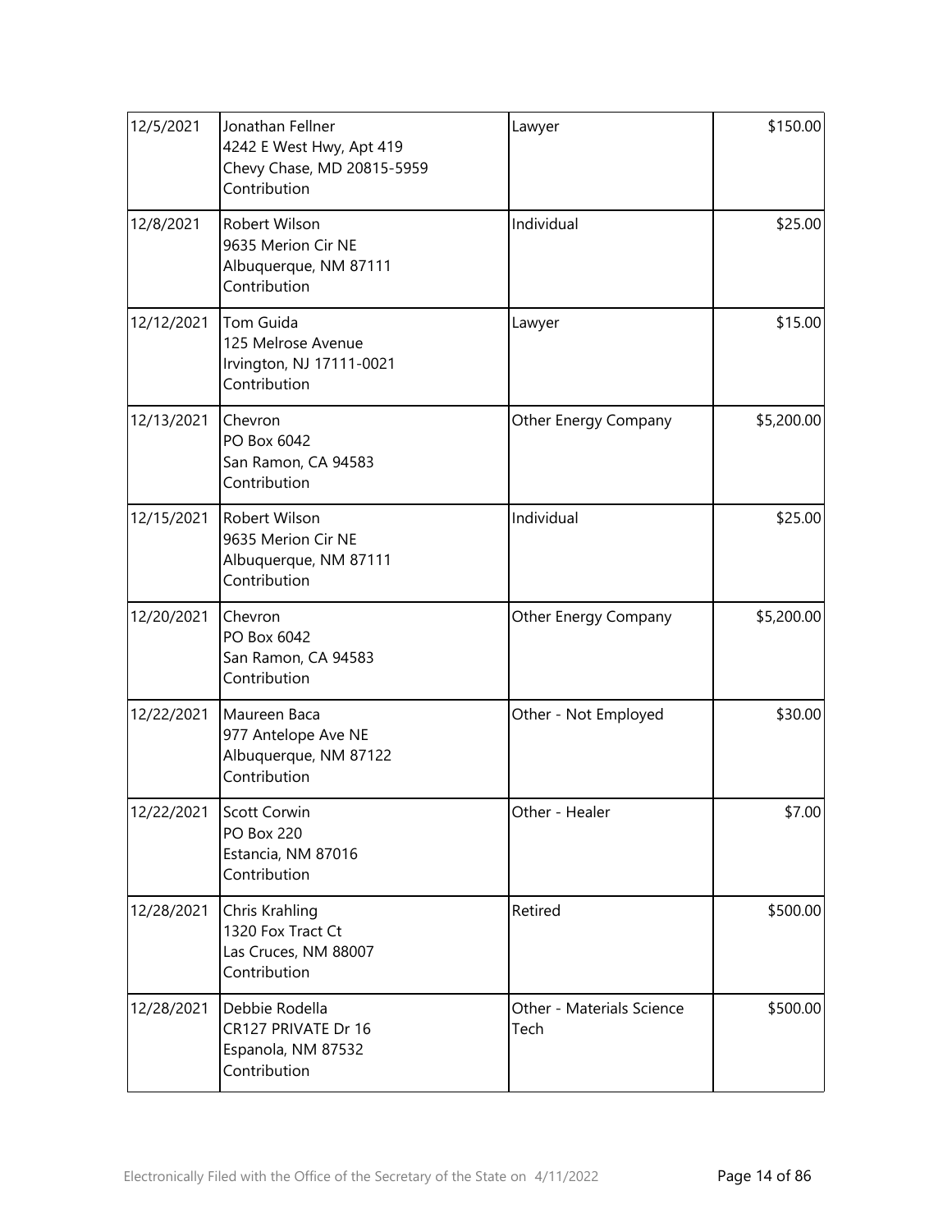| | | | |
|---|---|---|---|
| 12/5/2021 | Jonathan Fellner<br>4242 E West Hwy, Apt 419<br>Chevy Chase, MD 20815-5959<br>Contribution | Lawyer | $150.00 |
| 12/8/2021 | Robert Wilson<br>9635 Merion Cir NE<br>Albuquerque, NM 87111<br>Contribution | Individual | $25.00 |
| 12/12/2021 | Tom Guida<br>125 Melrose Avenue<br>Irvington, NJ 17111-0021<br>Contribution | Lawyer | $15.00 |
| 12/13/2021 | Chevron<br>PO Box 6042<br>San Ramon, CA 94583<br>Contribution | Other Energy Company | $5,200.00 |
| 12/15/2021 | Robert Wilson<br>9635 Merion Cir NE<br>Albuquerque, NM 87111<br>Contribution | Individual | $25.00 |
| 12/20/2021 | Chevron<br>PO Box 6042<br>San Ramon, CA 94583<br>Contribution | Other Energy Company | $5,200.00 |
| 12/22/2021 | Maureen Baca<br>977 Antelope Ave NE<br>Albuquerque, NM 87122<br>Contribution | Other - Not Employed | $30.00 |
| 12/22/2021 | Scott Corwin<br>PO Box 220<br>Estancia, NM 87016<br>Contribution | Other - Healer | $7.00 |
| 12/28/2021 | Chris Krahling<br>1320 Fox Tract Ct<br>Las Cruces, NM 88007<br>Contribution | Retired | $500.00 |
| 12/28/2021 | Debbie Rodella<br>CR127 PRIVATE Dr 16<br>Espanola, NM 87532<br>Contribution | Other - Materials Science Tech | $500.00 |

Electronically Filed with the Office of the Secretary of the State on 4/11/2022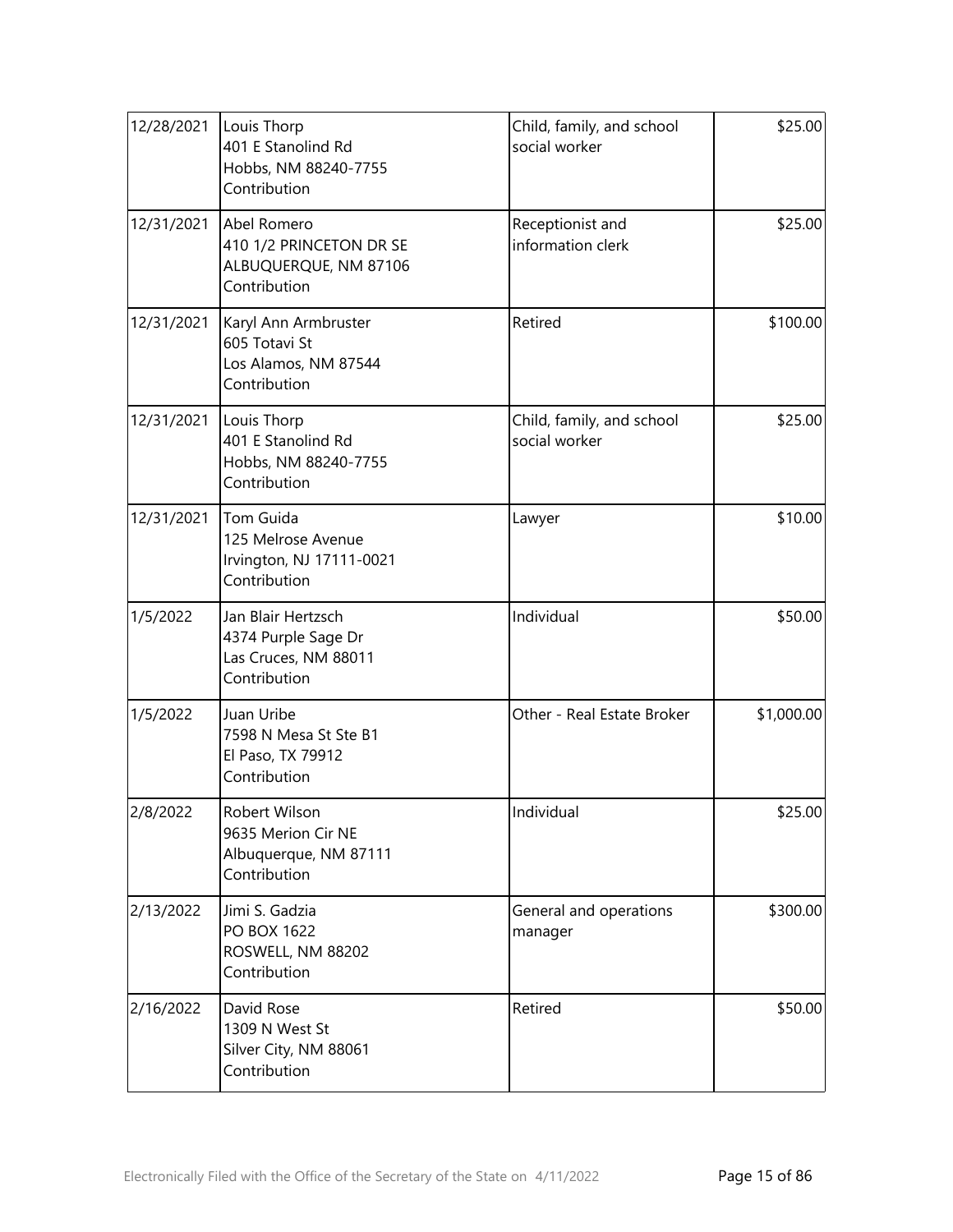| | | | |
|---|---|---|---|
| 12/28/2021 | Louis Thorp<br>401 E Stanolind Rd<br>Hobbs, NM 88240-7755<br>Contribution | Child, family, and school social worker | \$25.00 |
| 12/31/2021 | Abel Romero<br>410 1/2 PRINCETON DR SE<br>ALBUQUERQUE, NM 87106<br>Contribution | Receptionist and information clerk | \$25.00 |
| 12/31/2021 | Karyl Ann Armbruster<br>605 Totavi St<br>Los Alamos, NM 87544<br>Contribution | Retired | \$100.00 |
| 12/31/2021 | Louis Thorp<br>401 E Stanolind Rd<br>Hobbs, NM 88240-7755<br>Contribution | Child, family, and school social worker | \$25.00 |
| 12/31/2021 | Tom Guida<br>125 Melrose Avenue<br>Irvington, NJ 17111-0021<br>Contribution | Lawyer | \$10.00 |
| 1/5/2022 | Jan Blair Hertzsch<br>4374 Purple Sage Dr<br>Las Cruces, NM 88011<br>Contribution | Individual | \$50.00 |
| 1/5/2022 | Juan Uribe<br>7598 N Mesa St Ste B1<br>El Paso, TX 79912<br>Contribution | Other - Real Estate Broker | \$1,000.00 |
| 2/8/2022 | Robert Wilson<br>9635 Merion Cir NE<br>Albuquerque, NM 87111<br>Contribution | Individual | \$25.00 |
| 2/13/2022 | Jimi S. Gadzia<br>PO BOX 1622<br>ROSWELL, NM 88202<br>Contribution | General and operations manager | \$300.00 |
| 2/16/2022 | David Rose<br>1309 N West St<br>Silver City, NM 88061<br>Contribution | Retired | \$50.00 |

Electronically Filed with the Office of the Secretary of the State on 4/11/2022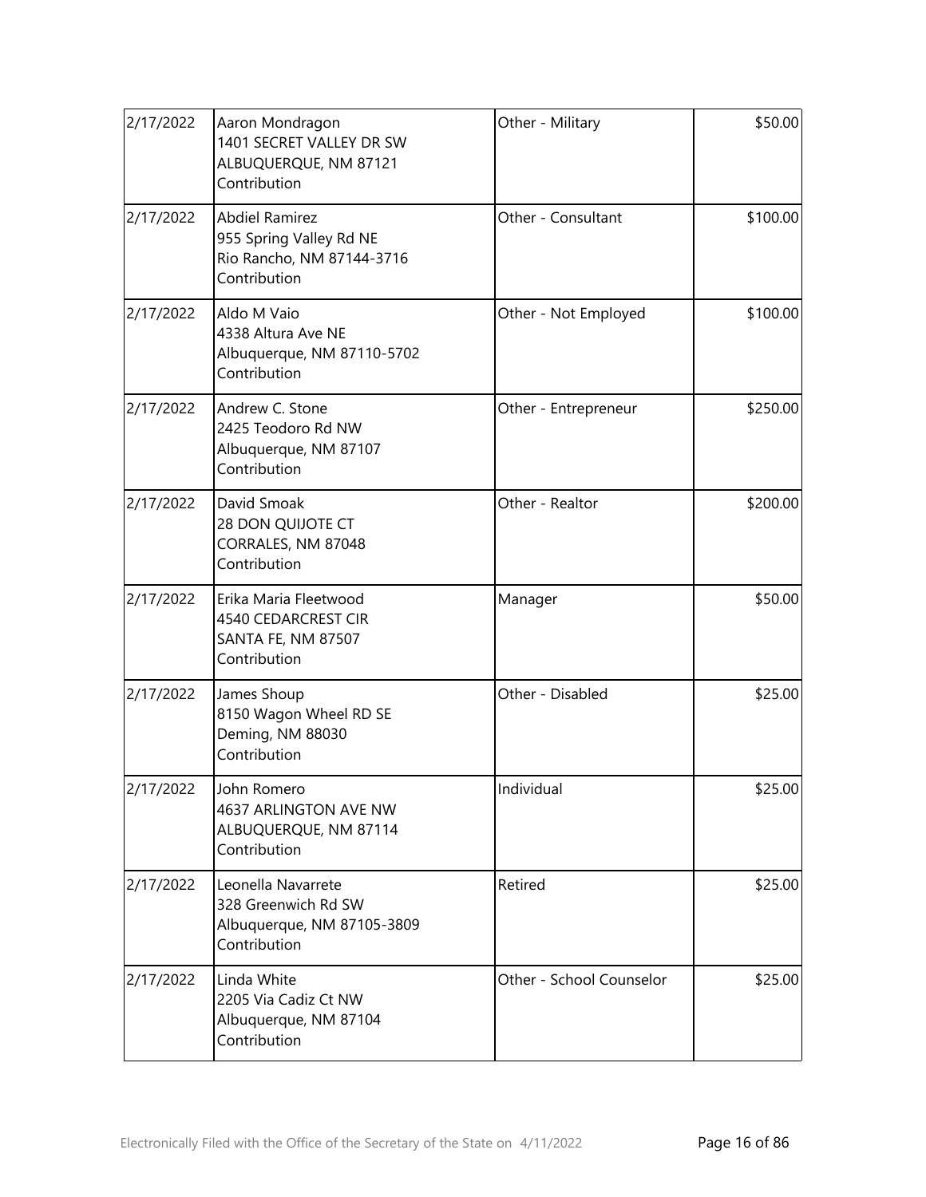| | | | |
|---|---|---|---|
| 2/17/2022 | Aaron Mondragon<br>1401 SECRET VALLEY DR SW<br>ALBUQUERQUE, NM 87121<br>Contribution | Other - Military | \$50.00 |
| 2/17/2022 | Abdiel Ramirez<br>955 Spring Valley Rd NE<br>Rio Rancho, NM 87144-3716<br>Contribution | Other - Consultant | \$100.00 |
| 2/17/2022 | Aldo M Vaio<br>4338 Altura Ave NE<br>Albuquerque, NM 87110-5702<br>Contribution | Other - Not Employed | \$100.00 |
| 2/17/2022 | Andrew C. Stone<br>2425 Teodoro Rd NW<br>Albuquerque, NM 87107<br>Contribution | Other - Entrepreneur | \$250.00 |
| 2/17/2022 | David Smoak<br>28 DON QUIJOTE CT<br>CORRALES, NM 87048<br>Contribution | Other - Realtor | \$200.00 |
| 2/17/2022 | Erika Maria Fleetwood<br>4540 CEDARCREST CIR<br>SANTA FE, NM 87507<br>Contribution | Manager | \$50.00 |
| 2/17/2022 | James Shoup<br>8150 Wagon Wheel RD SE<br>Deming, NM 88030<br>Contribution | Other - Disabled | \$25.00 |
| 2/17/2022 | John Romero<br>4637 ARLINGTON AVE NW<br>ALBUQUERQUE, NM 87114<br>Contribution | Individual | \$25.00 |
| 2/17/2022 | Leonella Navarrete<br>328 Greenwich Rd SW<br>Albuquerque, NM 87105-3809<br>Contribution | Retired | \$25.00 |
| 2/17/2022 | Linda White<br>2205 Via Cadiz Ct NW<br>Albuquerque, NM 87104<br>Contribution | Other - School Counselor | \$25.00 |

Electronically Filed with the Office of the Secretary of the State on 4/11/2022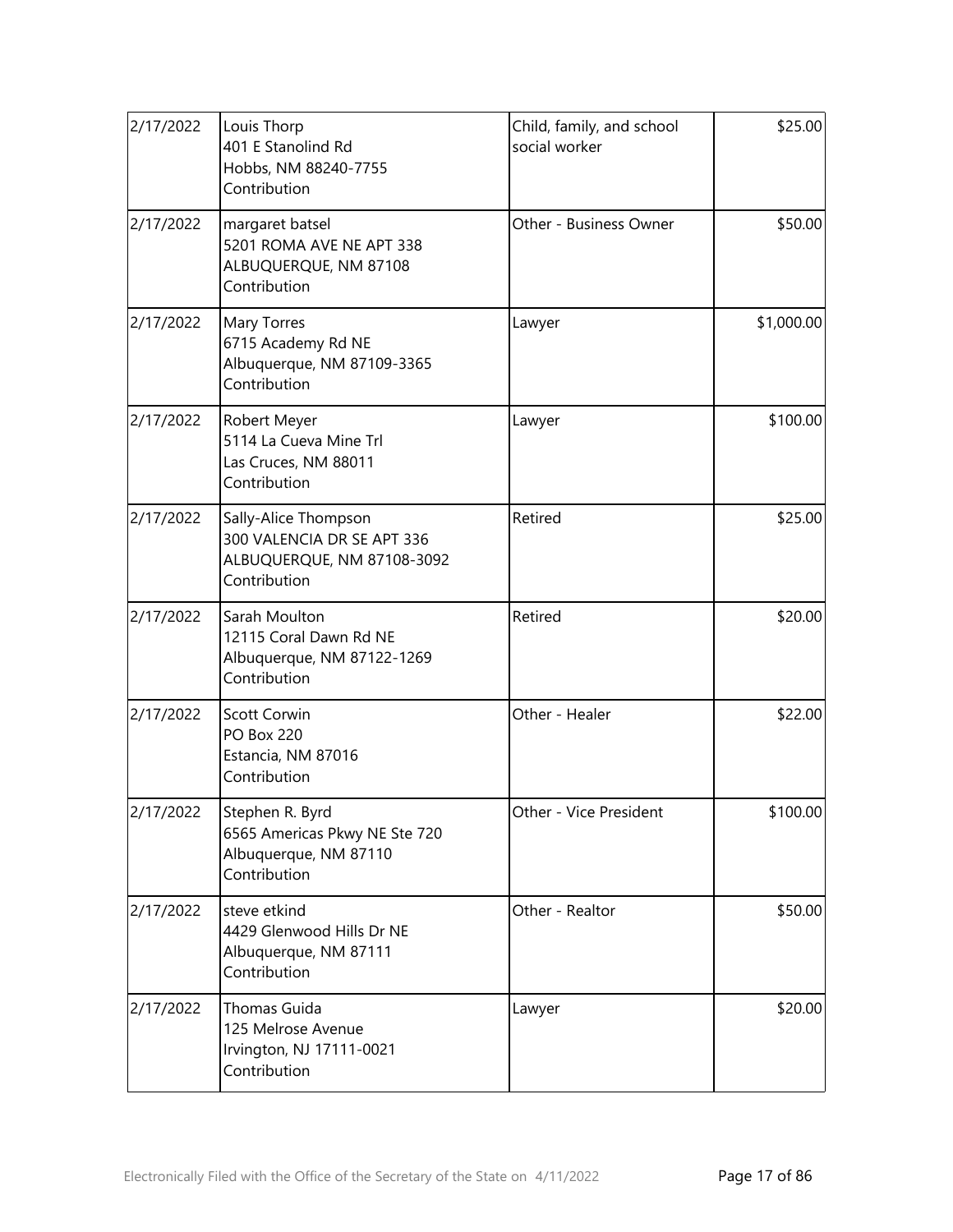| | | | |
|---|---|---|---|
| 2/17/2022 | Louis Thorp<br>401 E Stanolind Rd<br>Hobbs, NM 88240-7755<br>Contribution | Child, family, and school social worker | $25.00 |
| 2/17/2022 | margaret batsel<br>5201 ROMA AVE NE APT 338<br>ALBUQUERQUE, NM 87108<br>Contribution | Other - Business Owner | $50.00 |
| 2/17/2022 | Mary Torres<br>6715 Academy Rd NE<br>Albuquerque, NM 87109-3365<br>Contribution | Lawyer | $1,000.00 |
| 2/17/2022 | Robert Meyer<br>5114 La Cueva Mine Trl<br>Las Cruces, NM 88011<br>Contribution | Lawyer | $100.00 |
| 2/17/2022 | Sally-Alice Thompson<br>300 VALENCIA DR SE APT 336<br>ALBUQUERQUE, NM 87108-3092<br>Contribution | Retired | $25.00 |
| 2/17/2022 | Sarah Moulton<br>12115 Coral Dawn Rd NE<br>Albuquerque, NM 87122-1269<br>Contribution | Retired | $20.00 |
| 2/17/2022 | Scott Corwin<br>PO Box 220<br>Estancia, NM 87016<br>Contribution | Other - Healer | $22.00 |
| 2/17/2022 | Stephen R. Byrd<br>6565 Americas Pkwy NE Ste 720<br>Albuquerque, NM 87110<br>Contribution | Other - Vice President | $100.00 |
| 2/17/2022 | steve etkind<br>4429 Glenwood Hills Dr NE<br>Albuquerque, NM 87111<br>Contribution | Other - Realtor | $50.00 |
| 2/17/2022 | Thomas Guida<br>125 Melrose Avenue<br>Irvington, NJ 17111-0021<br>Contribution | Lawyer | $20.00 |

Electronically Filed with the Office of the Secretary of the State on 4/11/2022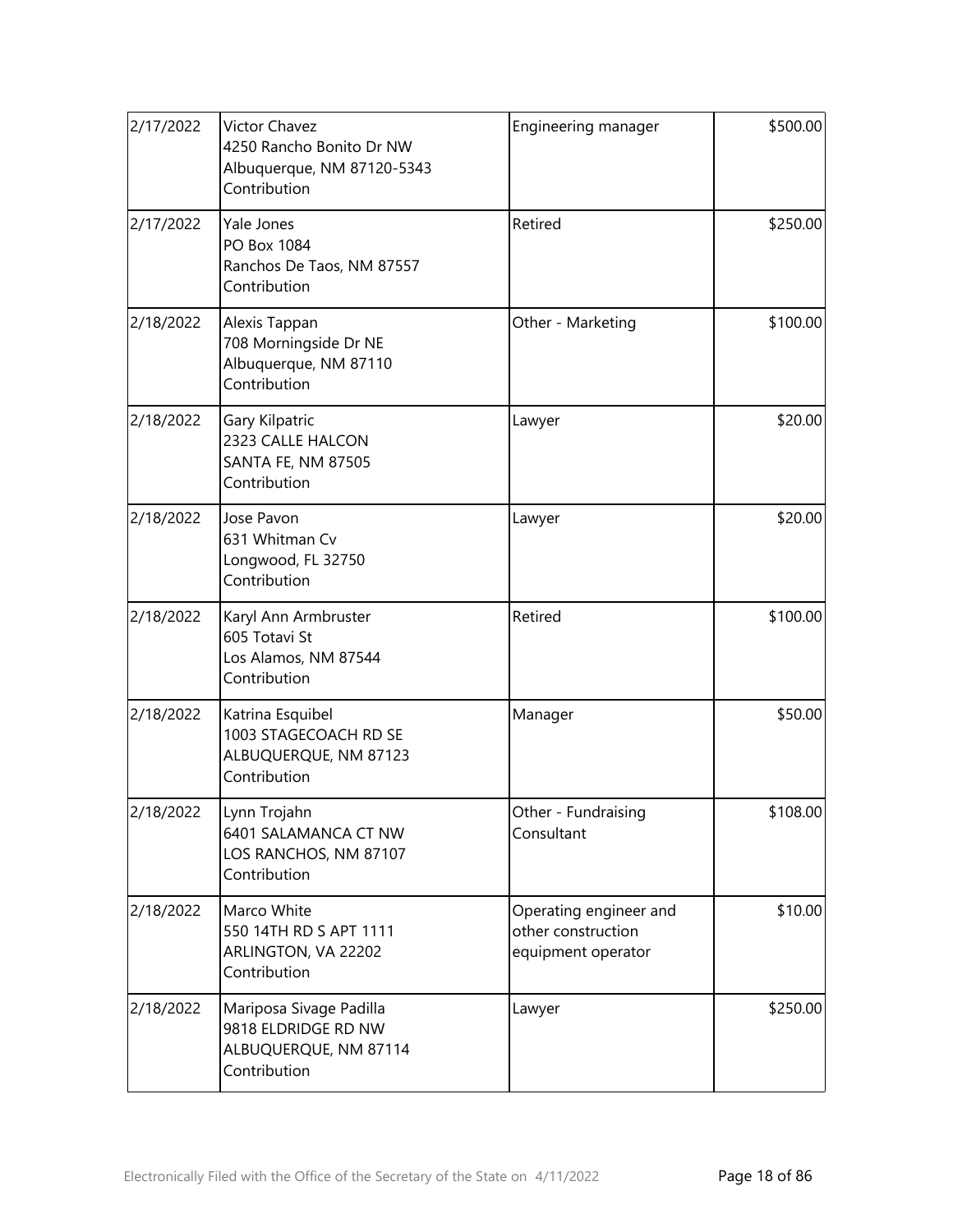| | | | |
|---|---|---|---|
| 2/17/2022 | Victor Chavez<br>4250 Rancho Bonito Dr NW<br>Albuquerque, NM 87120-5343<br>Contribution | Engineering manager | \$500.00 |
| 2/17/2022 | Yale Jones<br>PO Box 1084<br>Ranchos De Taos, NM 87557<br>Contribution | Retired | \$250.00 |
| 2/18/2022 | Alexis Tappan<br>708 Morningside Dr NE<br>Albuquerque, NM 87110<br>Contribution | Other - Marketing | \$100.00 |
| 2/18/2022 | Gary Kilpatric<br>2323 CALLE HALCON<br>SANTA FE, NM 87505<br>Contribution | Lawyer | \$20.00 |
| 2/18/2022 | Jose Pavon<br>631 Whitman Cv<br>Longwood, FL 32750<br>Contribution | Lawyer | \$20.00 |
| 2/18/2022 | Karyl Ann Armbruster<br>605 Totavi St<br>Los Alamos, NM 87544<br>Contribution | Retired | \$100.00 |
| 2/18/2022 | Katrina Esquibel<br>1003 STAGECOACH RD SE<br>ALBUQUERQUE, NM 87123<br>Contribution | Manager | \$50.00 |
| 2/18/2022 | Lynn Trojahn<br>6401 SALAMANCA CT NW<br>LOS RANCHOS, NM 87107<br>Contribution | Other - Fundraising Consultant | \$108.00 |
| 2/18/2022 | Marco White<br>550 14TH RD S APT 1111<br>ARLINGTON, VA 22202<br>Contribution | Operating engineer and other construction equipment operator | \$10.00 |
| 2/18/2022 | Mariposa Sivage Padilla<br>9818 ELDRIDGE RD NW<br>ALBUQUERQUE, NM 87114<br>Contribution | Lawyer | \$250.00 |

Electronically Filed with the Office of the Secretary of the State on 4/11/2022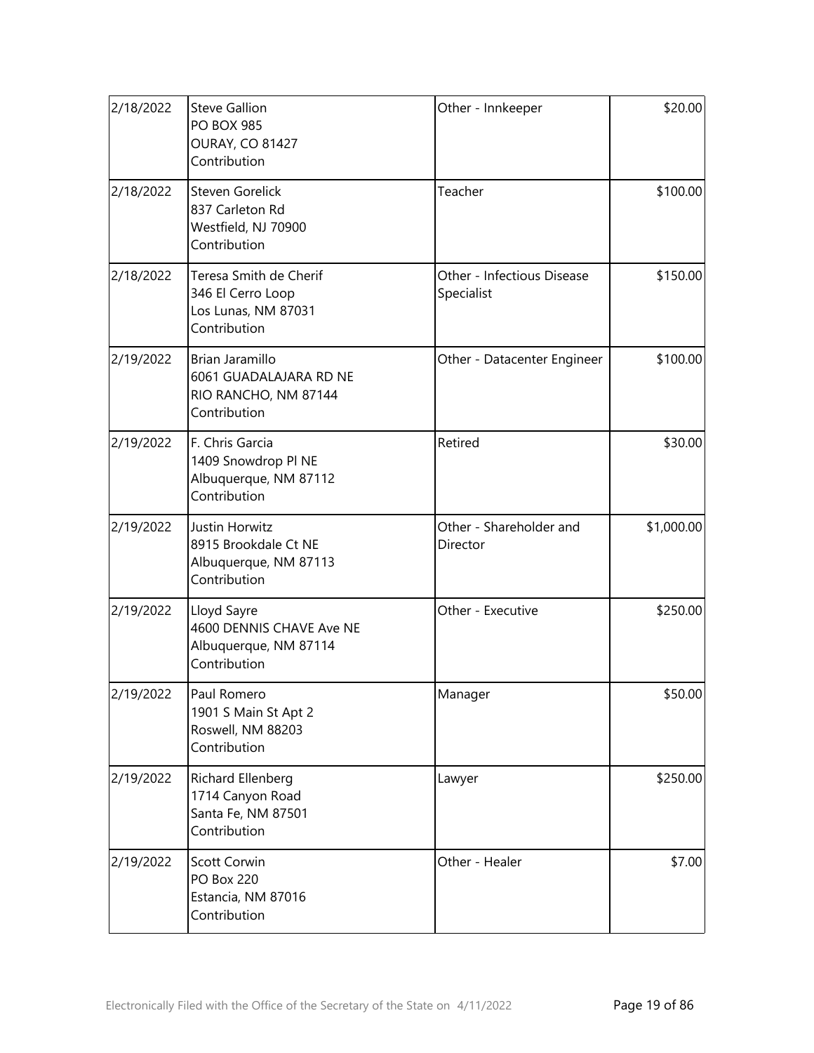| | | | |
|---|---|---|---|
| 2/18/2022 | Steve Gallion<br>PO BOX 985<br>OURAY, CO 81427<br>Contribution | Other - Innkeeper | $20.00 |
| 2/18/2022 | Steven Gorelick<br>837 Carleton Rd<br>Westfield, NJ 70900<br>Contribution | Teacher | $100.00 |
| 2/18/2022 | Teresa Smith de Cherif<br>346 El Cerro Loop<br>Los Lunas, NM 87031<br>Contribution | Other - Infectious Disease Specialist | $150.00 |
| 2/19/2022 | Brian Jaramillo<br>6061 GUADALAJARA RD NE<br>RIO RANCHO, NM 87144<br>Contribution | Other - Datacenter Engineer | $100.00 |
| 2/19/2022 | F. Chris Garcia<br>1409 Snowdrop Pl NE<br>Albuquerque, NM 87112<br>Contribution | Retired | $30.00 |
| 2/19/2022 | Justin Horwitz<br>8915 Brookdale Ct NE<br>Albuquerque, NM 87113<br>Contribution | Other - Shareholder and Director | $1,000.00 |
| 2/19/2022 | Lloyd Sayre<br>4600 DENNIS CHAVE Ave NE<br>Albuquerque, NM 87114<br>Contribution | Other - Executive | $250.00 |
| 2/19/2022 | Paul Romero<br>1901 S Main St Apt 2<br>Roswell, NM 88203<br>Contribution | Manager | $50.00 |
| 2/19/2022 | Richard Ellenberg<br>1714 Canyon Road<br>Santa Fe, NM 87501<br>Contribution | Lawyer | $250.00 |
| 2/19/2022 | Scott Corwin<br>PO Box 220<br>Estancia, NM 87016<br>Contribution | Other - Healer | $7.00 |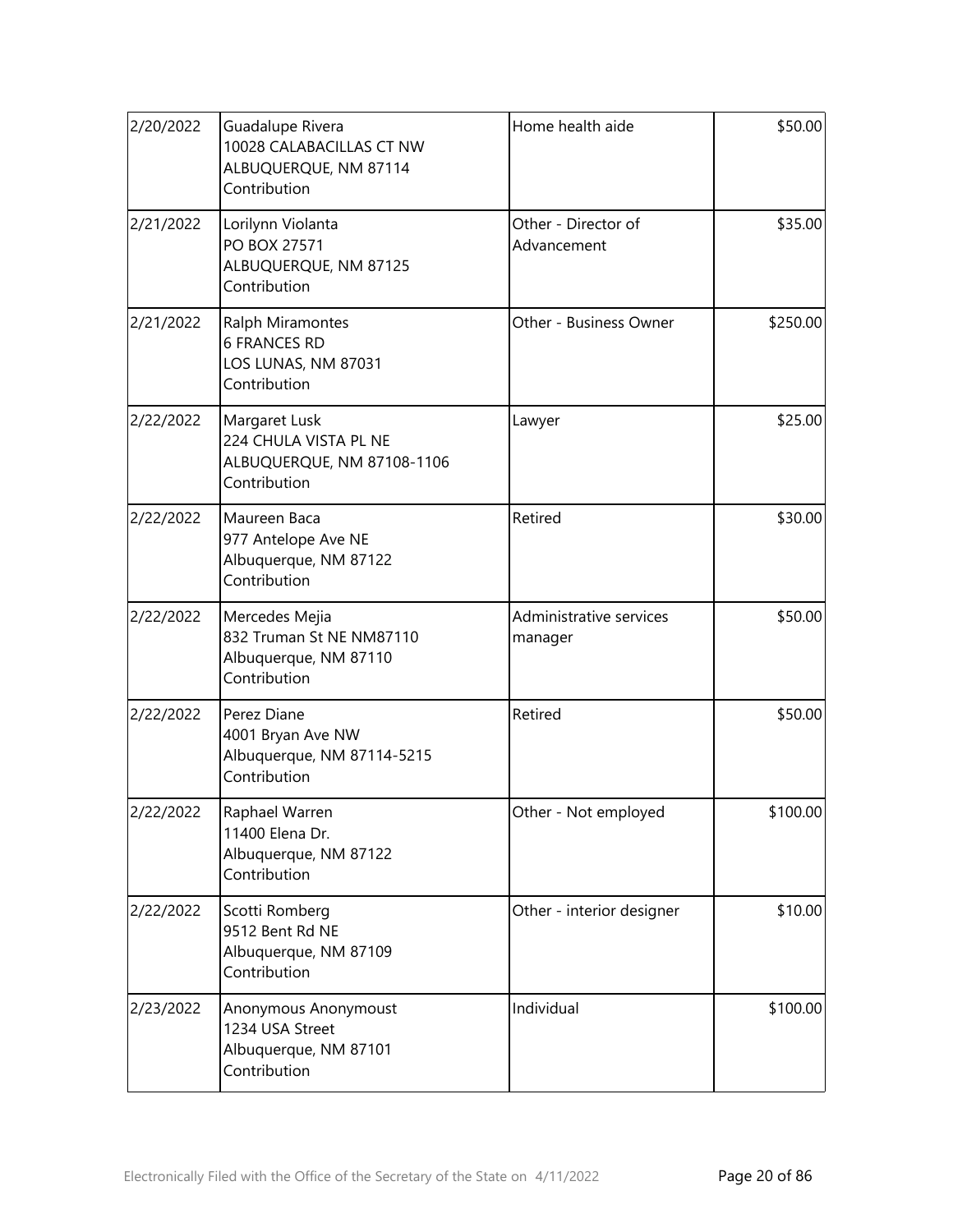| | | | |
|---|---|---|---|
| 2/20/2022 | Guadalupe Rivera<br>10028 CALABACILLAS CT NW<br>ALBUQUERQUE, NM 87114<br>Contribution | Home health aide | $50.00 |
| 2/21/2022 | Lorilynn Violanta<br>PO BOX 27571<br>ALBUQUERQUE, NM 87125<br>Contribution | Other - Director of Advancement | $35.00 |
| 2/21/2022 | Ralph Miramontes<br>6 FRANCES RD<br>LOS LUNAS, NM 87031<br>Contribution | Other - Business Owner | $250.00 |
| 2/22/2022 | Margaret Lusk<br>224 CHULA VISTA PL NE<br>ALBUQUERQUE, NM 87108-1106<br>Contribution | Lawyer | $25.00 |
| 2/22/2022 | Maureen Baca<br>977 Antelope Ave NE<br>Albuquerque, NM 87122<br>Contribution | Retired | $30.00 |
| 2/22/2022 | Mercedes Mejia<br>832 Truman St NE NM87110<br>Albuquerque, NM 87110<br>Contribution | Administrative services manager | $50.00 |
| 2/22/2022 | Perez Diane<br>4001 Bryan Ave NW<br>Albuquerque, NM 87114-5215<br>Contribution | Retired | $50.00 |
| 2/22/2022 | Raphael Warren<br>11400 Elena Dr.<br>Albuquerque, NM 87122<br>Contribution | Other - Not employed | $100.00 |
| 2/22/2022 | Scotti Romberg<br>9512 Bent Rd NE<br>Albuquerque, NM 87109<br>Contribution | Other - interior designer | $10.00 |
| 2/23/2022 | Anonymous Anonymoust<br>1234 USA Street<br>Albuquerque, NM 87101<br>Contribution | Individual | $100.00 |

Electronically Filed with the Office of the Secretary of the State on 4/11/2022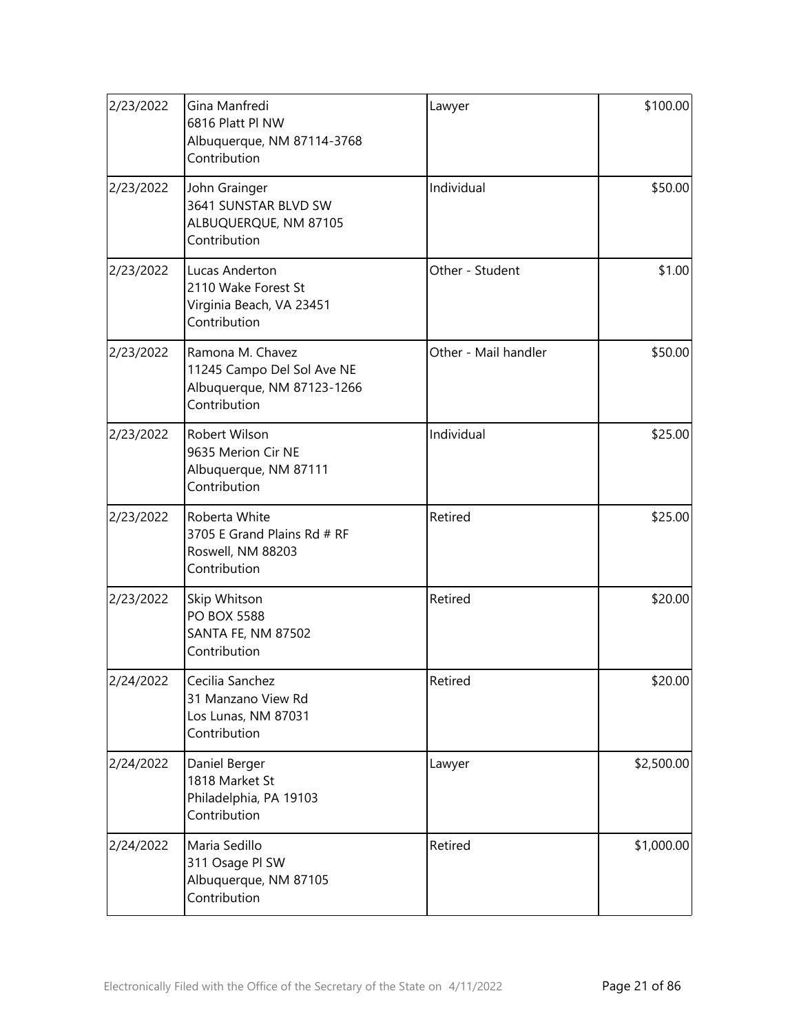| | | | |
|---|---|---|---|
| 2/23/2022 | Gina Manfredi<br>6816 Platt Pl NW<br>Albuquerque, NM 87114-3768<br>Contribution | Lawyer | \$100.00 |
| 2/23/2022 | John Grainger<br>3641 SUNSTAR BLVD SW<br>ALBUQUERQUE, NM 87105<br>Contribution | Individual | \$50.00 |
| 2/23/2022 | Lucas Anderton<br>2110 Wake Forest St<br>Virginia Beach, VA 23451<br>Contribution | Other - Student | \$1.00 |
| 2/23/2022 | Ramona M. Chavez<br>11245 Campo Del Sol Ave NE<br>Albuquerque, NM 87123-1266<br>Contribution | Other - Mail handler | \$50.00 |
| 2/23/2022 | Robert Wilson<br>9635 Merion Cir NE<br>Albuquerque, NM 87111<br>Contribution | Individual | \$25.00 |
| 2/23/2022 | Roberta White<br>3705 E Grand Plains Rd # RF<br>Roswell, NM 88203<br>Contribution | Retired | \$25.00 |
| 2/23/2022 | Skip Whitson<br>PO BOX 5588<br>SANTA FE, NM 87502<br>Contribution | Retired | \$20.00 |
| 2/24/2022 | Cecilia Sanchez<br>31 Manzano View Rd<br>Los Lunas, NM 87031<br>Contribution | Retired | \$20.00 |
| 2/24/2022 | Daniel Berger<br>1818 Market St<br>Philadelphia, PA 19103<br>Contribution | Lawyer | \$2,500.00 |
| 2/24/2022 | Maria Sedillo<br>311 Osage Pl SW<br>Albuquerque, NM 87105<br>Contribution | Retired | \$1,000.00 |

Electronically Filed with the Office of the Secretary of the State on 4/11/2022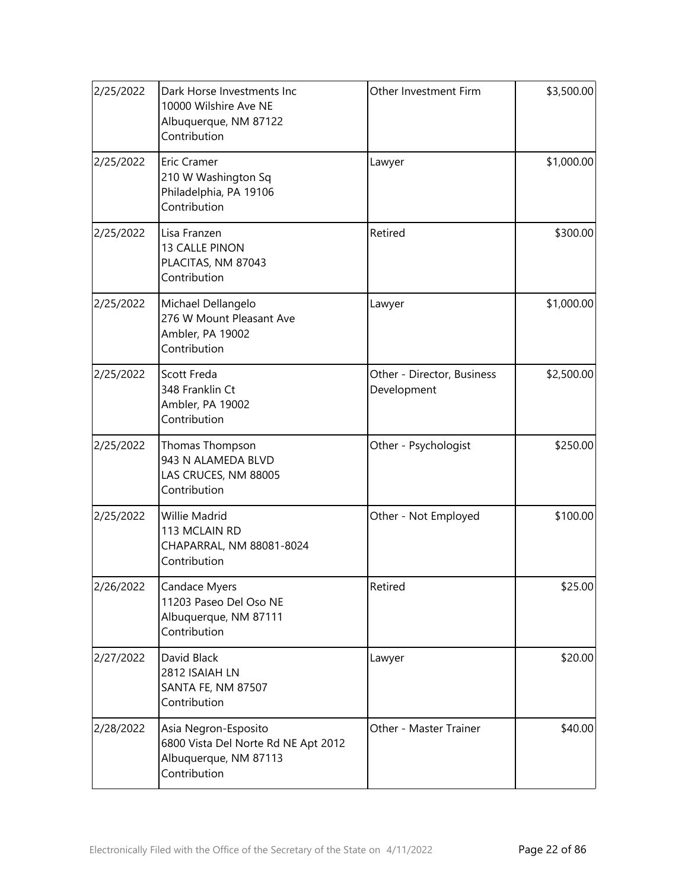| | | | |
|---|---|---|---|
| 2/25/2022 | Dark Horse Investments Inc<br>10000 Wilshire Ave NE<br>Albuquerque, NM 87122<br>Contribution | Other Investment Firm | $3,500.00 |
| 2/25/2022 | Eric Cramer<br>210 W Washington Sq<br>Philadelphia, PA 19106<br>Contribution | Lawyer | $1,000.00 |
| 2/25/2022 | Lisa Franzen<br>13 CALLE PINON<br>PLACITAS, NM 87043<br>Contribution | Retired | $300.00 |
| 2/25/2022 | Michael Dellangelo<br>276 W Mount Pleasant Ave<br>Ambler, PA 19002<br>Contribution | Lawyer | $1,000.00 |
| 2/25/2022 | Scott Freda<br>348 Franklin Ct<br>Ambler, PA 19002<br>Contribution | Other - Director, Business Development | $2,500.00 |
| 2/25/2022 | Thomas Thompson<br>943 N ALAMEDA BLVD<br>LAS CRUCES, NM 88005<br>Contribution | Other - Psychologist | $250.00 |
| 2/25/2022 | Willie Madrid<br>113 MCLAIN RD<br>CHAPARRAL, NM 88081-8024<br>Contribution | Other - Not Employed | $100.00 |
| 2/26/2022 | Candace Myers<br>11203 Paseo Del Oso NE<br>Albuquerque, NM 87111<br>Contribution | Retired | $25.00 |
| 2/27/2022 | David Black<br>2812 ISAIAH LN<br>SANTA FE, NM 87507<br>Contribution | Lawyer | $20.00 |
| 2/28/2022 | Asia Negron-Esposito<br>6800 Vista Del Norte Rd NE Apt 2012<br>Albuquerque, NM 87113<br>Contribution | Other - Master Trainer | $40.00 |

Electronically Filed with the Office of the Secretary of the State on 4/11/2022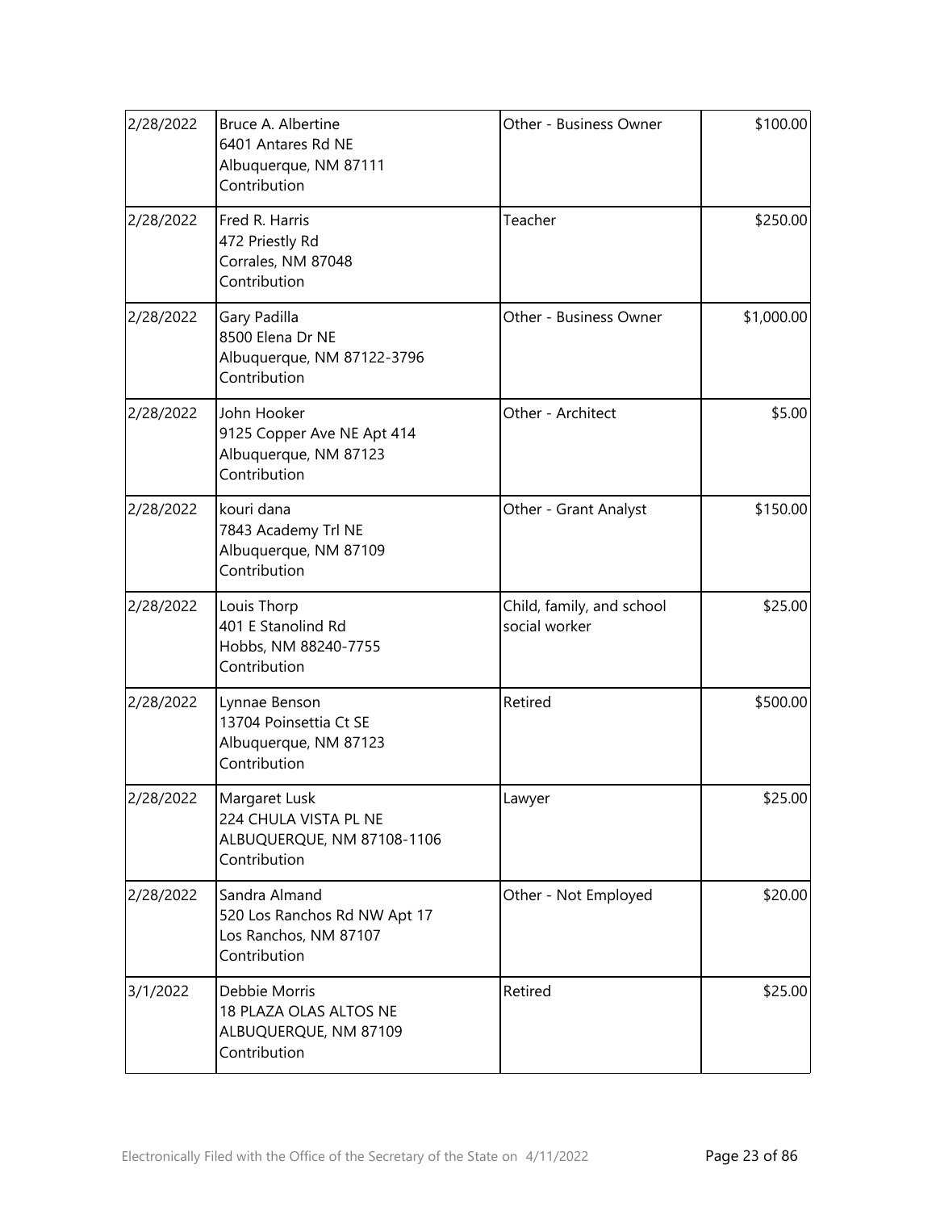| | | | |
|---|---|---|---|
| 2/28/2022 | Bruce A. Albertine<br>6401 Antares Rd NE<br>Albuquerque, NM 87111<br>Contribution | Other - Business Owner | $100.00 |
| 2/28/2022 | Fred R. Harris<br>472 Priestly Rd<br>Corrales, NM 87048<br>Contribution | Teacher | $250.00 |
| 2/28/2022 | Gary Padilla<br>8500 Elena Dr NE<br>Albuquerque, NM 87122-3796<br>Contribution | Other - Business Owner | $1,000.00 |
| 2/28/2022 | John Hooker<br>9125 Copper Ave NE Apt 414<br>Albuquerque, NM 87123<br>Contribution | Other - Architect | $5.00 |
| 2/28/2022 | kouri dana<br>7843 Academy Trl NE<br>Albuquerque, NM 87109<br>Contribution | Other - Grant Analyst | $150.00 |
| 2/28/2022 | Louis Thorp<br>401 E Stanolind Rd<br>Hobbs, NM 88240-7755<br>Contribution | Child, family, and school social worker | $25.00 |
| 2/28/2022 | Lynnae Benson<br>13704 Poinsettia Ct SE<br>Albuquerque, NM 87123<br>Contribution | Retired | $500.00 |
| 2/28/2022 | Margaret Lusk<br>224 CHULA VISTA PL NE<br>ALBUQUERQUE, NM 87108-1106<br>Contribution | Lawyer | $25.00 |
| 2/28/2022 | Sandra Almand<br>520 Los Ranchos Rd NW Apt 17<br>Los Ranchos, NM 87107<br>Contribution | Other - Not Employed | $20.00 |
| 3/1/2022 | Debbie Morris<br>18 PLAZA OLAS ALTOS NE<br>ALBUQUERQUE, NM 87109<br>Contribution | Retired | $25.00 |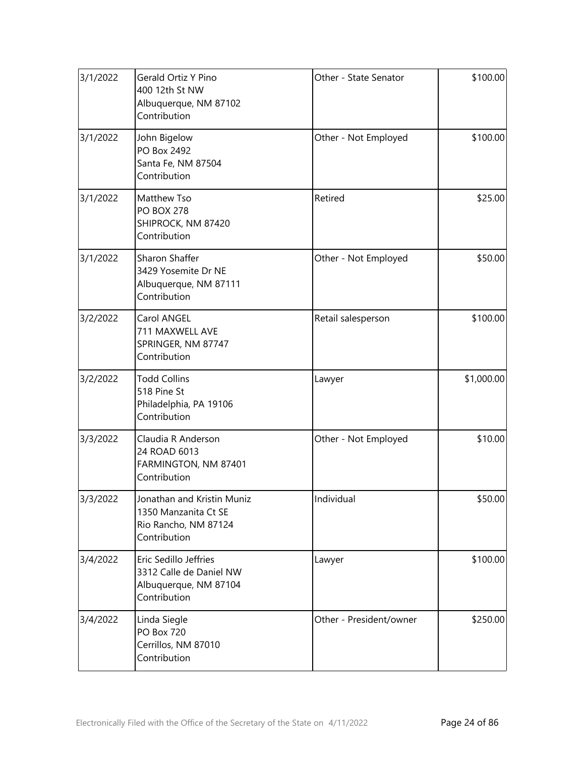| | | | |
|---|---|---|---|
| 3/1/2022 | Gerald Ortiz Y Pino<br>400 12th St NW<br>Albuquerque, NM 87102<br>Contribution | Other - State Senator | $100.00 |
| 3/1/2022 | John Bigelow<br>PO Box 2492<br>Santa Fe, NM 87504<br>Contribution | Other - Not Employed | $100.00 |
| 3/1/2022 | Matthew Tso<br>PO BOX 278<br>SHIPROCK, NM 87420<br>Contribution | Retired | $25.00 |
| 3/1/2022 | Sharon Shaffer<br>3429 Yosemite Dr NE<br>Albuquerque, NM 87111<br>Contribution | Other - Not Employed | $50.00 |
| 3/2/2022 | Carol ANGEL<br>711 MAXWELL AVE<br>SPRINGER, NM 87747<br>Contribution | Retail salesperson | $100.00 |
| 3/2/2022 | Todd Collins<br>518 Pine St<br>Philadelphia, PA 19106<br>Contribution | Lawyer | $1,000.00 |
| 3/3/2022 | Claudia R Anderson<br>24 ROAD 6013<br>FARMINGTON, NM 87401<br>Contribution | Other - Not Employed | $10.00 |
| 3/3/2022 | Jonathan and Kristin Muniz<br>1350 Manzanita Ct SE<br>Rio Rancho, NM 87124<br>Contribution | Individual | $50.00 |
| 3/4/2022 | Eric Sedillo Jeffries<br>3312 Calle de Daniel NW<br>Albuquerque, NM 87104<br>Contribution | Lawyer | $100.00 |
| 3/4/2022 | Linda Siegle<br>PO Box 720<br>Cerrillos, NM 87010<br>Contribution | Other - President/owner | $250.00 |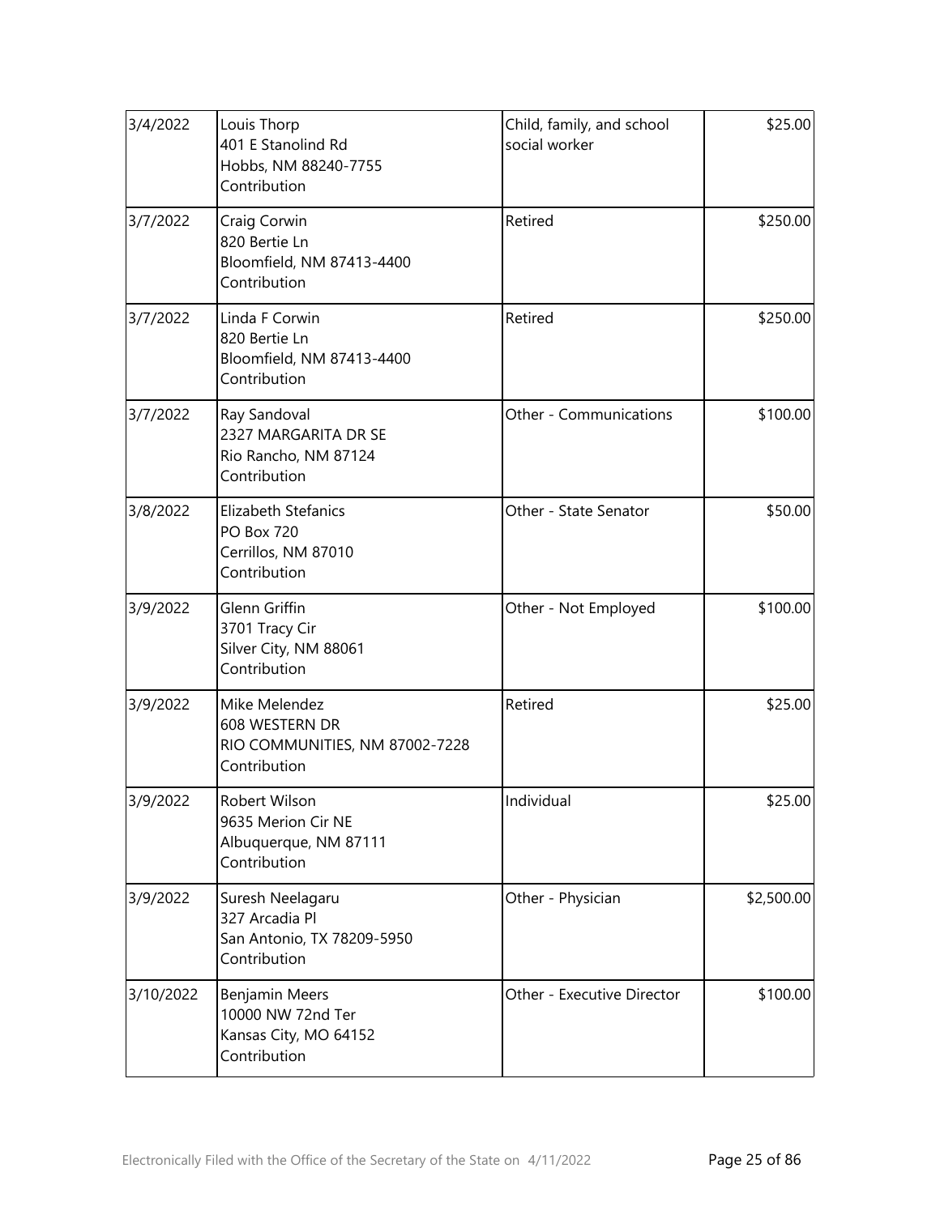| | | | |
|---|---|---|---|
| 3/4/2022 | Louis Thorp<br>401 E Stanolind Rd<br>Hobbs, NM 88240-7755<br>Contribution | Child, family, and school social worker | $25.00 |
| 3/7/2022 | Craig Corwin<br>820 Bertie Ln<br>Bloomfield, NM 87413-4400<br>Contribution | Retired | $250.00 |
| 3/7/2022 | Linda F Corwin<br>820 Bertie Ln<br>Bloomfield, NM 87413-4400<br>Contribution | Retired | $250.00 |
| 3/7/2022 | Ray Sandoval<br>2327 MARGARITA DR SE<br>Rio Rancho, NM 87124<br>Contribution | Other - Communications | $100.00 |
| 3/8/2022 | Elizabeth Stefanics<br>PO Box 720<br>Cerrillos, NM 87010<br>Contribution | Other - State Senator | $50.00 |
| 3/9/2022 | Glenn Griffin<br>3701 Tracy Cir<br>Silver City, NM 88061<br>Contribution | Other - Not Employed | $100.00 |
| 3/9/2022 | Mike Melendez<br>608 WESTERN DR<br>RIO COMMUNITIES, NM 87002-7228<br>Contribution | Retired | $25.00 |
| 3/9/2022 | Robert Wilson<br>9635 Merion Cir NE<br>Albuquerque, NM 87111<br>Contribution | Individual | $25.00 |
| 3/9/2022 | Suresh Neelagaru<br>327 Arcadia Pl<br>San Antonio, TX 78209-5950<br>Contribution | Other - Physician | $2,500.00 |
| 3/10/2022 | Benjamin Meers<br>10000 NW 72nd Ter<br>Kansas City, MO 64152<br>Contribution | Other - Executive Director | $100.00 |

Electronically Filed with the Office of the Secretary of the State on 4/11/2022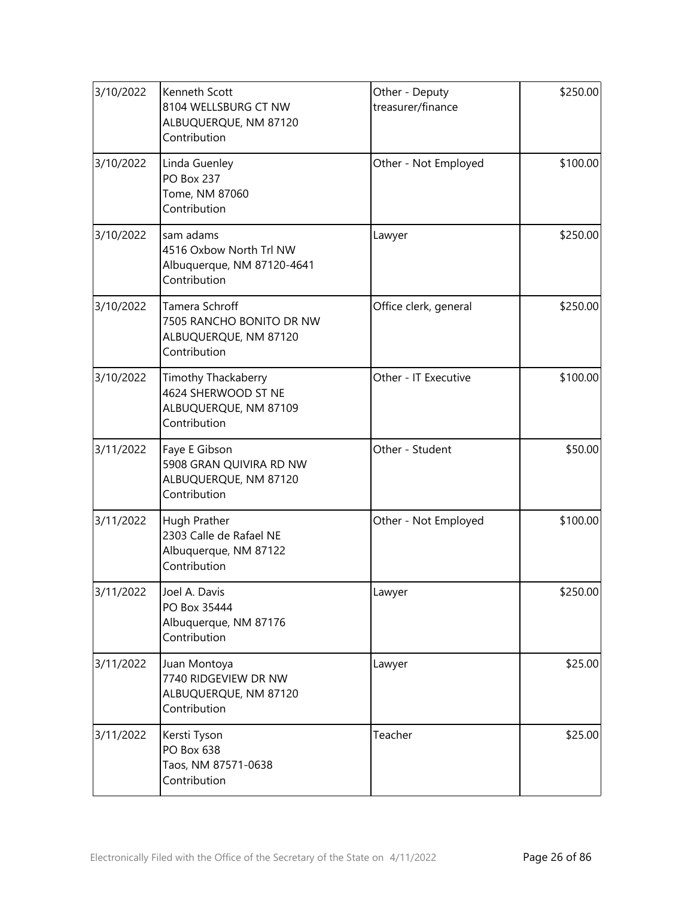| | | | |
|---|---|---|---|
| 3/10/2022 | Kenneth Scott<br>8104 WELLSBURG CT NW<br>ALBUQUERQUE, NM 87120<br>Contribution | Other - Deputy treasurer/finance | $250.00 |
| 3/10/2022 | Linda Guenley<br>PO Box 237<br>Tome, NM 87060<br>Contribution | Other - Not Employed | $100.00 |
| 3/10/2022 | sam adams<br>4516 Oxbow North Trl NW<br>Albuquerque, NM 87120-4641<br>Contribution | Lawyer | $250.00 |
| 3/10/2022 | Tamera Schroff<br>7505 RANCHO BONITO DR NW<br>ALBUQUERQUE, NM 87120<br>Contribution | Office clerk, general | $250.00 |
| 3/10/2022 | Timothy Thackaberry<br>4624 SHERWOOD ST NE<br>ALBUQUERQUE, NM 87109<br>Contribution | Other - IT Executive | $100.00 |
| 3/11/2022 | Faye E Gibson<br>5908 GRAN QUIVIRA RD NW<br>ALBUQUERQUE, NM 87120<br>Contribution | Other - Student | $50.00 |
| 3/11/2022 | Hugh Prather<br>2303 Calle de Rafael NE<br>Albuquerque, NM 87122<br>Contribution | Other - Not Employed | $100.00 |
| 3/11/2022 | Joel A. Davis<br>PO Box 35444<br>Albuquerque, NM 87176<br>Contribution | Lawyer | $250.00 |
| 3/11/2022 | Juan Montoya<br>7740 RIDGEVIEW DR NW<br>ALBUQUERQUE, NM 87120<br>Contribution | Lawyer | $25.00 |
| 3/11/2022 | Kersti Tyson<br>PO Box 638<br>Taos, NM 87571-0638<br>Contribution | Teacher | $25.00 |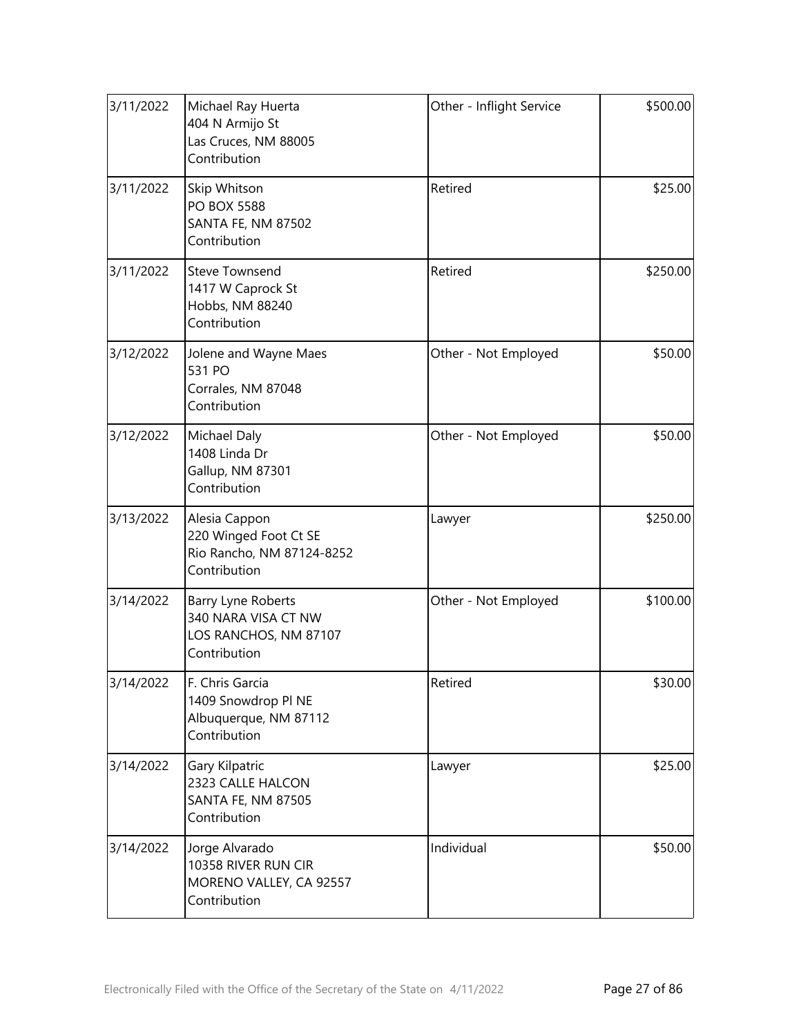| | | | |
|---|---|---|---|
| 3/11/2022 | Michael Ray Huerta<br>404 N Armijo St<br>Las Cruces, NM 88005<br>Contribution | Other - Inflight Service | \$500.00 |
| 3/11/2022 | Skip Whitson<br>PO BOX 5588<br>SANTA FE, NM 87502<br>Contribution | Retired | \$25.00 |
| 3/11/2022 | Steve Townsend<br>1417 W Caprock St<br>Hobbs, NM 88240<br>Contribution | Retired | \$250.00 |
| 3/12/2022 | Jolene and Wayne Maes<br>531 PO<br>Corrales, NM 87048<br>Contribution | Other - Not Employed | \$50.00 |
| 3/12/2022 | Michael Daly<br>1408 Linda Dr<br>Gallup, NM 87301<br>Contribution | Other - Not Employed | \$50.00 |
| 3/13/2022 | Alesia Cappon<br>220 Winged Foot Ct SE<br>Rio Rancho, NM 87124-8252<br>Contribution | Lawyer | \$250.00 |
| 3/14/2022 | Barry Lyne Roberts<br>340 NARA VISA CT NW<br>LOS RANCHOS, NM 87107<br>Contribution | Other - Not Employed | \$100.00 |
| 3/14/2022 | F. Chris Garcia<br>1409 Snowdrop Pl NE<br>Albuquerque, NM 87112<br>Contribution | Retired | \$30.00 |
| 3/14/2022 | Gary Kilpatric<br>2323 CALLE HALCON<br>SANTA FE, NM 87505<br>Contribution | Lawyer | \$25.00 |
| 3/14/2022 | Jorge Alvarado<br>10358 RIVER RUN CIR<br>MORENO VALLEY, CA 92557<br>Contribution | Individual | \$50.00 |

Electronically Filed with the Office of the Secretary of the State on 4/11/2022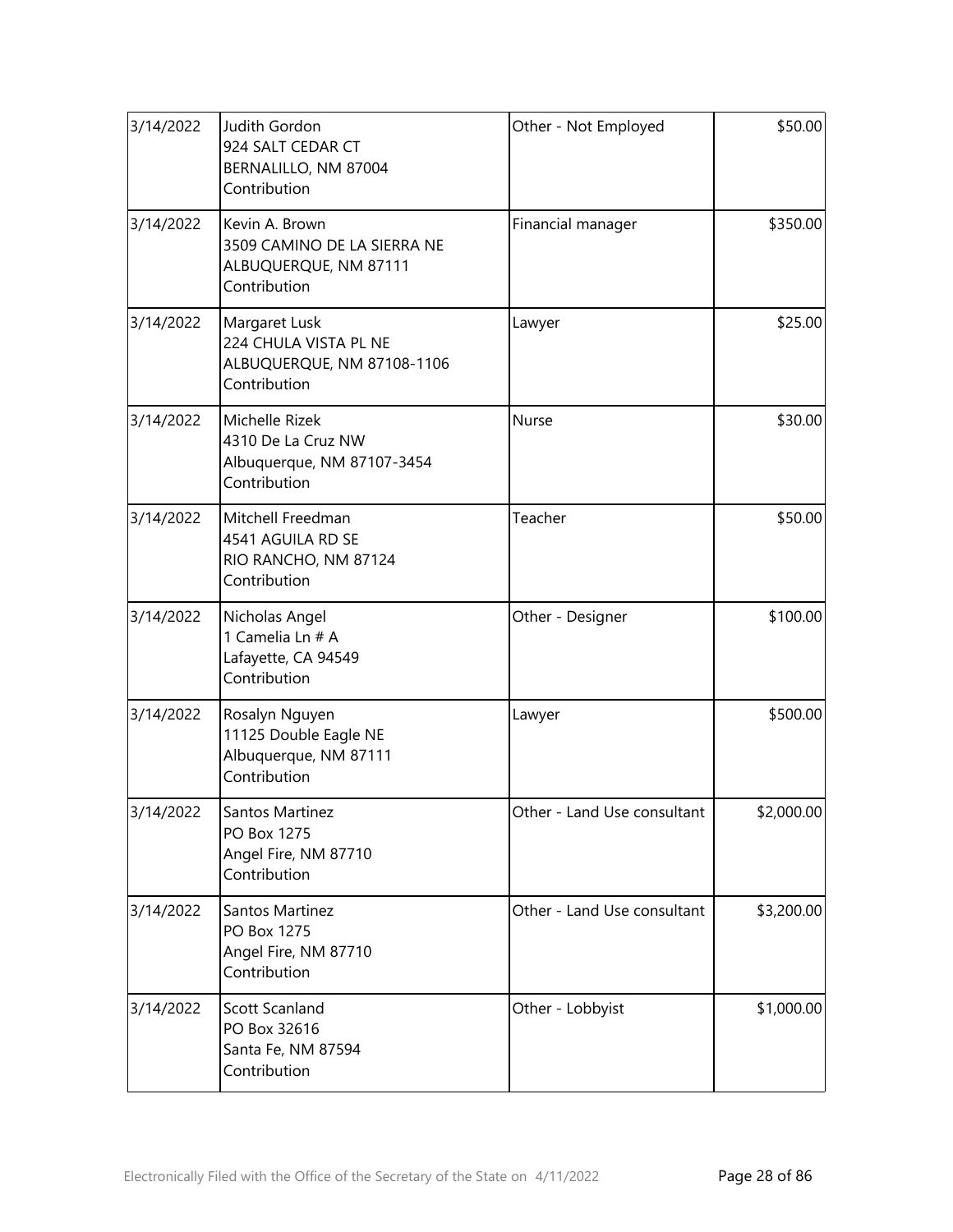| | | | |
|---|---|---|---|
| 3/14/2022 | Judith Gordon<br>924 SALT CEDAR CT<br>BERNALILLO, NM 87004<br>Contribution | Other - Not Employed | $50.00 |
| 3/14/2022 | Kevin A. Brown<br>3509 CAMINO DE LA SIERRA NE<br>ALBUQUERQUE, NM 87111<br>Contribution | Financial manager | $350.00 |
| 3/14/2022 | Margaret Lusk<br>224 CHULA VISTA PL NE<br>ALBUQUERQUE, NM 87108-1106<br>Contribution | Lawyer | $25.00 |
| 3/14/2022 | Michelle Rizek<br>4310 De La Cruz NW<br>Albuquerque, NM 87107-3454<br>Contribution | Nurse | $30.00 |
| 3/14/2022 | Mitchell Freedman<br>4541 AGUILA RD SE<br>RIO RANCHO, NM 87124<br>Contribution | Teacher | $50.00 |
| 3/14/2022 | Nicholas Angel<br>1 Camelia Ln # A<br>Lafayette, CA 94549<br>Contribution | Other - Designer | $100.00 |
| 3/14/2022 | Rosalyn Nguyen<br>11125 Double Eagle NE<br>Albuquerque, NM 87111<br>Contribution | Lawyer | $500.00 |
| 3/14/2022 | Santos Martinez<br>PO Box 1275<br>Angel Fire, NM 87710<br>Contribution | Other - Land Use consultant | $2,000.00 |
| 3/14/2022 | Santos Martinez<br>PO Box 1275<br>Angel Fire, NM 87710<br>Contribution | Other - Land Use consultant | $3,200.00 |
| 3/14/2022 | Scott Scanland<br>PO Box 32616<br>Santa Fe, NM 87594<br>Contribution | Other - Lobbyist | $1,000.00 |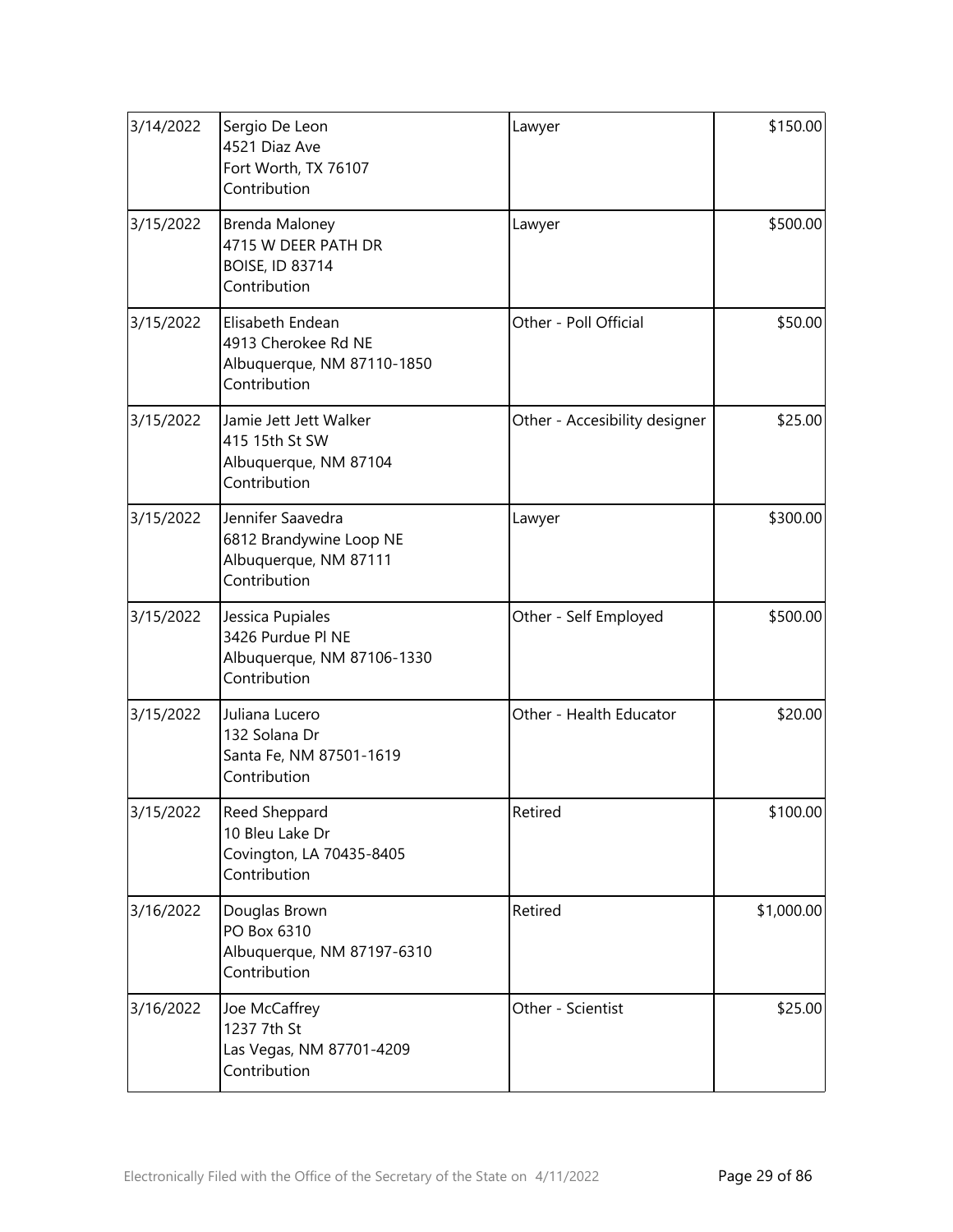| | | | |
|---|---|---|---|
| 3/14/2022 | Sergio De Leon<br>4521 Diaz Ave<br>Fort Worth, TX 76107<br>Contribution | Lawyer | $150.00 |
| 3/15/2022 | Brenda Maloney<br>4715 W DEER PATH DR<br>BOISE, ID 83714<br>Contribution | Lawyer | $500.00 |
| 3/15/2022 | Elisabeth Endean<br>4913 Cherokee Rd NE<br>Albuquerque, NM 87110-1850<br>Contribution | Other - Poll Official | $50.00 |
| 3/15/2022 | Jamie Jett Jett Walker<br>415 15th St SW<br>Albuquerque, NM 87104<br>Contribution | Other - Accesibility designer | $25.00 |
| 3/15/2022 | Jennifer Saavedra<br>6812 Brandywine Loop NE<br>Albuquerque, NM 87111<br>Contribution | Lawyer | $300.00 |
| 3/15/2022 | Jessica Pupiales<br>3426 Purdue Pl NE<br>Albuquerque, NM 87106-1330<br>Contribution | Other - Self Employed | $500.00 |
| 3/15/2022 | Juliana Lucero<br>132 Solana Dr<br>Santa Fe, NM 87501-1619<br>Contribution | Other - Health Educator | $20.00 |
| 3/15/2022 | Reed Sheppard<br>10 Bleu Lake Dr<br>Covington, LA 70435-8405<br>Contribution | Retired | $100.00 |
| 3/16/2022 | Douglas Brown<br>PO Box 6310<br>Albuquerque, NM 87197-6310<br>Contribution | Retired | $1,000.00 |
| 3/16/2022 | Joe McCaffrey<br>1237 7th St<br>Las Vegas, NM 87701-4209<br>Contribution | Other - Scientist | $25.00 |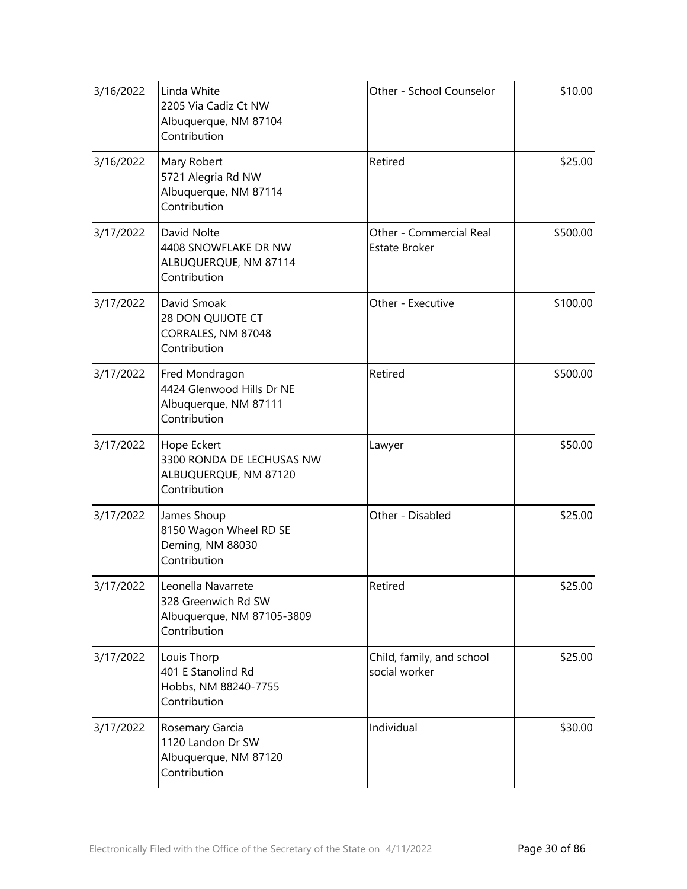| | | | |
|---|---|---|---|
| 3/16/2022 | Linda White<br>2205 Via Cadiz Ct NW<br>Albuquerque, NM 87104<br>Contribution | Other - School Counselor | \$10.00 |
| 3/16/2022 | Mary Robert<br>5721 Alegria Rd NW<br>Albuquerque, NM 87114<br>Contribution | Retired | \$25.00 |
| 3/17/2022 | David Nolte<br>4408 SNOWFLAKE DR NW<br>ALBUQUERQUE, NM 87114<br>Contribution | Other - Commercial Real Estate Broker | \$500.00 |
| 3/17/2022 | David Smoak<br>28 DON QUIJOTE CT<br>CORRALES, NM 87048<br>Contribution | Other - Executive | \$100.00 |
| 3/17/2022 | Fred Mondragon<br>4424 Glenwood Hills Dr NE<br>Albuquerque, NM 87111<br>Contribution | Retired | \$500.00 |
| 3/17/2022 | Hope Eckert<br>3300 RONDA DE LECHUSAS NW<br>ALBUQUERQUE, NM 87120<br>Contribution | Lawyer | \$50.00 |
| 3/17/2022 | James Shoup<br>8150 Wagon Wheel RD SE<br>Deming, NM 88030<br>Contribution | Other - Disabled | \$25.00 |
| 3/17/2022 | Leonella Navarrete<br>328 Greenwich Rd SW<br>Albuquerque, NM 87105-3809<br>Contribution | Retired | \$25.00 |
| 3/17/2022 | Louis Thorp<br>401 E Stanolind Rd<br>Hobbs, NM 88240-7755<br>Contribution | Child, family, and school social worker | \$25.00 |
| 3/17/2022 | Rosemary Garcia<br>1120 Landon Dr SW<br>Albuquerque, NM 87120<br>Contribution | Individual | \$30.00 |

Electronically Filed with the Office of the Secretary of the State on 4/11/2022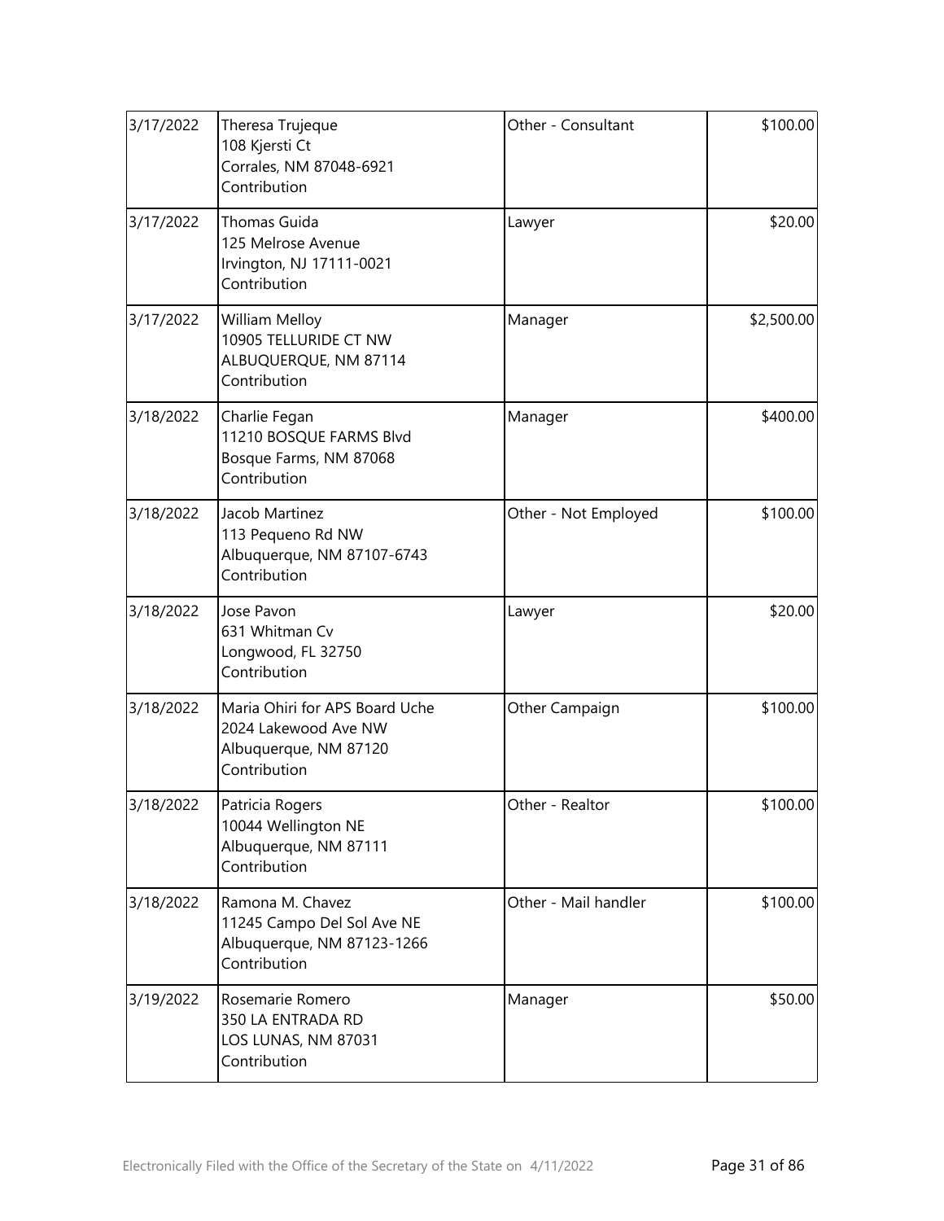| | | | |
|---|---|---|---|
| 3/17/2022 | Theresa Trujeque<br>108 Kjersti Ct<br>Corrales, NM 87048-6921<br>Contribution | Other - Consultant | $100.00 |
| 3/17/2022 | Thomas Guida<br>125 Melrose Avenue<br>Irvington, NJ 17111-0021<br>Contribution | Lawyer | $20.00 |
| 3/17/2022 | William Melloy<br>10905 TELLURIDE CT NW<br>ALBUQUERQUE, NM 87114<br>Contribution | Manager | $2,500.00 |
| 3/18/2022 | Charlie Fegan<br>11210 BOSQUE FARMS Blvd<br>Bosque Farms, NM 87068<br>Contribution | Manager | $400.00 |
| 3/18/2022 | Jacob Martinez<br>113 Pequeno Rd NW<br>Albuquerque, NM 87107-6743<br>Contribution | Other - Not Employed | $100.00 |
| 3/18/2022 | Jose Pavon<br>631 Whitman Cv<br>Longwood, FL 32750<br>Contribution | Lawyer | $20.00 |
| 3/18/2022 | Maria Ohiri for APS Board Uche<br>2024 Lakewood Ave NW<br>Albuquerque, NM 87120<br>Contribution | Other Campaign | $100.00 |
| 3/18/2022 | Patricia Rogers<br>10044 Wellington NE<br>Albuquerque, NM 87111<br>Contribution | Other - Realtor | $100.00 |
| 3/18/2022 | Ramona M. Chavez<br>11245 Campo Del Sol Ave NE<br>Albuquerque, NM 87123-1266<br>Contribution | Other - Mail handler | $100.00 |
| 3/19/2022 | Rosemarie Romero<br>350 LA ENTRADA RD<br>LOS LUNAS, NM 87031<br>Contribution | Manager | $50.00 |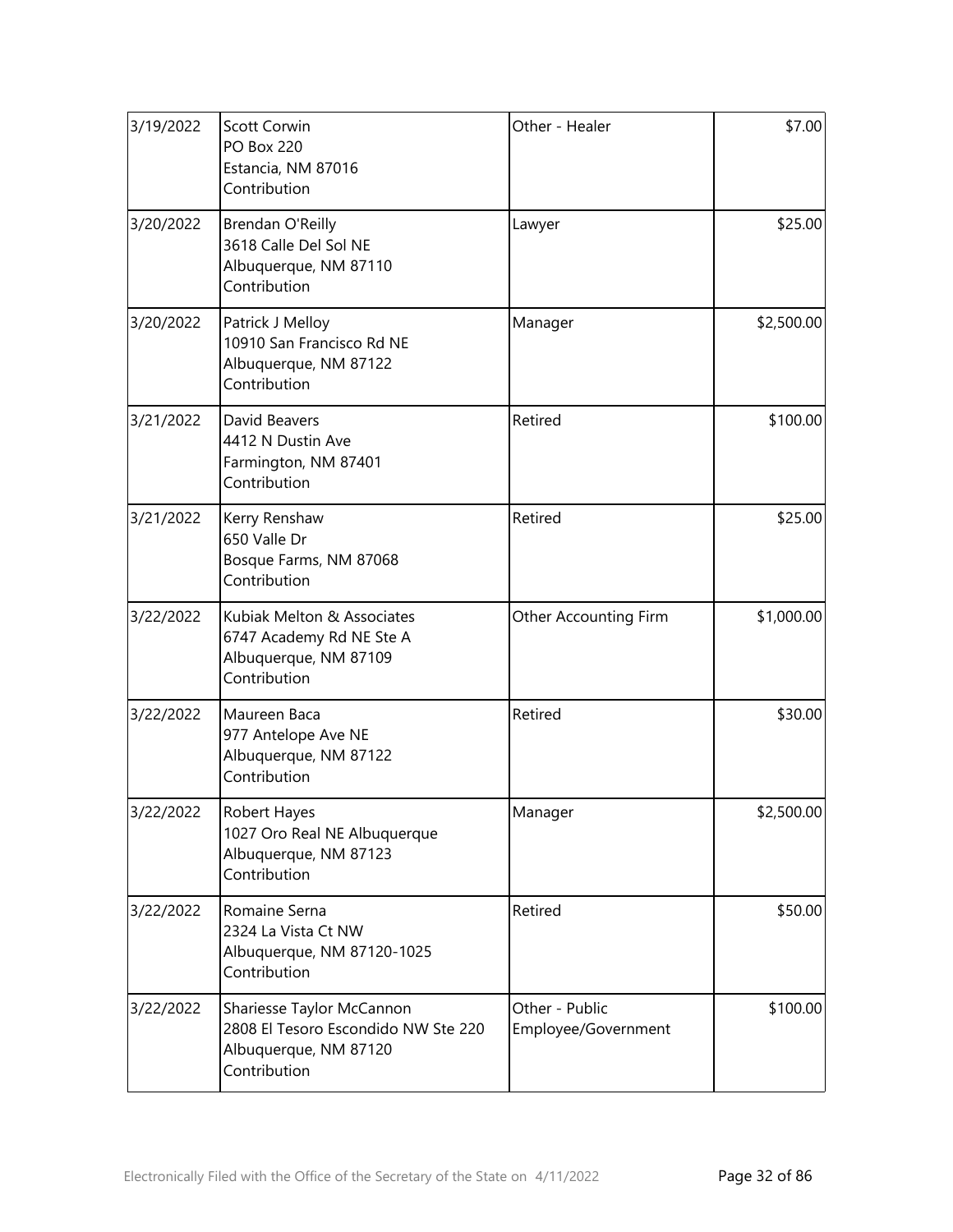| | | | |
|---|---|---|---|
| 3/19/2022 | Scott Corwin<br>PO Box 220<br>Estancia, NM 87016<br>Contribution | Other - Healer | $7.00 |
| 3/20/2022 | Brendan O'Reilly<br>3618 Calle Del Sol NE<br>Albuquerque, NM 87110<br>Contribution | Lawyer | $25.00 |
| 3/20/2022 | Patrick J Melloy<br>10910 San Francisco Rd NE<br>Albuquerque, NM 87122<br>Contribution | Manager | $2,500.00 |
| 3/21/2022 | David Beavers<br>4412 N Dustin Ave<br>Farmington, NM 87401<br>Contribution | Retired | $100.00 |
| 3/21/2022 | Kerry Renshaw<br>650 Valle Dr<br>Bosque Farms, NM 87068<br>Contribution | Retired | $25.00 |
| 3/22/2022 | Kubiak Melton & Associates<br>6747 Academy Rd NE Ste A<br>Albuquerque, NM 87109<br>Contribution | Other Accounting Firm | $1,000.00 |
| 3/22/2022 | Maureen Baca<br>977 Antelope Ave NE<br>Albuquerque, NM 87122<br>Contribution | Retired | $30.00 |
| 3/22/2022 | Robert Hayes<br>1027 Oro Real NE Albuquerque<br>Albuquerque, NM 87123<br>Contribution | Manager | $2,500.00 |
| 3/22/2022 | Romaine Serna<br>2324 La Vista Ct NW<br>Albuquerque, NM 87120-1025<br>Contribution | Retired | $50.00 |
| 3/22/2022 | Shariesse Taylor McCannon<br>2808 El Tesoro Escondido NW Ste 220<br>Albuquerque, NM 87120<br>Contribution | Other - Public Employee/Government | $100.00 |

Electronically Filed with the Office of the Secretary of the State on 4/11/2022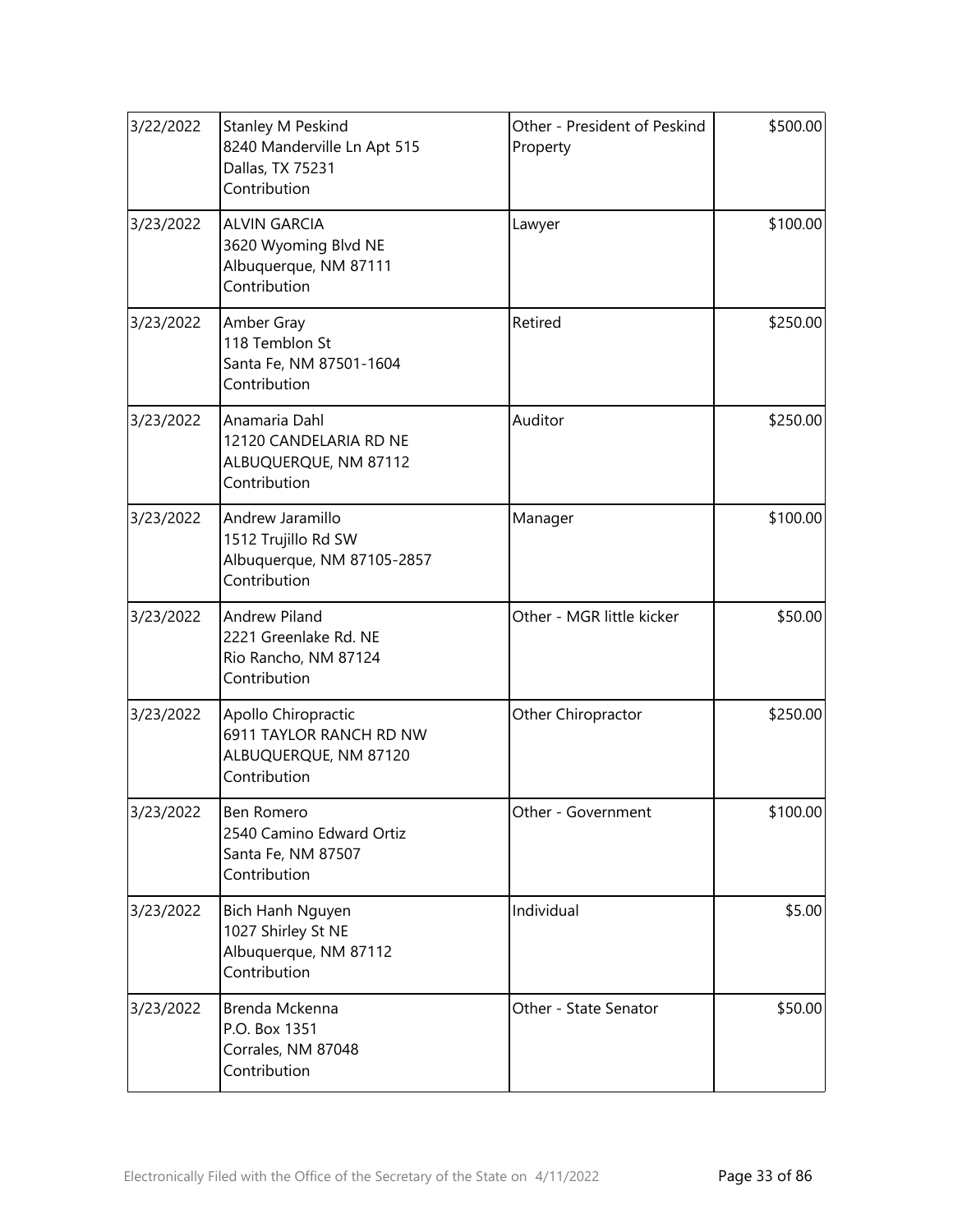| | | | |
|---|---|---|---|
| 3/22/2022 | Stanley M Peskind<br>8240 Manderville Ln Apt 515<br>Dallas, TX 75231<br>Contribution | Other - President of Peskind Property | $500.00 |
| 3/23/2022 | ALVIN GARCIA<br>3620 Wyoming Blvd NE<br>Albuquerque, NM 87111<br>Contribution | Lawyer | $100.00 |
| 3/23/2022 | Amber Gray<br>118 Temblon St<br>Santa Fe, NM 87501-1604<br>Contribution | Retired | $250.00 |
| 3/23/2022 | Anamaria Dahl<br>12120 CANDELARIA RD NE<br>ALBUQUERQUE, NM 87112<br>Contribution | Auditor | $250.00 |
| 3/23/2022 | Andrew Jaramillo<br>1512 Trujillo Rd SW<br>Albuquerque, NM 87105-2857<br>Contribution | Manager | $100.00 |
| 3/23/2022 | Andrew Piland<br>2221 Greenlake Rd. NE<br>Rio Rancho, NM 87124<br>Contribution | Other - MGR little kicker | $50.00 |
| 3/23/2022 | Apollo Chiropractic<br>6911 TAYLOR RANCH RD NW<br>ALBUQUERQUE, NM 87120<br>Contribution | Other Chiropractor | $250.00 |
| 3/23/2022 | Ben Romero<br>2540 Camino Edward Ortiz<br>Santa Fe, NM 87507<br>Contribution | Other - Government | $100.00 |
| 3/23/2022 | Bich Hanh Nguyen<br>1027 Shirley St NE<br>Albuquerque, NM 87112<br>Contribution | Individual | $5.00 |
| 3/23/2022 | Brenda Mckenna<br>P.O. Box 1351<br>Corrales, NM 87048<br>Contribution | Other - State Senator | $50.00 |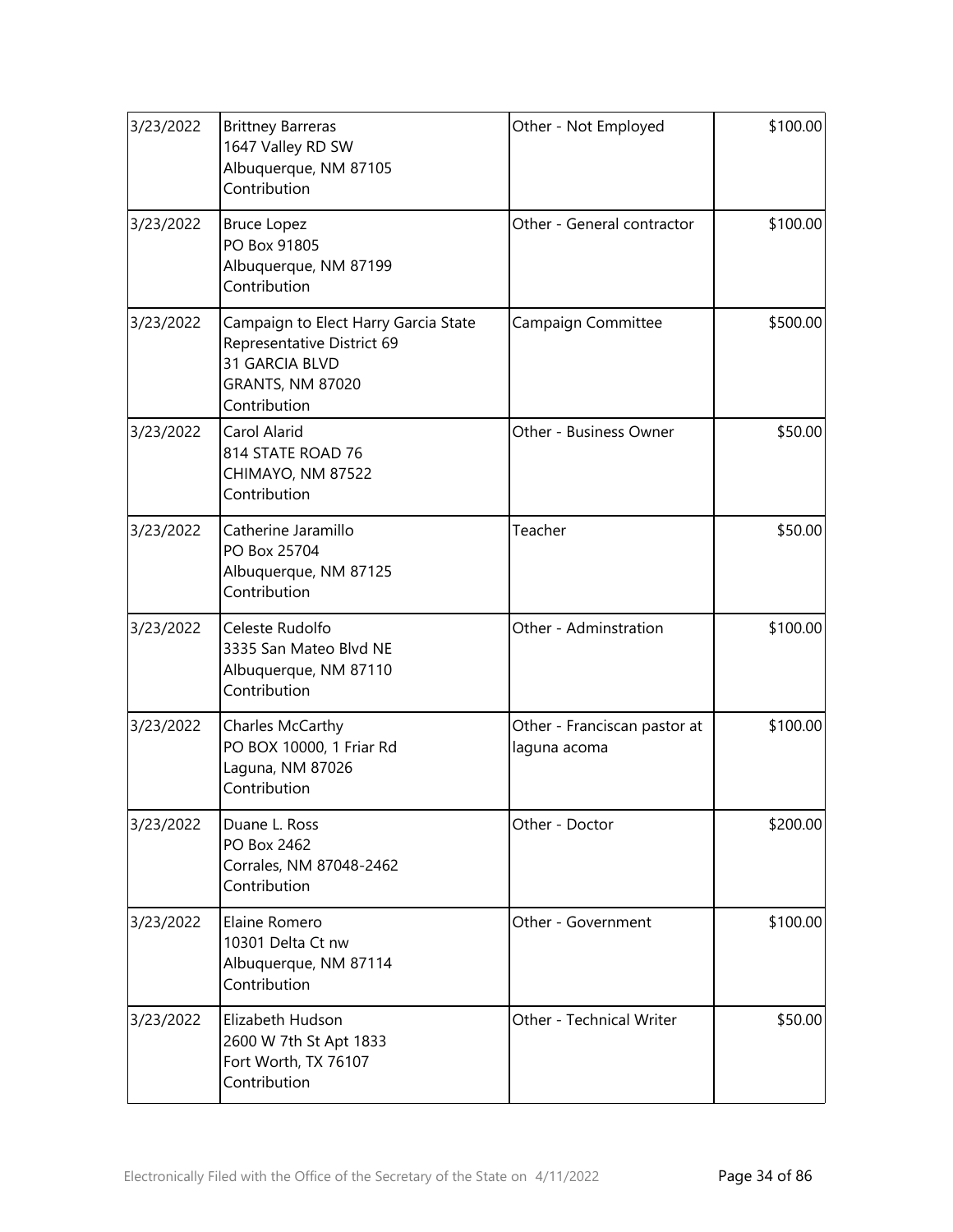| | | | |
|---|---|---|---|
| 3/23/2022 | Brittney Barreras<br>1647 Valley RD SW<br>Albuquerque, NM 87105<br>Contribution | Other - Not Employed | \$100.00 |
| 3/23/2022 | Bruce Lopez<br>PO Box 91805<br>Albuquerque, NM 87199<br>Contribution | Other - General contractor | \$100.00 |
| 3/23/2022 | Campaign to Elect Harry Garcia State Representative District 69<br>31 GARCIA BLVD<br>GRANTS, NM 87020<br>Contribution | Campaign Committee | \$500.00 |
| 3/23/2022 | Carol Alarid<br>814 STATE ROAD 76<br>CHIMAYO, NM 87522<br>Contribution | Other - Business Owner | \$50.00 |
| 3/23/2022 | Catherine Jaramillo<br>PO Box 25704<br>Albuquerque, NM 87125<br>Contribution | Teacher | \$50.00 |
| 3/23/2022 | Celeste Rudolfo<br>3335 San Mateo Blvd NE<br>Albuquerque, NM 87110<br>Contribution | Other - Adminstration | \$100.00 |
| 3/23/2022 | Charles McCarthy<br>PO BOX 10000, 1 Friar Rd<br>Laguna, NM 87026<br>Contribution | Other - Franciscan pastor at laguna acoma | \$100.00 |
| 3/23/2022 | Duane L. Ross<br>PO Box 2462<br>Corrales, NM 87048-2462<br>Contribution | Other - Doctor | \$200.00 |
| 3/23/2022 | Elaine Romero<br>10301 Delta Ct nw<br>Albuquerque, NM 87114<br>Contribution | Other - Government | \$100.00 |
| 3/23/2022 | Elizabeth Hudson<br>2600 W 7th St Apt 1833<br>Fort Worth, TX 76107<br>Contribution | Other - Technical Writer | \$50.00 |

Electronically Filed with the Office of the Secretary of the State on 4/11/2022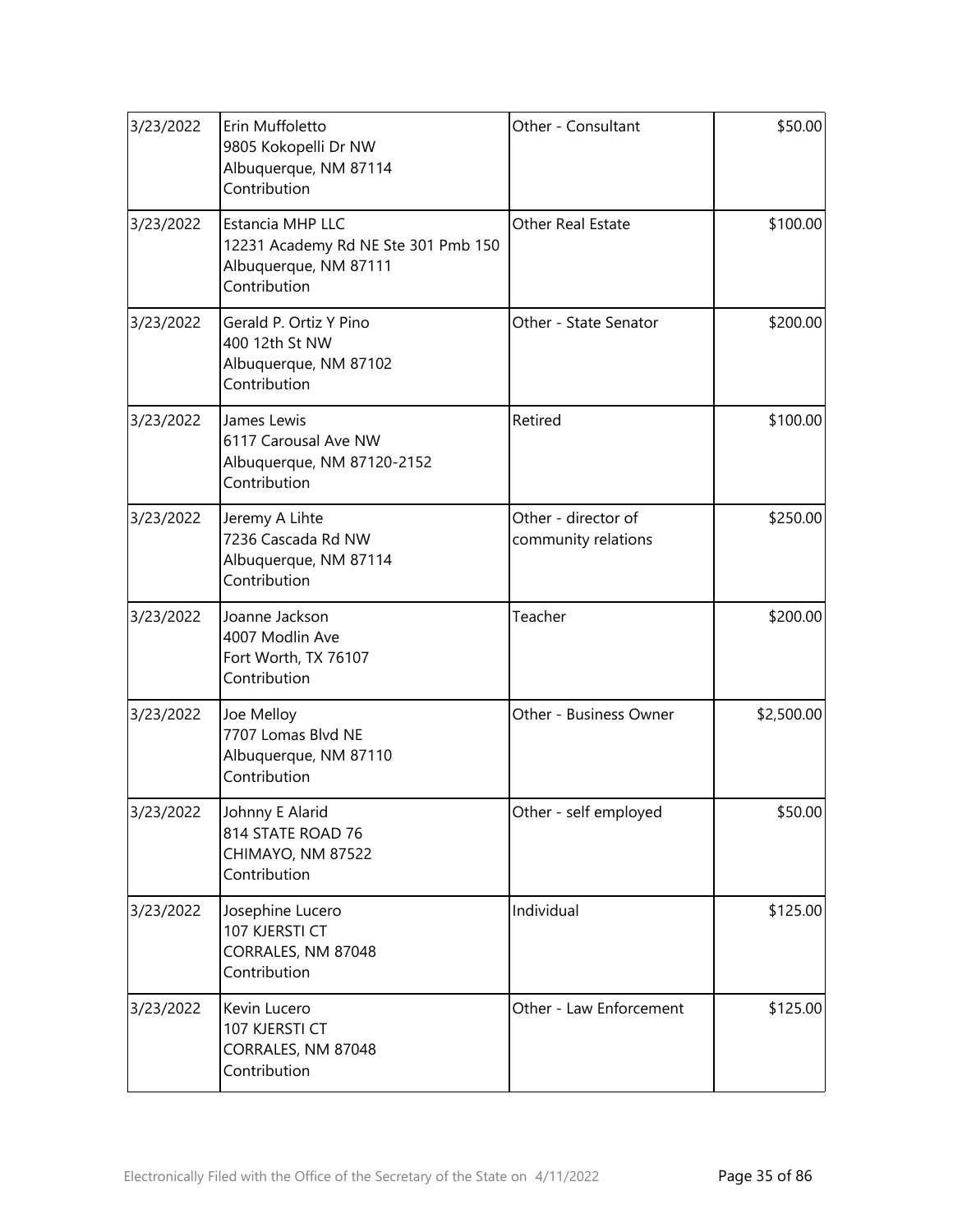| | | | |
|---|---|---|---|
| 3/23/2022 | Erin Muffoletto<br>9805 Kokopelli Dr NW<br>Albuquerque, NM 87114<br>Contribution | Other - Consultant | $50.00 |
| 3/23/2022 | Estancia MHP LLC<br>12231 Academy Rd NE Ste 301 Pmb 150<br>Albuquerque, NM 87111<br>Contribution | Other Real Estate | $100.00 |
| 3/23/2022 | Gerald P. Ortiz Y Pino<br>400 12th St NW<br>Albuquerque, NM 87102<br>Contribution | Other - State Senator | $200.00 |
| 3/23/2022 | James Lewis<br>6117 Carousal Ave NW<br>Albuquerque, NM 87120-2152<br>Contribution | Retired | $100.00 |
| 3/23/2022 | Jeremy A Lihte<br>7236 Cascada Rd NW<br>Albuquerque, NM 87114<br>Contribution | Other - director of community relations | $250.00 |
| 3/23/2022 | Joanne Jackson<br>4007 Modlin Ave<br>Fort Worth, TX 76107<br>Contribution | Teacher | $200.00 |
| 3/23/2022 | Joe Melloy<br>7707 Lomas Blvd NE<br>Albuquerque, NM 87110<br>Contribution | Other - Business Owner | $2,500.00 |
| 3/23/2022 | Johnny E Alarid<br>814 STATE ROAD 76<br>CHIMAYO, NM 87522<br>Contribution | Other - self employed | $50.00 |
| 3/23/2022 | Josephine Lucero<br>107 KJERSTI CT<br>CORRALES, NM 87048<br>Contribution | Individual | $125.00 |
| 3/23/2022 | Kevin Lucero<br>107 KJERSTI CT<br>CORRALES, NM 87048<br>Contribution | Other - Law Enforcement | $125.00 |

Electronically Filed with the Office of the Secretary of the State on 4/11/2022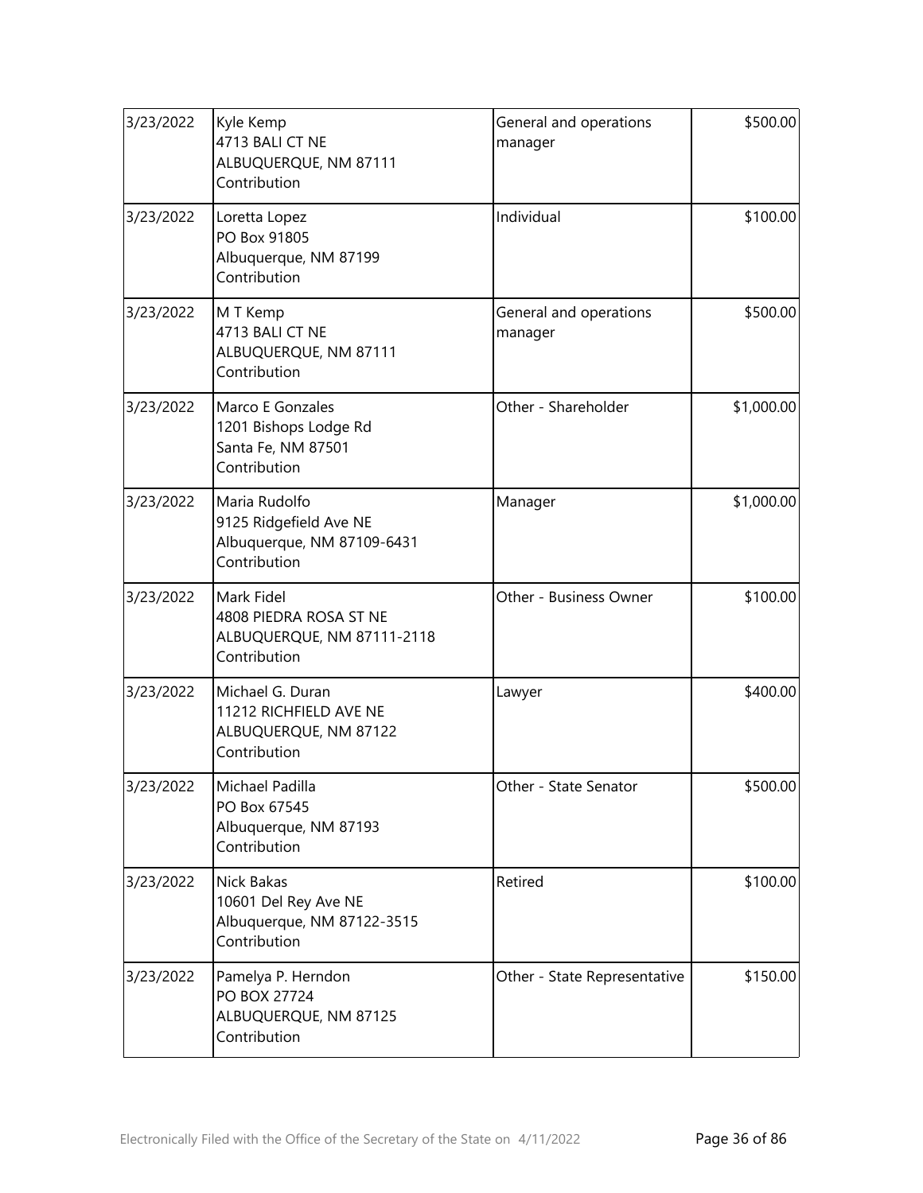| 3/23/2022 | Kyle Kemp<br>4713 BALI CT NE<br>ALBUQUERQUE, NM 87111<br>Contribution | General and operations manager | $500.00 |
|---|---|---|---|
| 3/23/2022 | Loretta Lopez<br>PO Box 91805<br>Albuquerque, NM 87199<br>Contribution | Individual | $100.00 |
| 3/23/2022 | M T Kemp<br>4713 BALI CT NE<br>ALBUQUERQUE, NM 87111<br>Contribution | General and operations manager | $500.00 |
| 3/23/2022 | Marco E Gonzales<br>1201 Bishops Lodge Rd<br>Santa Fe, NM 87501<br>Contribution | Other - Shareholder | $1,000.00 |
| 3/23/2022 | Maria Rudolfo<br>9125 Ridgefield Ave NE<br>Albuquerque, NM 87109-6431<br>Contribution | Manager | $1,000.00 |
| 3/23/2022 | Mark Fidel<br>4808 PIEDRA ROSA ST NE<br>ALBUQUERQUE, NM 87111-2118<br>Contribution | Other - Business Owner | $100.00 |
| 3/23/2022 | Michael G. Duran<br>11212 RICHFIELD AVE NE<br>ALBUQUERQUE, NM 87122<br>Contribution | Lawyer | $400.00 |
| 3/23/2022 | Michael Padilla<br>PO Box 67545<br>Albuquerque, NM 87193<br>Contribution | Other - State Senator | $500.00 |
| 3/23/2022 | Nick Bakas<br>10601 Del Rey Ave NE<br>Albuquerque, NM 87122-3515<br>Contribution | Retired | $100.00 |
| 3/23/2022 | Pamelya P. Herndon<br>PO BOX 27724<br>ALBUQUERQUE, NM 87125<br>Contribution | Other - State Representative | $150.00 |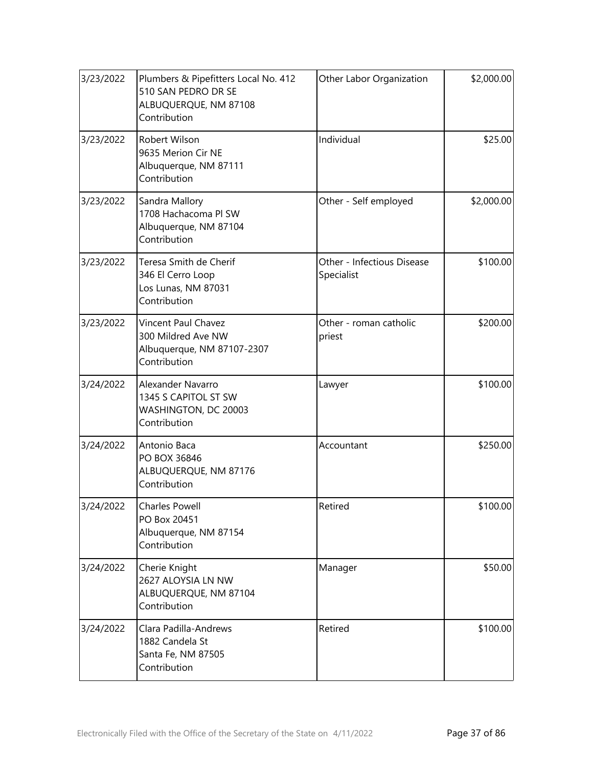| | | | |
|---|---|---|---|
| 3/23/2022 | Plumbers & Pipefitters Local No. 412<br>510 SAN PEDRO DR SE<br>ALBUQUERQUE, NM 87108<br>Contribution | Other Labor Organization | $2,000.00 |
| 3/23/2022 | Robert Wilson<br>9635 Merion Cir NE<br>Albuquerque, NM 87111<br>Contribution | Individual | $25.00 |
| 3/23/2022 | Sandra Mallory<br>1708 Hachacoma Pl SW<br>Albuquerque, NM 87104<br>Contribution | Other - Self employed | $2,000.00 |
| 3/23/2022 | Teresa Smith de Cherif<br>346 El Cerro Loop<br>Los Lunas, NM 87031<br>Contribution | Other - Infectious Disease Specialist | $100.00 |
| 3/23/2022 | Vincent Paul Chavez<br>300 Mildred Ave NW<br>Albuquerque, NM 87107-2307<br>Contribution | Other - roman catholic priest | $200.00 |
| 3/24/2022 | Alexander Navarro<br>1345 S CAPITOL ST SW<br>WASHINGTON, DC 20003<br>Contribution | Lawyer | $100.00 |
| 3/24/2022 | Antonio Baca<br>PO BOX 36846<br>ALBUQUERQUE, NM 87176<br>Contribution | Accountant | $250.00 |
| 3/24/2022 | Charles Powell<br>PO Box 20451<br>Albuquerque, NM 87154<br>Contribution | Retired | $100.00 |
| 3/24/2022 | Cherie Knight<br>2627 ALOYSIA LN NW<br>ALBUQUERQUE, NM 87104<br>Contribution | Manager | $50.00 |
| 3/24/2022 | Clara Padilla-Andrews<br>1882 Candela St<br>Santa Fe, NM 87505<br>Contribution | Retired | $100.00 |

Electronically Filed with the Office of the Secretary of the State on 4/11/2022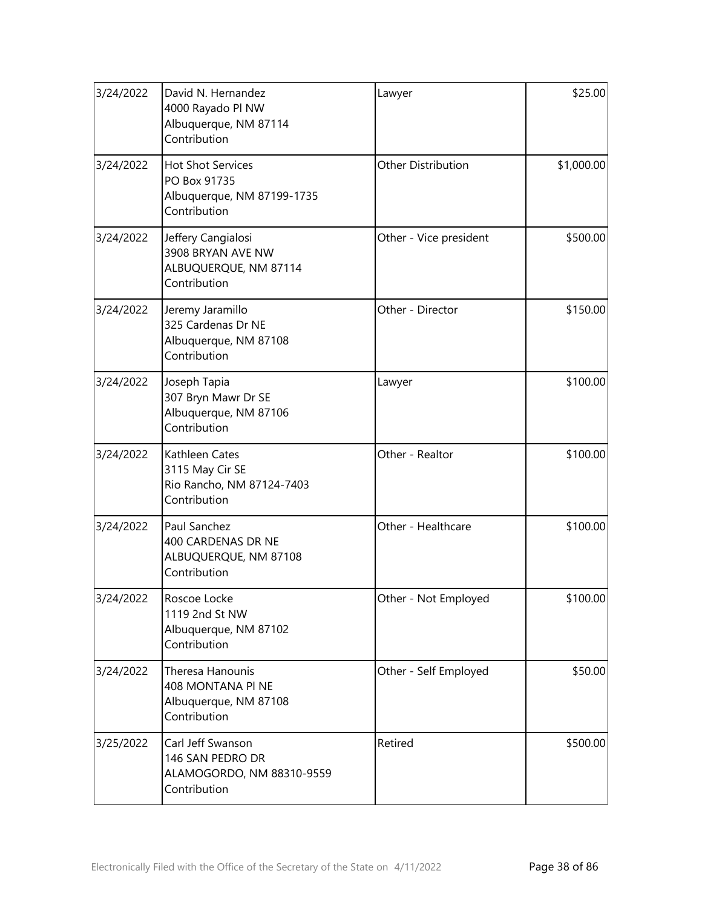| Date | Name / Address | Occupation | Amount |
|---|---|---|---|
| 3/24/2022 | David N. Hernandez<br>4000 Rayado Pl NW<br>Albuquerque, NM 87114<br>Contribution | Lawyer | $25.00 |
| 3/24/2022 | Hot Shot Services<br>PO Box 91735<br>Albuquerque, NM 87199-1735<br>Contribution | Other Distribution | $1,000.00 |
| 3/24/2022 | Jeffery Cangialosi<br>3908 BRYAN AVE NW<br>ALBUQUERQUE, NM 87114<br>Contribution | Other - Vice president | $500.00 |
| 3/24/2022 | Jeremy Jaramillo<br>325 Cardenas Dr NE<br>Albuquerque, NM 87108<br>Contribution | Other - Director | $150.00 |
| 3/24/2022 | Joseph Tapia<br>307 Bryn Mawr Dr SE<br>Albuquerque, NM 87106<br>Contribution | Lawyer | $100.00 |
| 3/24/2022 | Kathleen Cates<br>3115 May Cir SE<br>Rio Rancho, NM 87124-7403<br>Contribution | Other - Realtor | $100.00 |
| 3/24/2022 | Paul Sanchez<br>400 CARDENAS DR NE<br>ALBUQUERQUE, NM 87108<br>Contribution | Other - Healthcare | $100.00 |
| 3/24/2022 | Roscoe Locke<br>1119 2nd St NW<br>Albuquerque, NM 87102<br>Contribution | Other - Not Employed | $100.00 |
| 3/24/2022 | Theresa Hanounis<br>408 MONTANA Pl NE<br>Albuquerque, NM 87108<br>Contribution | Other - Self Employed | $50.00 |
| 3/25/2022 | Carl Jeff Swanson<br>146 SAN PEDRO DR<br>ALAMOGORDO, NM 88310-9559<br>Contribution | Retired | $500.00 |

Electronically Filed with the Office of the Secretary of the State on 4/11/2022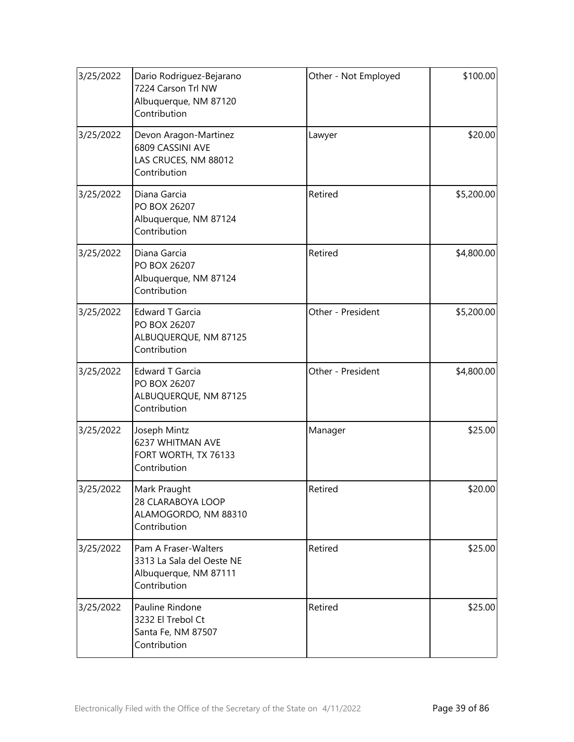| | | | |
|---|---|---|---|
| 3/25/2022 | Dario Rodriguez-Bejarano<br>7224 Carson Trl NW<br>Albuquerque, NM 87120<br>Contribution | Other - Not Employed | \$100.00 |
| 3/25/2022 | Devon Aragon-Martinez<br>6809 CASSINI AVE<br>LAS CRUCES, NM 88012<br>Contribution | Lawyer | \$20.00 |
| 3/25/2022 | Diana Garcia<br>PO BOX 26207<br>Albuquerque, NM 87124<br>Contribution | Retired | \$5,200.00 |
| 3/25/2022 | Diana Garcia<br>PO BOX 26207<br>Albuquerque, NM 87124<br>Contribution | Retired | \$4,800.00 |
| 3/25/2022 | Edward T Garcia<br>PO BOX 26207<br>ALBUQUERQUE, NM 87125<br>Contribution | Other - President | \$5,200.00 |
| 3/25/2022 | Edward T Garcia<br>PO BOX 26207<br>ALBUQUERQUE, NM 87125<br>Contribution | Other - President | \$4,800.00 |
| 3/25/2022 | Joseph Mintz<br>6237 WHITMAN AVE<br>FORT WORTH, TX 76133<br>Contribution | Manager | \$25.00 |
| 3/25/2022 | Mark Praught<br>28 CLARABOYA LOOP<br>ALAMOGORDO, NM 88310<br>Contribution | Retired | \$20.00 |
| 3/25/2022 | Pam A Fraser-Walters<br>3313 La Sala del Oeste NE<br>Albuquerque, NM 87111<br>Contribution | Retired | \$25.00 |
| 3/25/2022 | Pauline Rindone<br>3232 El Trebol Ct<br>Santa Fe, NM 87507<br>Contribution | Retired | \$25.00 |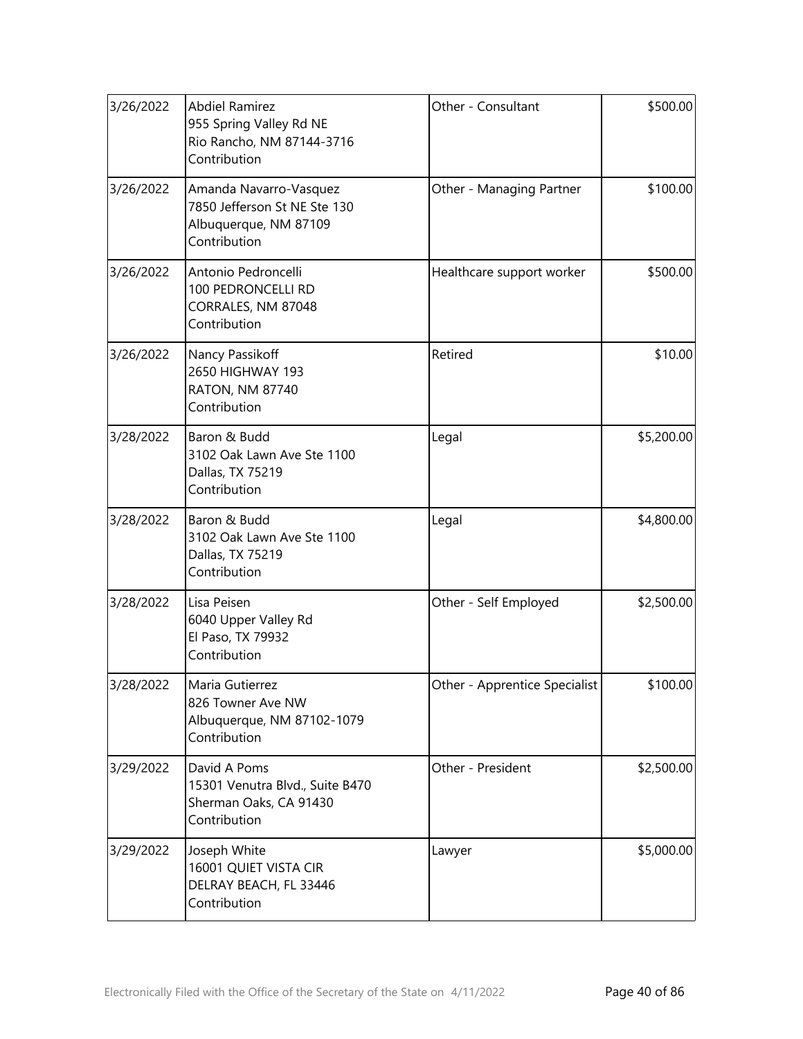| | | | |
|---|---|---|---|
| 3/26/2022 | Abdiel Ramirez<br>955 Spring Valley Rd NE<br>Rio Rancho, NM 87144-3716<br>Contribution | Other - Consultant | $500.00 |
| 3/26/2022 | Amanda Navarro-Vasquez<br>7850 Jefferson St NE Ste 130<br>Albuquerque, NM 87109<br>Contribution | Other - Managing Partner | $100.00 |
| 3/26/2022 | Antonio Pedroncelli<br>100 PEDRONCELLI RD<br>CORRALES, NM 87048<br>Contribution | Healthcare support worker | $500.00 |
| 3/26/2022 | Nancy Passikoff<br>2650 HIGHWAY 193<br>RATON, NM 87740<br>Contribution | Retired | $10.00 |
| 3/28/2022 | Baron & Budd<br>3102 Oak Lawn Ave Ste 1100<br>Dallas, TX 75219<br>Contribution | Legal | $5,200.00 |
| 3/28/2022 | Baron & Budd<br>3102 Oak Lawn Ave Ste 1100<br>Dallas, TX 75219<br>Contribution | Legal | $4,800.00 |
| 3/28/2022 | Lisa Peisen<br>6040 Upper Valley Rd<br>El Paso, TX 79932<br>Contribution | Other - Self Employed | $2,500.00 |
| 3/28/2022 | Maria Gutierrez<br>826 Towner Ave NW<br>Albuquerque, NM 87102-1079<br>Contribution | Other - Apprentice Specialist | $100.00 |
| 3/29/2022 | David A Poms<br>15301 Venutra Blvd., Suite B470<br>Sherman Oaks, CA 91430<br>Contribution | Other - President | $2,500.00 |
| 3/29/2022 | Joseph White<br>16001 QUIET VISTA CIR<br>DELRAY BEACH, FL 33446<br>Contribution | Lawyer | $5,000.00 |

Electronically Filed with the Office of the Secretary of the State on 4/11/2022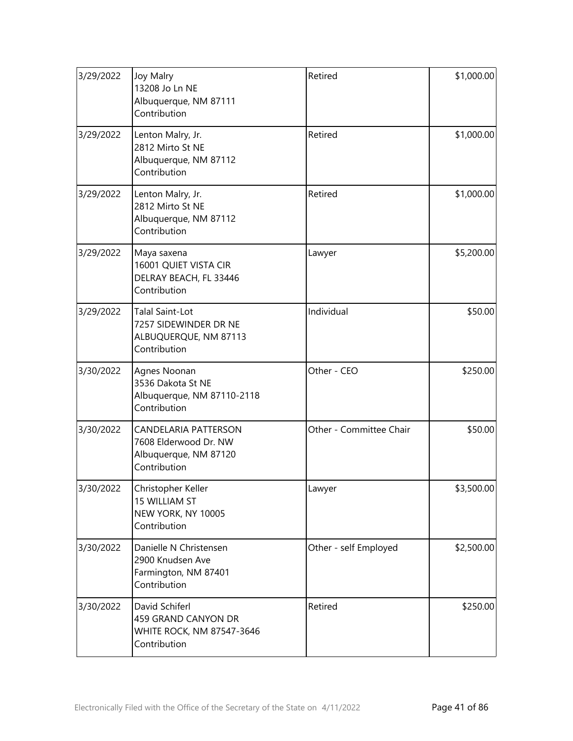| | | | |
|---|---|---|---|
| 3/29/2022 | Joy Malry<br>13208 Jo Ln NE<br>Albuquerque, NM 87111<br>Contribution | Retired | $1,000.00 |
| 3/29/2022 | Lenton Malry, Jr.<br>2812 Mirto St NE<br>Albuquerque, NM 87112<br>Contribution | Retired | $1,000.00 |
| 3/29/2022 | Lenton Malry, Jr.<br>2812 Mirto St NE<br>Albuquerque, NM 87112<br>Contribution | Retired | $1,000.00 |
| 3/29/2022 | Maya saxena<br>16001 QUIET VISTA CIR<br>DELRAY BEACH, FL 33446<br>Contribution | Lawyer | $5,200.00 |
| 3/29/2022 | Talal Saint-Lot<br>7257 SIDEWINDER DR NE<br>ALBUQUERQUE, NM 87113<br>Contribution | Individual | $50.00 |
| 3/30/2022 | Agnes Noonan<br>3536 Dakota St NE<br>Albuquerque, NM 87110-2118<br>Contribution | Other - CEO | $250.00 |
| 3/30/2022 | CANDELARIA PATTERSON<br>7608 Elderwood Dr. NW<br>Albuquerque, NM 87120<br>Contribution | Other - Committee Chair | $50.00 |
| 3/30/2022 | Christopher Keller<br>15 WILLIAM ST<br>NEW YORK, NY 10005<br>Contribution | Lawyer | $3,500.00 |
| 3/30/2022 | Danielle N Christensen<br>2900 Knudsen Ave<br>Farmington, NM 87401<br>Contribution | Other - self Employed | $2,500.00 |
| 3/30/2022 | David Schiferl<br>459 GRAND CANYON DR<br>WHITE ROCK, NM 87547-3646<br>Contribution | Retired | $250.00 |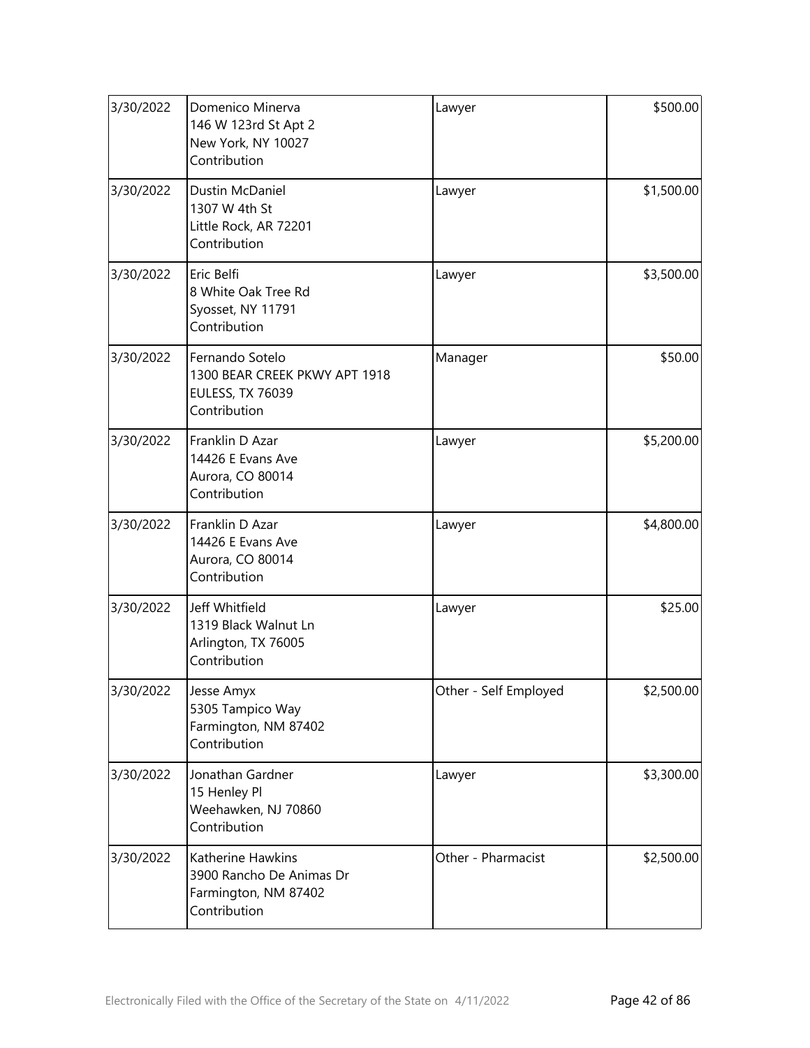| | | | |
|---|---|---|---|
| 3/30/2022 | Domenico Minerva<br>146 W 123rd St Apt 2<br>New York, NY 10027<br>Contribution | Lawyer | \$500.00 |
| 3/30/2022 | Dustin McDaniel<br>1307 W 4th St<br>Little Rock, AR 72201<br>Contribution | Lawyer | \$1,500.00 |
| 3/30/2022 | Eric Belfi<br>8 White Oak Tree Rd<br>Syosset, NY 11791<br>Contribution | Lawyer | \$3,500.00 |
| 3/30/2022 | Fernando Sotelo<br>1300 BEAR CREEK PKWY APT 1918<br>EULESS, TX 76039<br>Contribution | Manager | \$50.00 |
| 3/30/2022 | Franklin D Azar<br>14426 E Evans Ave<br>Aurora, CO 80014<br>Contribution | Lawyer | \$5,200.00 |
| 3/30/2022 | Franklin D Azar<br>14426 E Evans Ave<br>Aurora, CO 80014<br>Contribution | Lawyer | \$4,800.00 |
| 3/30/2022 | Jeff Whitfield<br>1319 Black Walnut Ln<br>Arlington, TX 76005<br>Contribution | Lawyer | \$25.00 |
| 3/30/2022 | Jesse Amyx<br>5305 Tampico Way<br>Farmington, NM 87402<br>Contribution | Other - Self Employed | \$2,500.00 |
| 3/30/2022 | Jonathan Gardner<br>15 Henley Pl<br>Weehawken, NJ 70860<br>Contribution | Lawyer | \$3,300.00 |
| 3/30/2022 | Katherine Hawkins<br>3900 Rancho De Animas Dr<br>Farmington, NM 87402<br>Contribution | Other - Pharmacist | \$2,500.00 |

Electronically Filed with the Office of the Secretary of the State on 4/11/2022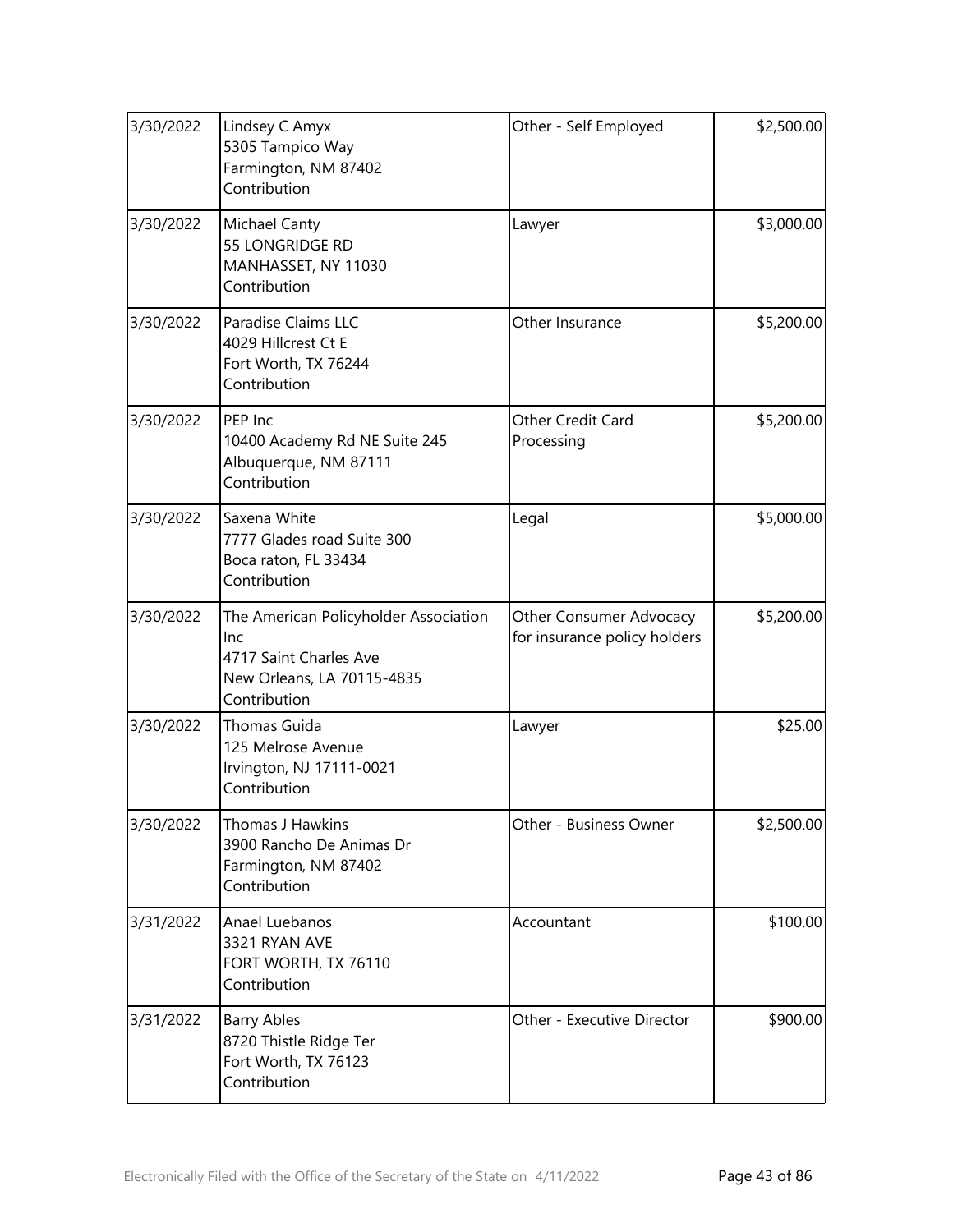| | | | |
|---|---|---|---|
| 3/30/2022 | Lindsey C Amyx<br>5305 Tampico Way<br>Farmington, NM 87402<br>Contribution | Other - Self Employed | $2,500.00 |
| 3/30/2022 | Michael Canty<br>55 LONGRIDGE RD<br>MANHASSET, NY 11030<br>Contribution | Lawyer | $3,000.00 |
| 3/30/2022 | Paradise Claims LLC<br>4029 Hillcrest Ct E<br>Fort Worth, TX 76244<br>Contribution | Other Insurance | $5,200.00 |
| 3/30/2022 | PEP Inc<br>10400 Academy Rd NE Suite 245<br>Albuquerque, NM 87111<br>Contribution | Other Credit Card Processing | $5,200.00 |
| 3/30/2022 | Saxena White<br>7777 Glades road Suite 300<br>Boca raton, FL 33434<br>Contribution | Legal | $5,000.00 |
| 3/30/2022 | The American Policyholder Association Inc<br>4717 Saint Charles Ave<br>New Orleans, LA 70115-4835<br>Contribution | Other Consumer Advocacy for insurance policy holders | $5,200.00 |
| 3/30/2022 | Thomas Guida<br>125 Melrose Avenue<br>Irvington, NJ 17111-0021<br>Contribution | Lawyer | $25.00 |
| 3/30/2022 | Thomas J Hawkins<br>3900 Rancho De Animas Dr<br>Farmington, NM 87402<br>Contribution | Other - Business Owner | $2,500.00 |
| 3/31/2022 | Anael Luebanos<br>3321 RYAN AVE<br>FORT WORTH, TX 76110<br>Contribution | Accountant | $100.00 |
| 3/31/2022 | Barry Ables<br>8720 Thistle Ridge Ter<br>Fort Worth, TX 76123<br>Contribution | Other - Executive Director | $900.00 |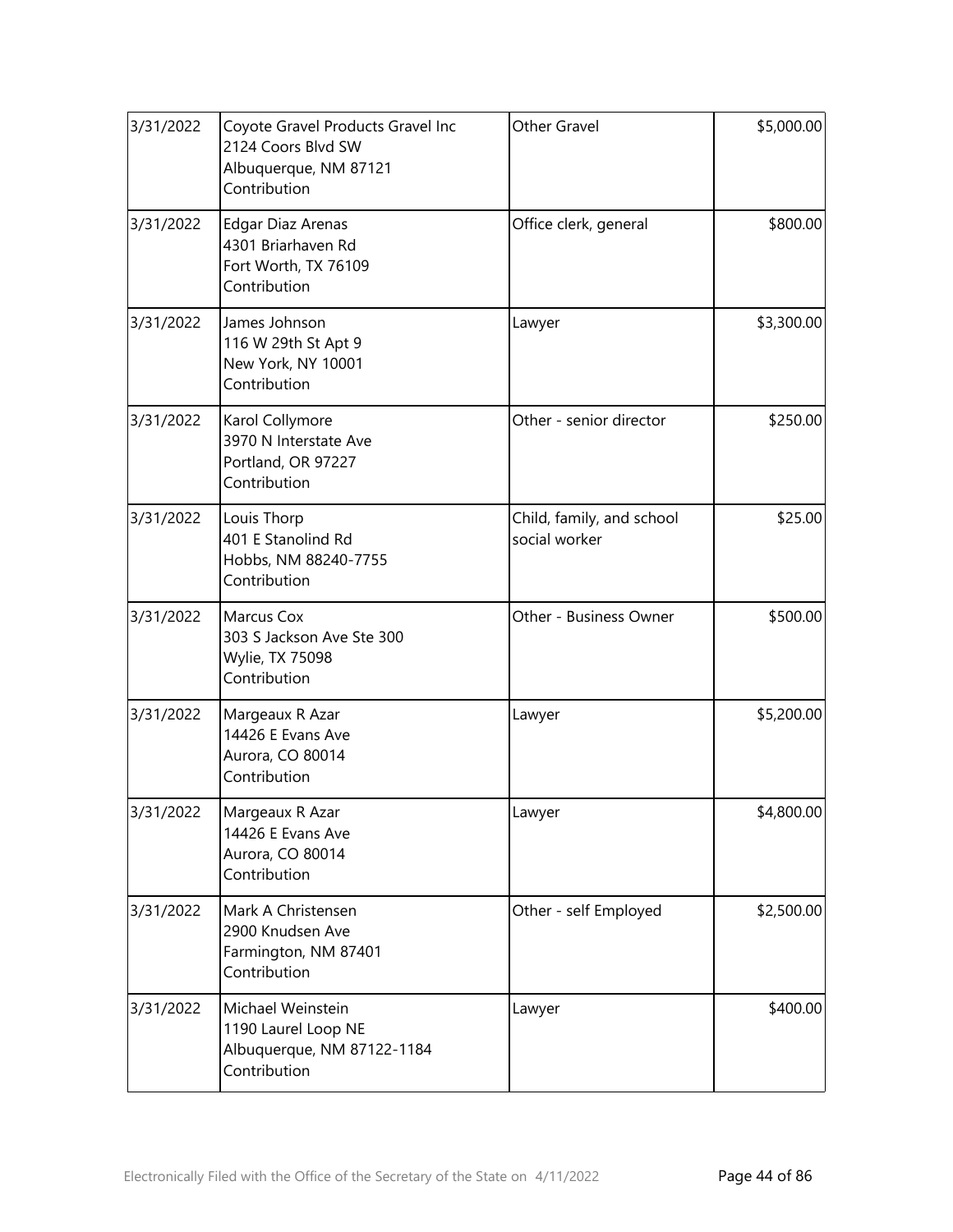| | | | |
|---|---|---|---|
| 3/31/2022 | Coyote Gravel Products Gravel Inc<br>2124 Coors Blvd SW<br>Albuquerque, NM 87121<br>Contribution | Other Gravel | $5,000.00 |
| 3/31/2022 | Edgar Diaz Arenas<br>4301 Briarhaven Rd<br>Fort Worth, TX 76109<br>Contribution | Office clerk, general | $800.00 |
| 3/31/2022 | James Johnson<br>116 W 29th St Apt 9<br>New York, NY 10001<br>Contribution | Lawyer | $3,300.00 |
| 3/31/2022 | Karol Collymore<br>3970 N Interstate Ave<br>Portland, OR 97227<br>Contribution | Other - senior director | $250.00 |
| 3/31/2022 | Louis Thorp<br>401 E Stanolind Rd<br>Hobbs, NM 88240-7755<br>Contribution | Child, family, and school social worker | $25.00 |
| 3/31/2022 | Marcus Cox<br>303 S Jackson Ave Ste 300<br>Wylie, TX 75098<br>Contribution | Other - Business Owner | $500.00 |
| 3/31/2022 | Margeaux R Azar<br>14426 E Evans Ave<br>Aurora, CO 80014<br>Contribution | Lawyer | $5,200.00 |
| 3/31/2022 | Margeaux R Azar<br>14426 E Evans Ave<br>Aurora, CO 80014<br>Contribution | Lawyer | $4,800.00 |
| 3/31/2022 | Mark A Christensen<br>2900 Knudsen Ave<br>Farmington, NM 87401<br>Contribution | Other - self Employed | $2,500.00 |
| 3/31/2022 | Michael Weinstein<br>1190 Laurel Loop NE<br>Albuquerque, NM 87122-1184<br>Contribution | Lawyer | $400.00 |

Electronically Filed with the Office of the Secretary of the State on 4/11/2022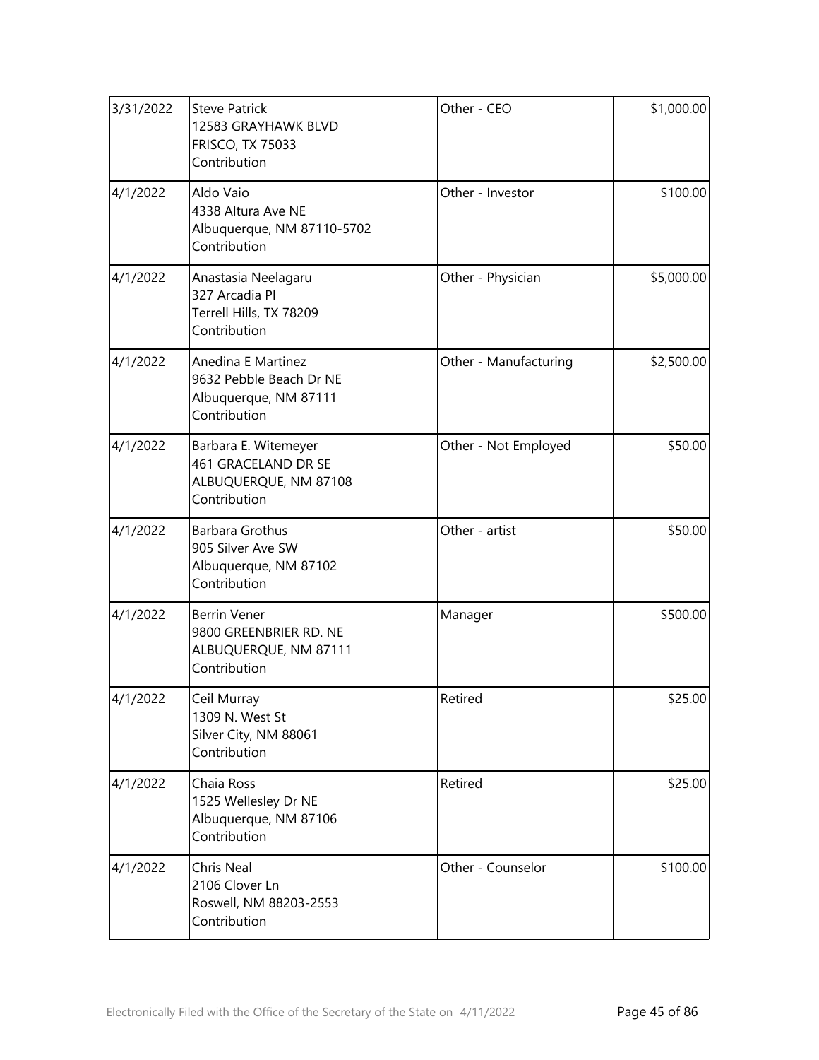| | | | |
|---|---|---|---|
| 3/31/2022 | Steve Patrick<br>12583 GRAYHAWK BLVD<br>FRISCO, TX 75033<br>Contribution | Other - CEO | $1,000.00 |
| 4/1/2022 | Aldo Vaio<br>4338 Altura Ave NE<br>Albuquerque, NM 87110-5702<br>Contribution | Other - Investor | $100.00 |
| 4/1/2022 | Anastasia Neelagaru<br>327 Arcadia Pl<br>Terrell Hills, TX 78209<br>Contribution | Other - Physician | $5,000.00 |
| 4/1/2022 | Anedina E Martinez<br>9632 Pebble Beach Dr NE<br>Albuquerque, NM 87111<br>Contribution | Other - Manufacturing | $2,500.00 |
| 4/1/2022 | Barbara E. Witemeyer<br>461 GRACELAND DR SE<br>ALBUQUERQUE, NM 87108<br>Contribution | Other - Not Employed | $50.00 |
| 4/1/2022 | Barbara Grothus<br>905 Silver Ave SW<br>Albuquerque, NM 87102<br>Contribution | Other - artist | $50.00 |
| 4/1/2022 | Berrin Vener<br>9800 GREENBRIER RD. NE<br>ALBUQUERQUE, NM 87111<br>Contribution | Manager | $500.00 |
| 4/1/2022 | Ceil Murray<br>1309 N. West St<br>Silver City, NM 88061<br>Contribution | Retired | $25.00 |
| 4/1/2022 | Chaia Ross<br>1525 Wellesley Dr NE<br>Albuquerque, NM 87106<br>Contribution | Retired | $25.00 |
| 4/1/2022 | Chris Neal<br>2106 Clover Ln<br>Roswell, NM 88203-2553<br>Contribution | Other - Counselor | $100.00 |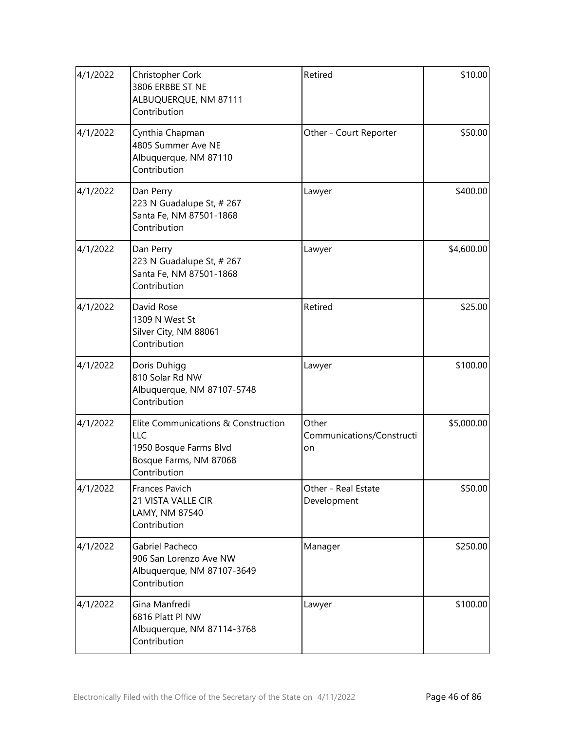| | | | |
|---|---|---|---|
| 4/1/2022 | Christopher Cork<br>3806 ERBBE ST NE<br>ALBUQUERQUE, NM 87111<br>Contribution | Retired | $10.00 |
| 4/1/2022 | Cynthia Chapman<br>4805 Summer Ave NE<br>Albuquerque, NM 87110<br>Contribution | Other - Court Reporter | $50.00 |
| 4/1/2022 | Dan Perry<br>223 N Guadalupe St, # 267<br>Santa Fe, NM 87501-1868<br>Contribution | Lawyer | $400.00 |
| 4/1/2022 | Dan Perry<br>223 N Guadalupe St, # 267<br>Santa Fe, NM 87501-1868<br>Contribution | Lawyer | $4,600.00 |
| 4/1/2022 | David Rose<br>1309 N West St<br>Silver City, NM 88061<br>Contribution | Retired | $25.00 |
| 4/1/2022 | Doris Duhigg<br>810 Solar Rd NW<br>Albuquerque, NM 87107-5748<br>Contribution | Lawyer | $100.00 |
| 4/1/2022 | Elite Communications & Construction LLC<br>1950 Bosque Farms Blvd<br>Bosque Farms, NM 87068<br>Contribution | Other Communications/Construction | $5,000.00 |
| 4/1/2022 | Frances Pavich<br>21 VISTA VALLE CIR<br>LAMY, NM 87540<br>Contribution | Other - Real Estate Development | $50.00 |
| 4/1/2022 | Gabriel Pacheco<br>906 San Lorenzo Ave NW<br>Albuquerque, NM 87107-3649<br>Contribution | Manager | $250.00 |
| 4/1/2022 | Gina Manfredi<br>6816 Platt Pl NW<br>Albuquerque, NM 87114-3768<br>Contribution | Lawyer | $100.00 |

Electronically Filed with the Office of the Secretary of the State on 4/11/2022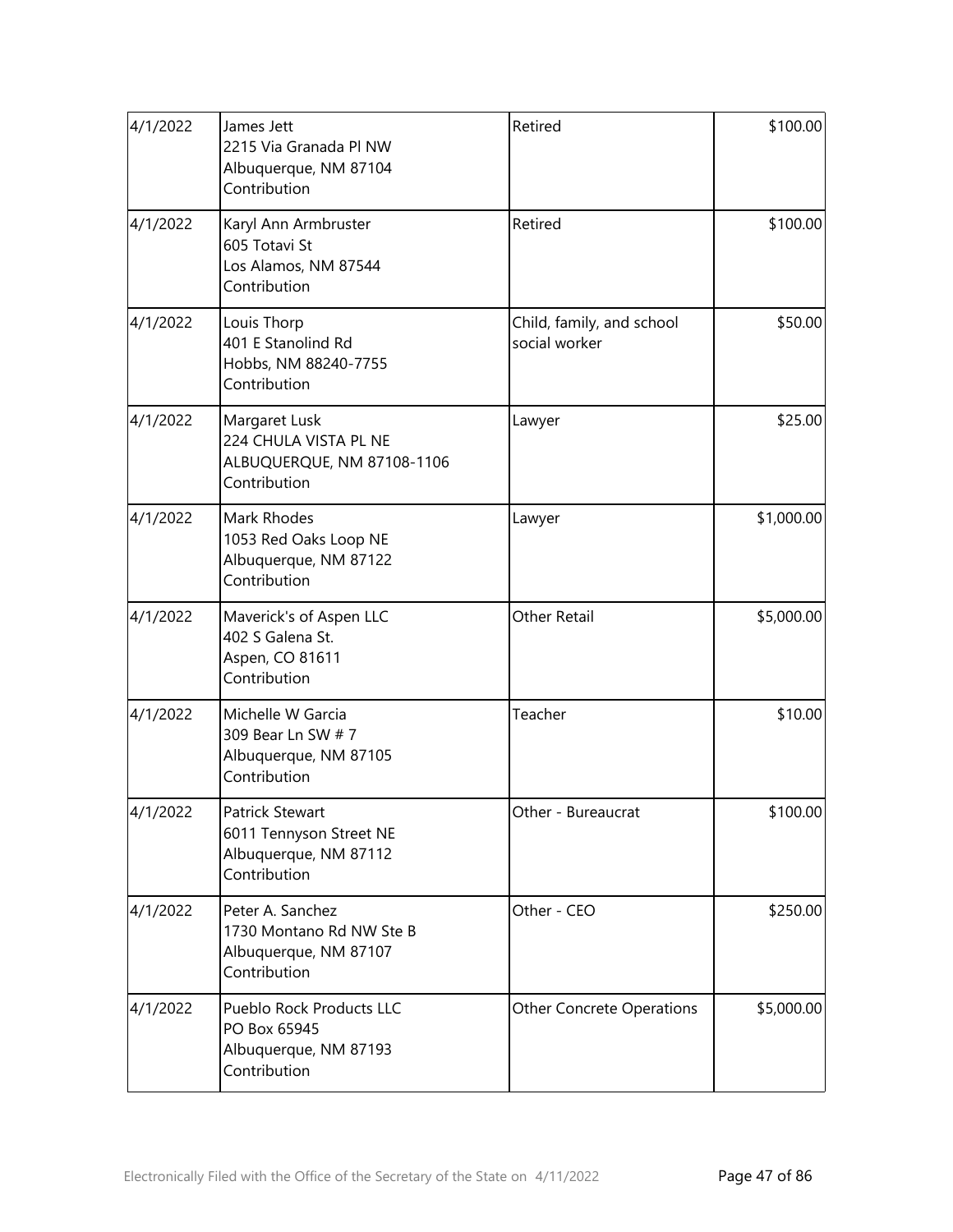| | | | |
|---|---|---|---|
| 4/1/2022 | James Jett<br>2215 Via Granada Pl NW<br>Albuquerque, NM 87104<br>Contribution | Retired | $100.00 |
| 4/1/2022 | Karyl Ann Armbruster<br>605 Totavi St<br>Los Alamos, NM 87544<br>Contribution | Retired | $100.00 |
| 4/1/2022 | Louis Thorp<br>401 E Stanolind Rd<br>Hobbs, NM 88240-7755<br>Contribution | Child, family, and school social worker | $50.00 |
| 4/1/2022 | Margaret Lusk<br>224 CHULA VISTA PL NE<br>ALBUQUERQUE, NM 87108-1106<br>Contribution | Lawyer | $25.00 |
| 4/1/2022 | Mark Rhodes<br>1053 Red Oaks Loop NE<br>Albuquerque, NM 87122<br>Contribution | Lawyer | $1,000.00 |
| 4/1/2022 | Maverick's of Aspen LLC<br>402 S Galena St.<br>Aspen, CO 81611<br>Contribution | Other Retail | $5,000.00 |
| 4/1/2022 | Michelle W Garcia<br>309 Bear Ln SW # 7<br>Albuquerque, NM 87105<br>Contribution | Teacher | $10.00 |
| 4/1/2022 | Patrick Stewart<br>6011 Tennyson Street NE<br>Albuquerque, NM 87112<br>Contribution | Other - Bureaucrat | $100.00 |
| 4/1/2022 | Peter A. Sanchez<br>1730 Montano Rd NW Ste B<br>Albuquerque, NM 87107<br>Contribution | Other - CEO | $250.00 |
| 4/1/2022 | Pueblo Rock Products LLC<br>PO Box 65945<br>Albuquerque, NM 87193<br>Contribution | Other Concrete Operations | $5,000.00 |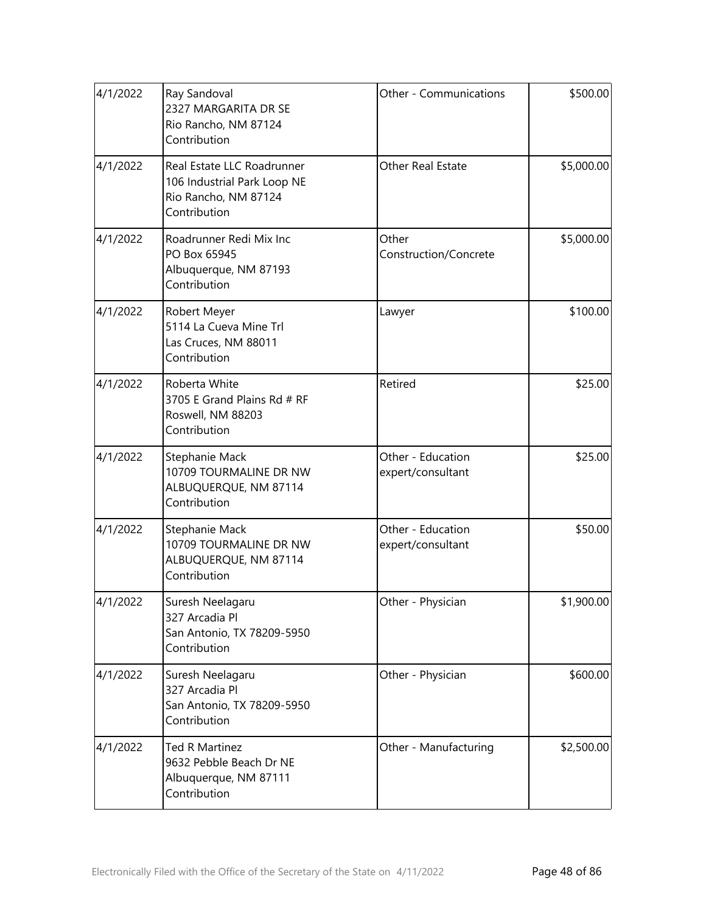| | | | |
|---|---|---|---|
| 4/1/2022 | Ray Sandoval<br>2327 MARGARITA DR SE<br>Rio Rancho, NM 87124<br>Contribution | Other - Communications | \$500.00 |
| 4/1/2022 | Real Estate LLC Roadrunner<br>106 Industrial Park Loop NE<br>Rio Rancho, NM 87124<br>Contribution | Other Real Estate | \$5,000.00 |
| 4/1/2022 | Roadrunner Redi Mix Inc<br>PO Box 65945<br>Albuquerque, NM 87193<br>Contribution | Other<br>Construction/Concrete | \$5,000.00 |
| 4/1/2022 | Robert Meyer<br>5114 La Cueva Mine Trl<br>Las Cruces, NM 88011<br>Contribution | Lawyer | \$100.00 |
| 4/1/2022 | Roberta White<br>3705 E Grand Plains Rd # RF<br>Roswell, NM 88203<br>Contribution | Retired | \$25.00 |
| 4/1/2022 | Stephanie Mack<br>10709 TOURMALINE DR NW<br>ALBUQUERQUE, NM 87114<br>Contribution | Other - Education<br>expert/consultant | \$25.00 |
| 4/1/2022 | Stephanie Mack<br>10709 TOURMALINE DR NW<br>ALBUQUERQUE, NM 87114<br>Contribution | Other - Education<br>expert/consultant | \$50.00 |
| 4/1/2022 | Suresh Neelagaru<br>327 Arcadia Pl<br>San Antonio, TX 78209-5950<br>Contribution | Other - Physician | \$1,900.00 |
| 4/1/2022 | Suresh Neelagaru<br>327 Arcadia Pl<br>San Antonio, TX 78209-5950<br>Contribution | Other - Physician | \$600.00 |
| 4/1/2022 | Ted R Martinez<br>9632 Pebble Beach Dr NE<br>Albuquerque, NM 87111<br>Contribution | Other - Manufacturing | \$2,500.00 |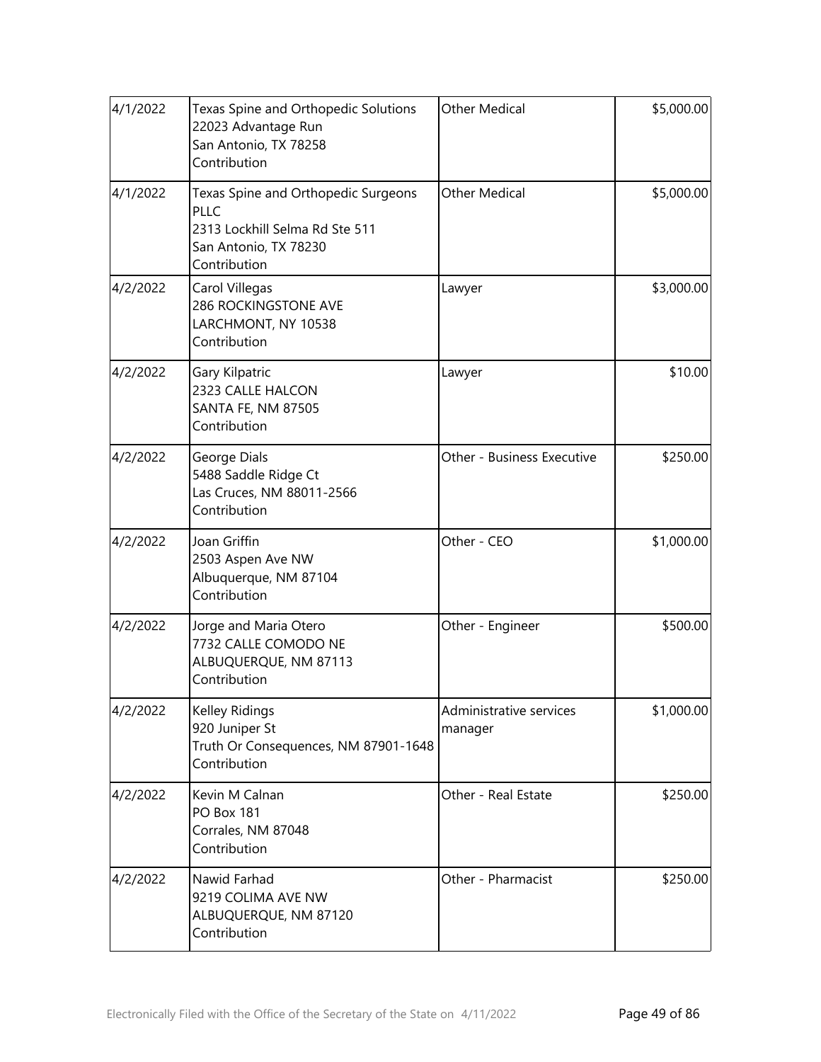| | | | |
|---|---|---|---|
| 4/1/2022 | Texas Spine and Orthopedic Solutions<br>22023 Advantage Run<br>San Antonio, TX 78258<br>Contribution | Other Medical | $5,000.00 |
| 4/1/2022 | Texas Spine and Orthopedic Surgeons PLLC<br>2313 Lockhill Selma Rd Ste 511<br>San Antonio, TX 78230<br>Contribution | Other Medical | $5,000.00 |
| 4/2/2022 | Carol Villegas<br>286 ROCKINGSTONE AVE<br>LARCHMONT, NY 10538<br>Contribution | Lawyer | $3,000.00 |
| 4/2/2022 | Gary Kilpatric<br>2323 CALLE HALCON<br>SANTA FE, NM 87505<br>Contribution | Lawyer | $10.00 |
| 4/2/2022 | George Dials<br>5488 Saddle Ridge Ct<br>Las Cruces, NM 88011-2566<br>Contribution | Other - Business Executive | $250.00 |
| 4/2/2022 | Joan Griffin<br>2503 Aspen Ave NW<br>Albuquerque, NM 87104<br>Contribution | Other - CEO | $1,000.00 |
| 4/2/2022 | Jorge and Maria Otero<br>7732 CALLE COMODO NE<br>ALBUQUERQUE, NM 87113<br>Contribution | Other - Engineer | $500.00 |
| 4/2/2022 | Kelley Ridings<br>920 Juniper St<br>Truth Or Consequences, NM 87901-1648<br>Contribution | Administrative services manager | $1,000.00 |
| 4/2/2022 | Kevin M Calnan<br>PO Box 181<br>Corrales, NM 87048<br>Contribution | Other - Real Estate | $250.00 |
| 4/2/2022 | Nawid Farhad<br>9219 COLIMA AVE NW<br>ALBUQUERQUE, NM 87120<br>Contribution | Other - Pharmacist | $250.00 |

Electronically Filed with the Office of the Secretary of the State on 4/11/2022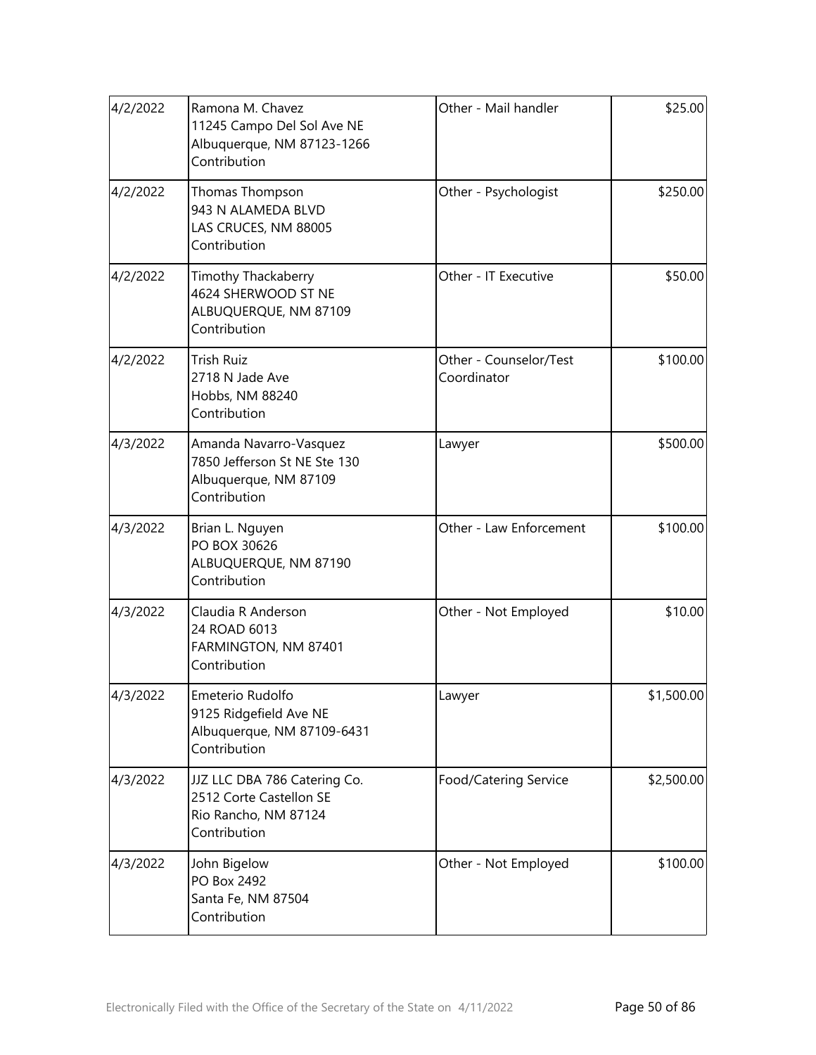| | | | |
|---|---|---|---|
| 4/2/2022 | Ramona M. Chavez<br>11245 Campo Del Sol Ave NE<br>Albuquerque, NM 87123-1266<br>Contribution | Other - Mail handler | $25.00 |
| 4/2/2022 | Thomas Thompson<br>943 N ALAMEDA BLVD<br>LAS CRUCES, NM 88005<br>Contribution | Other - Psychologist | $250.00 |
| 4/2/2022 | Timothy Thackaberry<br>4624 SHERWOOD ST NE<br>ALBUQUERQUE, NM 87109<br>Contribution | Other - IT Executive | $50.00 |
| 4/2/2022 | Trish Ruiz<br>2718 N Jade Ave<br>Hobbs, NM 88240<br>Contribution | Other - Counselor/Test Coordinator | $100.00 |
| 4/3/2022 | Amanda Navarro-Vasquez<br>7850 Jefferson St NE Ste 130<br>Albuquerque, NM 87109<br>Contribution | Lawyer | $500.00 |
| 4/3/2022 | Brian L. Nguyen<br>PO BOX 30626<br>ALBUQUERQUE, NM 87190<br>Contribution | Other - Law Enforcement | $100.00 |
| 4/3/2022 | Claudia R Anderson<br>24 ROAD 6013<br>FARMINGTON, NM 87401<br>Contribution | Other - Not Employed | $10.00 |
| 4/3/2022 | Emeterio Rudolfo<br>9125 Ridgefield Ave NE<br>Albuquerque, NM 87109-6431<br>Contribution | Lawyer | $1,500.00 |
| 4/3/2022 | JJZ LLC DBA 786 Catering Co.<br>2512 Corte Castellon SE<br>Rio Rancho, NM 87124<br>Contribution | Food/Catering Service | $2,500.00 |
| 4/3/2022 | John Bigelow<br>PO Box 2492<br>Santa Fe, NM 87504<br>Contribution | Other - Not Employed | $100.00 |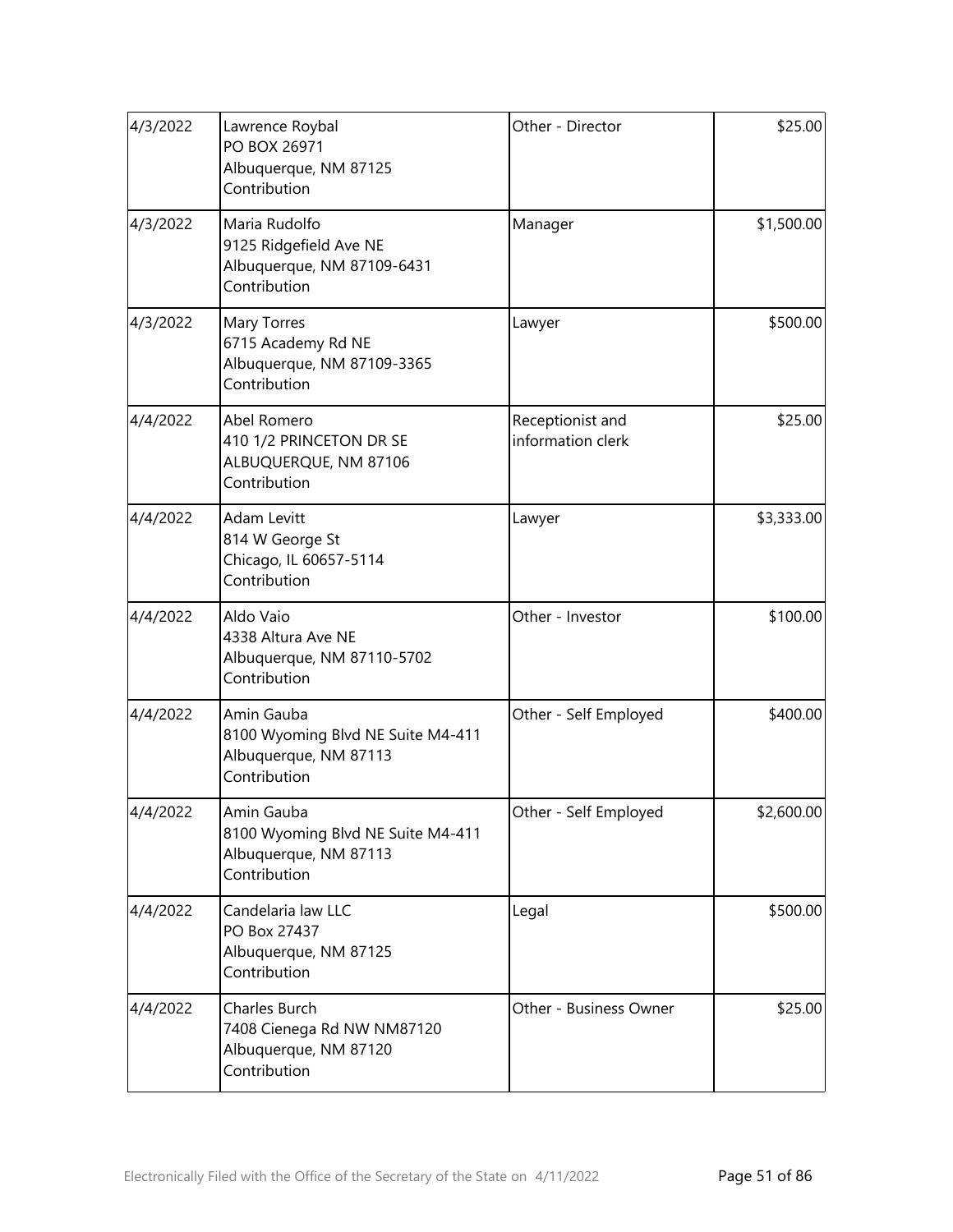| | | | |
|---|---|---|---|
| 4/3/2022 | Lawrence Roybal<br>PO BOX 26971<br>Albuquerque, NM 87125<br>Contribution | Other - Director | $25.00 |
| 4/3/2022 | Maria Rudolfo<br>9125 Ridgefield Ave NE<br>Albuquerque, NM 87109-6431<br>Contribution | Manager | $1,500.00 |
| 4/3/2022 | Mary Torres<br>6715 Academy Rd NE<br>Albuquerque, NM 87109-3365<br>Contribution | Lawyer | $500.00 |
| 4/4/2022 | Abel Romero<br>410 1/2 PRINCETON DR SE<br>ALBUQUERQUE, NM 87106<br>Contribution | Receptionist and information clerk | $25.00 |
| 4/4/2022 | Adam Levitt<br>814 W George St<br>Chicago, IL 60657-5114<br>Contribution | Lawyer | $3,333.00 |
| 4/4/2022 | Aldo Vaio<br>4338 Altura Ave NE<br>Albuquerque, NM 87110-5702<br>Contribution | Other - Investor | $100.00 |
| 4/4/2022 | Amin Gauba<br>8100 Wyoming Blvd NE Suite M4-411<br>Albuquerque, NM 87113<br>Contribution | Other - Self Employed | $400.00 |
| 4/4/2022 | Amin Gauba<br>8100 Wyoming Blvd NE Suite M4-411<br>Albuquerque, NM 87113<br>Contribution | Other - Self Employed | $2,600.00 |
| 4/4/2022 | Candelaria law LLC<br>PO Box 27437<br>Albuquerque, NM 87125<br>Contribution | Legal | $500.00 |
| 4/4/2022 | Charles Burch<br>7408 Cienega Rd NW NM87120<br>Albuquerque, NM 87120<br>Contribution | Other - Business Owner | $25.00 |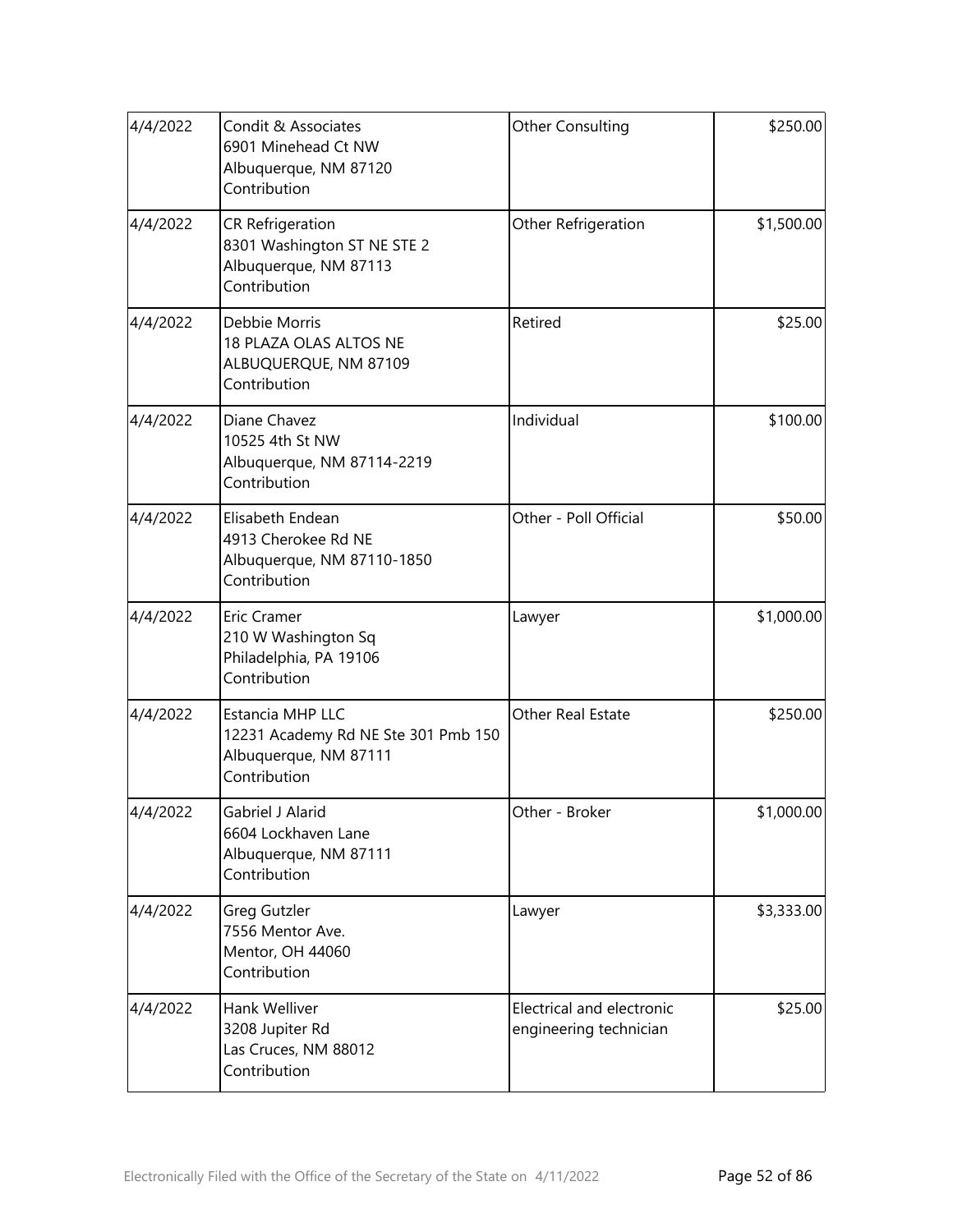| | | | |
|---|---|---|---|
| 4/4/2022 | Condit & Associates<br>6901 Minehead Ct NW<br>Albuquerque, NM 87120<br>Contribution | Other Consulting | $250.00 |
| 4/4/2022 | CR Refrigeration<br>8301 Washington ST NE STE 2<br>Albuquerque, NM 87113<br>Contribution | Other Refrigeration | $1,500.00 |
| 4/4/2022 | Debbie Morris<br>18 PLAZA OLAS ALTOS NE<br>ALBUQUERQUE, NM 87109<br>Contribution | Retired | $25.00 |
| 4/4/2022 | Diane Chavez<br>10525 4th St NW<br>Albuquerque, NM 87114-2219<br>Contribution | Individual | $100.00 |
| 4/4/2022 | Elisabeth Endean<br>4913 Cherokee Rd NE<br>Albuquerque, NM 87110-1850<br>Contribution | Other - Poll Official | $50.00 |
| 4/4/2022 | Eric Cramer<br>210 W Washington Sq<br>Philadelphia, PA 19106<br>Contribution | Lawyer | $1,000.00 |
| 4/4/2022 | Estancia MHP LLC<br>12231 Academy Rd NE Ste 301 Pmb 150<br>Albuquerque, NM 87111<br>Contribution | Other Real Estate | $250.00 |
| 4/4/2022 | Gabriel J Alarid<br>6604 Lockhaven Lane<br>Albuquerque, NM 87111<br>Contribution | Other - Broker | $1,000.00 |
| 4/4/2022 | Greg Gutzler<br>7556 Mentor Ave.<br>Mentor, OH 44060<br>Contribution | Lawyer | $3,333.00 |
| 4/4/2022 | Hank Welliver<br>3208 Jupiter Rd<br>Las Cruces, NM 88012<br>Contribution | Electrical and electronic engineering technician | $25.00 |

Electronically Filed with the Office of the Secretary of the State on 4/11/2022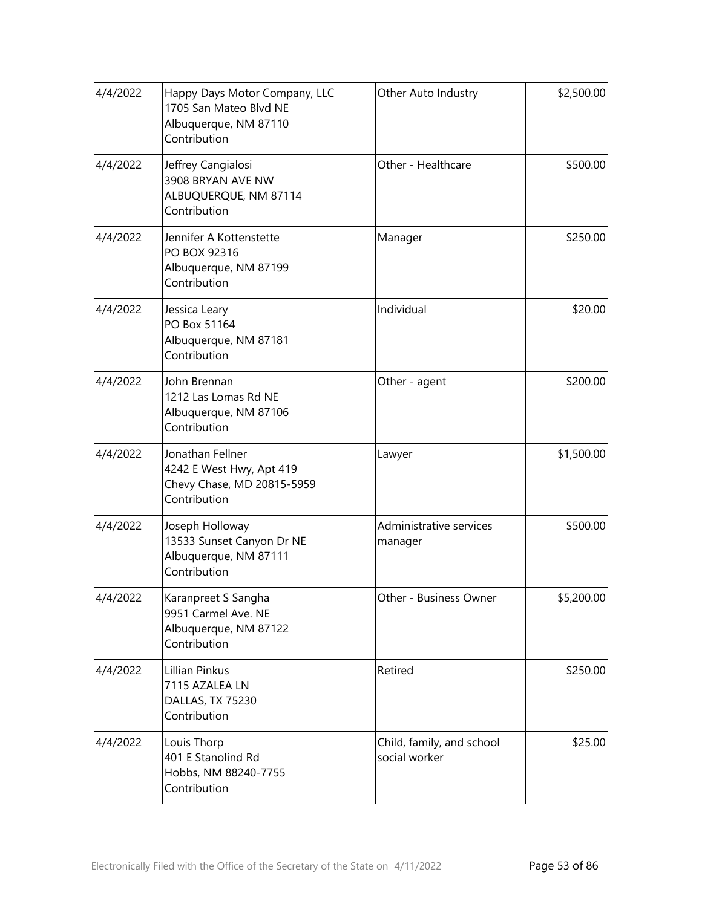| | | | |
|---|---|---|---|
| 4/4/2022 | Happy Days Motor Company, LLC<br>1705 San Mateo Blvd NE<br>Albuquerque, NM 87110<br>Contribution | Other Auto Industry | $2,500.00 |
| 4/4/2022 | Jeffrey Cangialosi<br>3908 BRYAN AVE NW<br>ALBUQUERQUE, NM 87114<br>Contribution | Other - Healthcare | $500.00 |
| 4/4/2022 | Jennifer A Kottenstette<br>PO BOX 92316<br>Albuquerque, NM 87199<br>Contribution | Manager | $250.00 |
| 4/4/2022 | Jessica Leary<br>PO Box 51164<br>Albuquerque, NM 87181<br>Contribution | Individual | $20.00 |
| 4/4/2022 | John Brennan<br>1212 Las Lomas Rd NE<br>Albuquerque, NM 87106<br>Contribution | Other - agent | $200.00 |
| 4/4/2022 | Jonathan Fellner<br>4242 E West Hwy, Apt 419<br>Chevy Chase, MD 20815-5959<br>Contribution | Lawyer | $1,500.00 |
| 4/4/2022 | Joseph Holloway<br>13533 Sunset Canyon Dr NE<br>Albuquerque, NM 87111<br>Contribution | Administrative services manager | $500.00 |
| 4/4/2022 | Karanpreet S Sangha<br>9951 Carmel Ave. NE<br>Albuquerque, NM 87122<br>Contribution | Other - Business Owner | $5,200.00 |
| 4/4/2022 | Lillian Pinkus<br>7115 AZALEA LN<br>DALLAS, TX 75230<br>Contribution | Retired | $250.00 |
| 4/4/2022 | Louis Thorp<br>401 E Stanolind Rd<br>Hobbs, NM 88240-7755<br>Contribution | Child, family, and school social worker | $25.00 |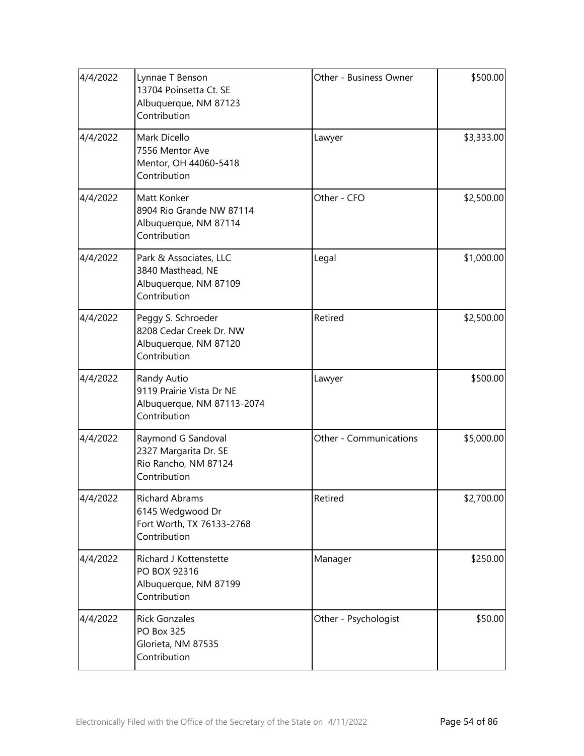| | | | |
|---|---|---|---|
| 4/4/2022 | Lynnae T Benson<br>13704 Poinsetta Ct. SE<br>Albuquerque, NM 87123<br>Contribution | Other - Business Owner | $500.00 |
| 4/4/2022 | Mark Dicello<br>7556 Mentor Ave<br>Mentor, OH 44060-5418<br>Contribution | Lawyer | $3,333.00 |
| 4/4/2022 | Matt Konker<br>8904 Rio Grande NW 87114<br>Albuquerque, NM 87114<br>Contribution | Other - CFO | $2,500.00 |
| 4/4/2022 | Park & Associates, LLC<br>3840 Masthead, NE<br>Albuquerque, NM 87109<br>Contribution | Legal | $1,000.00 |
| 4/4/2022 | Peggy S. Schroeder<br>8208 Cedar Creek Dr. NW<br>Albuquerque, NM 87120<br>Contribution | Retired | $2,500.00 |
| 4/4/2022 | Randy Autio<br>9119 Prairie Vista Dr NE<br>Albuquerque, NM 87113-2074<br>Contribution | Lawyer | $500.00 |
| 4/4/2022 | Raymond G Sandoval<br>2327 Margarita Dr. SE<br>Rio Rancho, NM 87124<br>Contribution | Other - Communications | $5,000.00 |
| 4/4/2022 | Richard Abrams<br>6145 Wedgwood Dr<br>Fort Worth, TX 76133-2768<br>Contribution | Retired | $2,700.00 |
| 4/4/2022 | Richard J Kottenstette<br>PO BOX 92316<br>Albuquerque, NM 87199<br>Contribution | Manager | $250.00 |
| 4/4/2022 | Rick Gonzales<br>PO Box 325<br>Glorieta, NM 87535<br>Contribution | Other - Psychologist | $50.00 |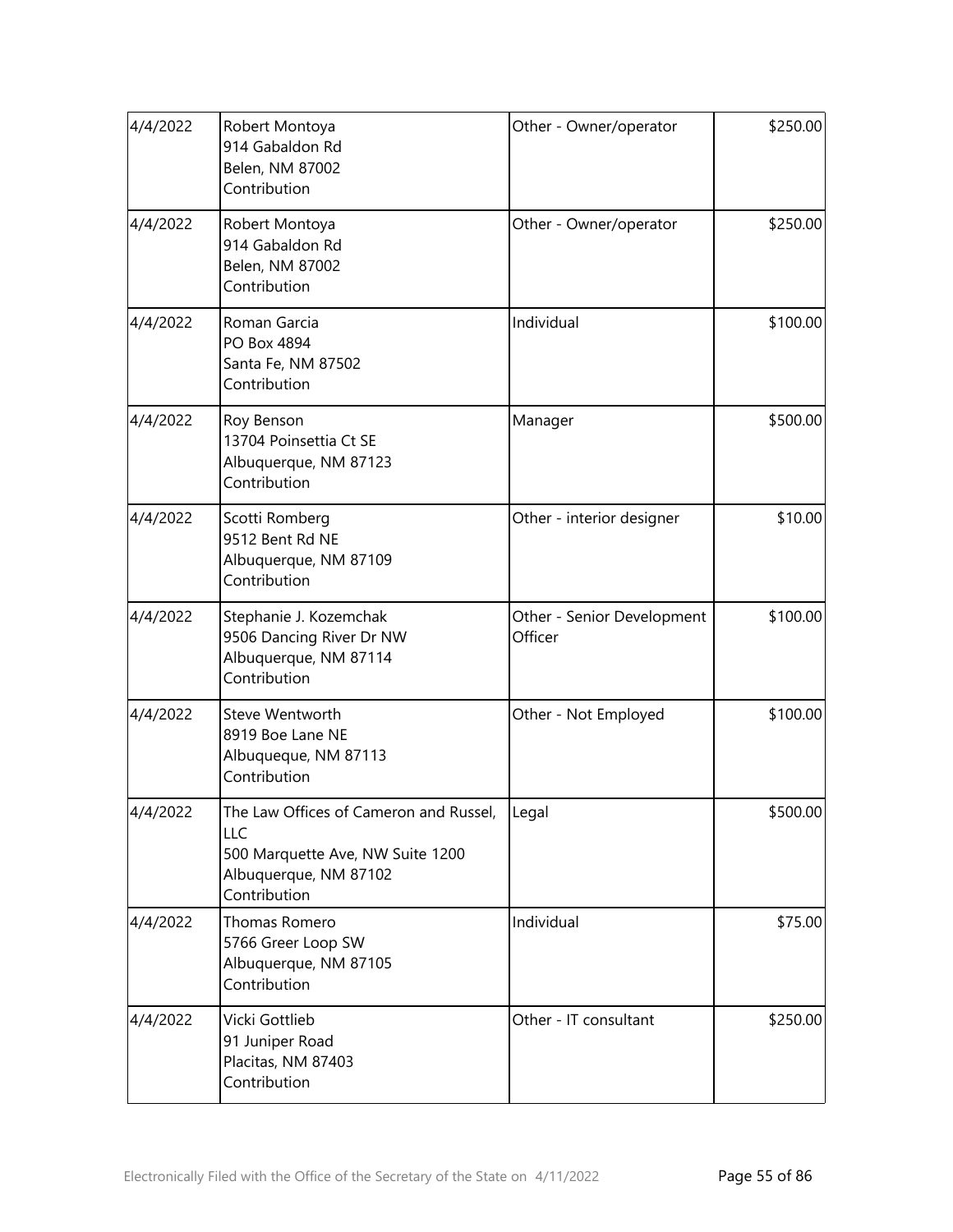| | | | |
|---|---|---|---|
| 4/4/2022 | Robert Montoya<br>914 Gabaldon Rd<br>Belen, NM 87002<br>Contribution | Other - Owner/operator | $250.00 |
| 4/4/2022 | Robert Montoya<br>914 Gabaldon Rd<br>Belen, NM 87002<br>Contribution | Other - Owner/operator | $250.00 |
| 4/4/2022 | Roman Garcia<br>PO Box 4894<br>Santa Fe, NM 87502<br>Contribution | Individual | $100.00 |
| 4/4/2022 | Roy Benson<br>13704 Poinsettia Ct SE<br>Albuquerque, NM 87123<br>Contribution | Manager | $500.00 |
| 4/4/2022 | Scotti Romberg<br>9512 Bent Rd NE<br>Albuquerque, NM 87109<br>Contribution | Other - interior designer | $10.00 |
| 4/4/2022 | Stephanie J. Kozemchak<br>9506 Dancing River Dr NW<br>Albuquerque, NM 87114<br>Contribution | Other - Senior Development Officer | $100.00 |
| 4/4/2022 | Steve Wentworth<br>8919 Boe Lane NE<br>Albuqueque, NM 87113<br>Contribution | Other - Not Employed | $100.00 |
| 4/4/2022 | The Law Offices of Cameron and Russel, LLC<br>500 Marquette Ave, NW Suite 1200<br>Albuquerque, NM 87102<br>Contribution | Legal | $500.00 |
| 4/4/2022 | Thomas Romero<br>5766 Greer Loop SW<br>Albuquerque, NM 87105<br>Contribution | Individual | $75.00 |
| 4/4/2022 | Vicki Gottlieb<br>91 Juniper Road<br>Placitas, NM 87403<br>Contribution | Other - IT consultant | $250.00 |

Electronically Filed with the Office of the Secretary of the State on 4/11/2022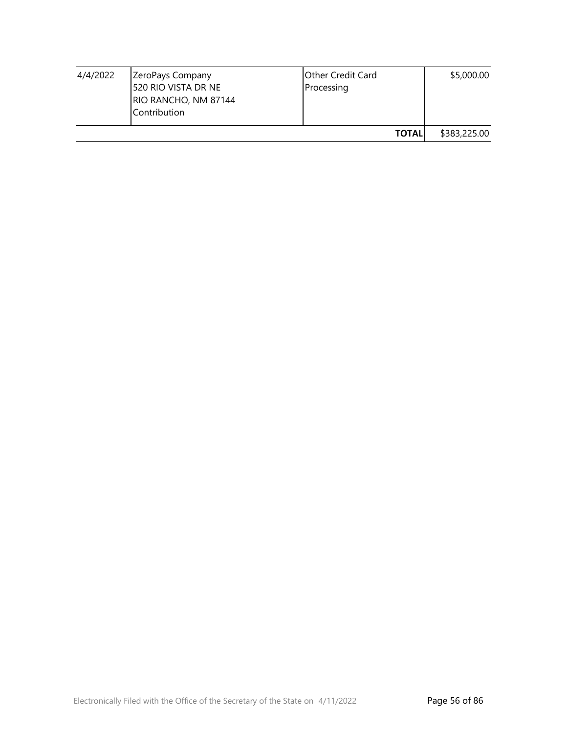| | | | |
|---|---|---|---|
| 4/4/2022 | ZeroPays Company<br>520 RIO VISTA DR NE<br>RIO RANCHO, NM 87144<br>Contribution | Other Credit Card Processing | $5,000.00 |
| | | **TOTAL** | $383,225.00 |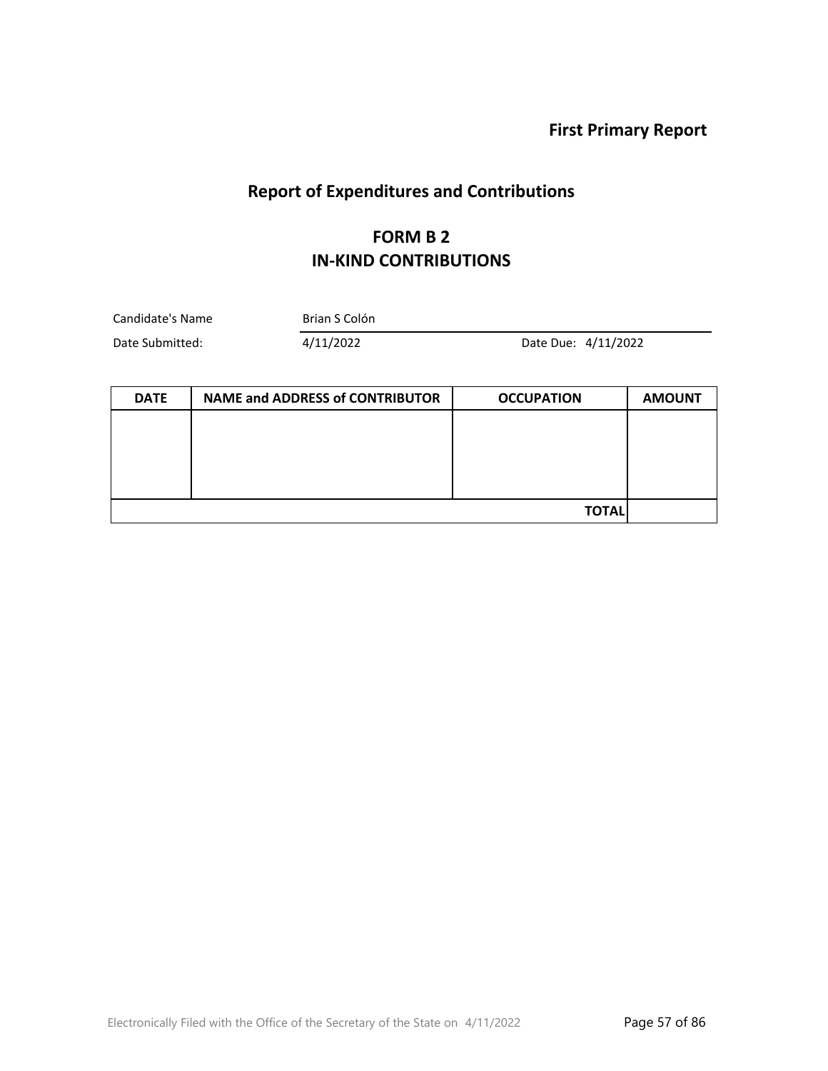**First Primary Report**

## Report of Expenditures and Contributions

## FORM B 2
## IN-KIND CONTRIBUTIONS

Candidate's Name: Brian S Colón

Date Submitted: 4/11/2022 Date Due: 4/11/2022

| DATE | NAME and ADDRESS of CONTRIBUTOR | OCCUPATION | AMOUNT |
|---|---|---|---|
| | | | |
| | | **TOTAL** | |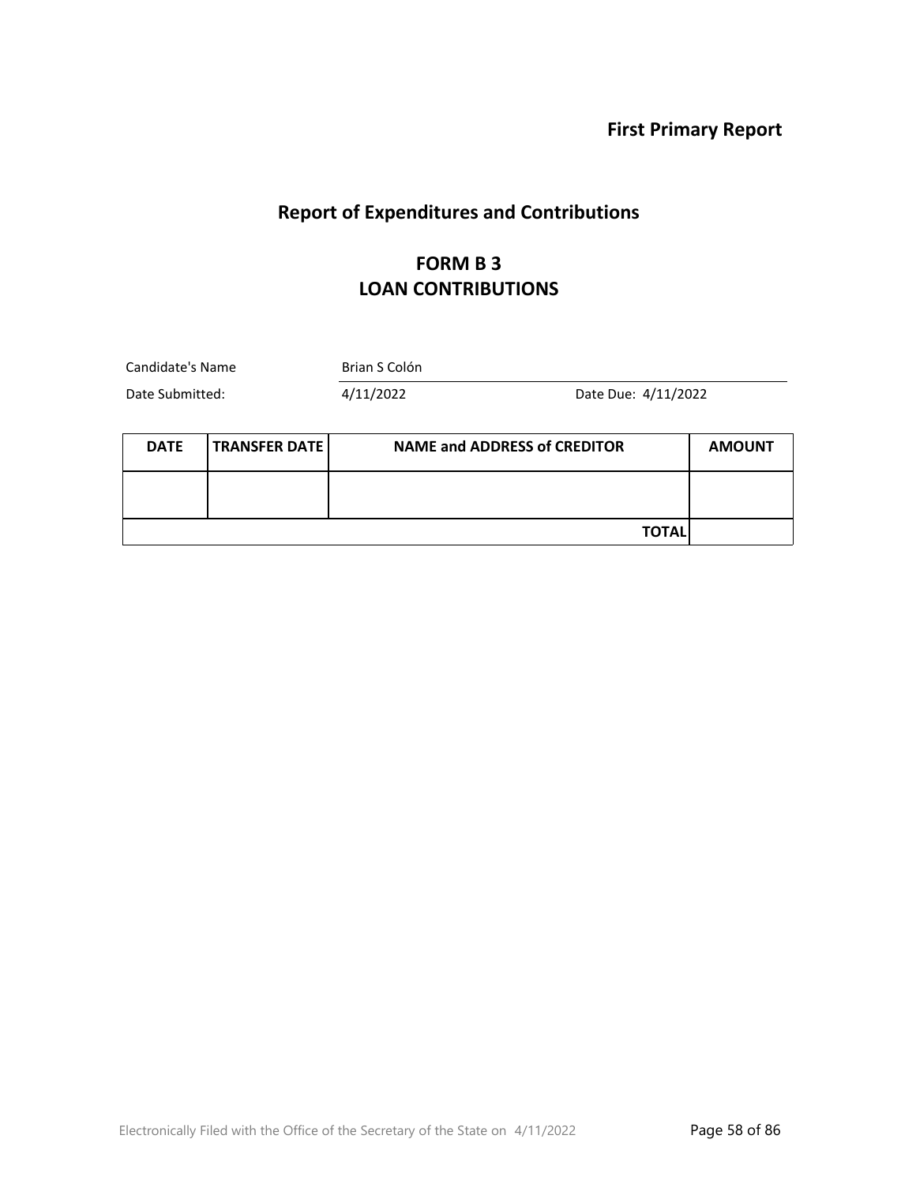**First Primary Report**

## Report of Expenditures and Contributions

## FORM B 3
## LOAN CONTRIBUTIONS

Candidate's Name: Brian S Colón

Date Submitted: 4/11/2022 Date Due: 4/11/2022

| DATE | TRANSFER DATE | NAME and ADDRESS of CREDITOR | AMOUNT |
|---|---|---|---|
| | | | |
| | | **TOTAL** | |

Electronically Filed with the Office of the Secretary of the State on 4/11/2022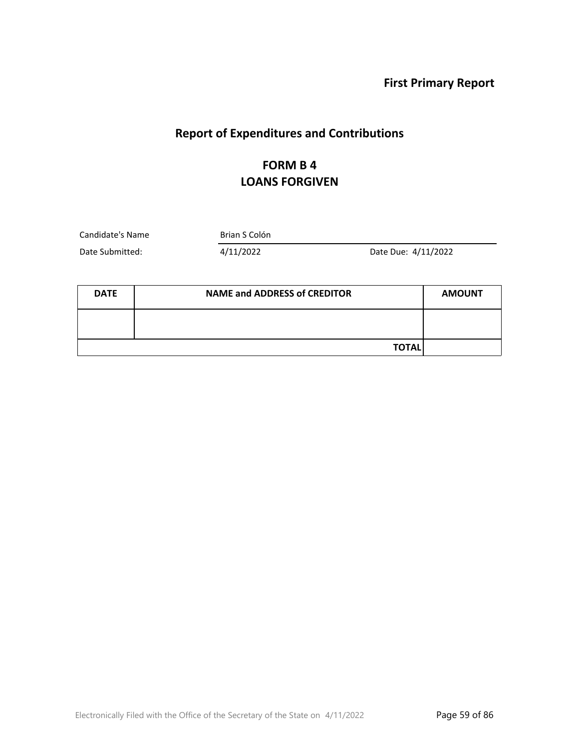**First Primary Report**

## Report of Expenditures and Contributions

### FORM B 4
### LOANS FORGIVEN

Candidate's Name: Brian S Colón

Date Submitted: 4/11/2022 Date Due: 4/11/2022

| DATE | NAME and ADDRESS of CREDITOR | AMOUNT |
|---|---|---|
| | | |
| | **TOTAL** | |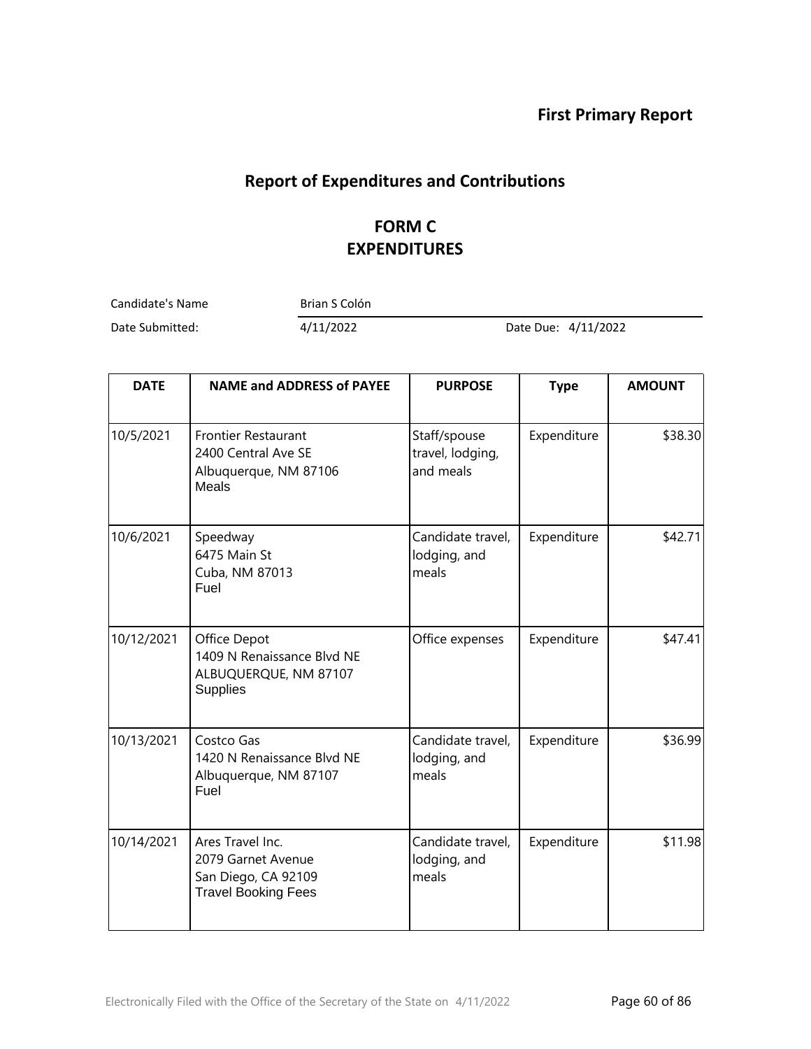**First Primary Report**

## Report of Expenditures and Contributions

### FORM C
### EXPENDITURES

Candidate's Name: Brian S Colón

Date Submitted: 4/11/2022 Date Due: 4/11/2022

| DATE | NAME and ADDRESS of PAYEE | PURPOSE | Type | AMOUNT |
|---|---|---|---|---|
| 10/5/2021 | Frontier Restaurant<br>2400 Central Ave SE<br>Albuquerque, NM 87106<br>Meals | Staff/spouse travel, lodging, and meals | Expenditure | $38.30 |
| 10/6/2021 | Speedway<br>6475 Main St<br>Cuba, NM 87013<br>Fuel | Candidate travel, lodging, and meals | Expenditure | $42.71 |
| 10/12/2021 | Office Depot<br>1409 N Renaissance Blvd NE<br>ALBUQUERQUE, NM 87107<br>Supplies | Office expenses | Expenditure | $47.41 |
| 10/13/2021 | Costco Gas<br>1420 N Renaissance Blvd NE<br>Albuquerque, NM 87107<br>Fuel | Candidate travel, lodging, and meals | Expenditure | $36.99 |
| 10/14/2021 | Ares Travel Inc.<br>2079 Garnet Avenue<br>San Diego, CA 92109<br>Travel Booking Fees | Candidate travel, lodging, and meals | Expenditure | $11.98 |

Electronically Filed with the Office of the Secretary of the State on 4/11/2022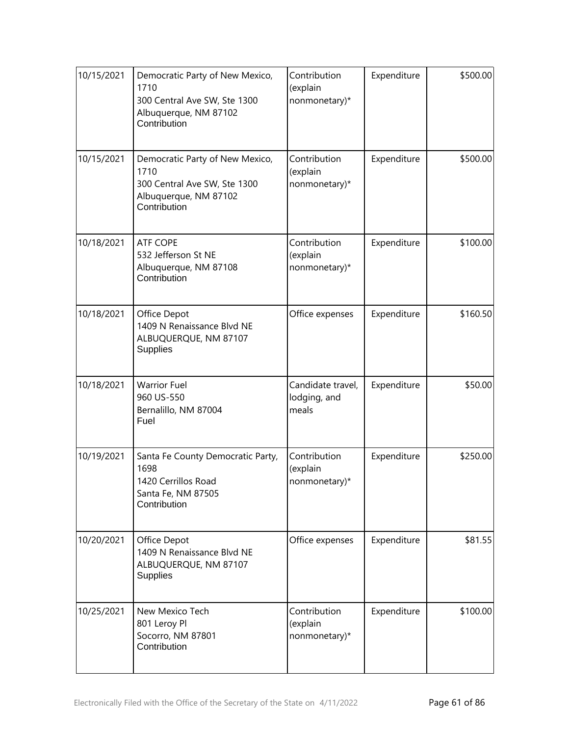| | | | | |
|---|---|---|---|---|
| 10/15/2021 | Democratic Party of New Mexico, 1710<br>300 Central Ave SW, Ste 1300<br>Albuquerque, NM 87102<br>Contribution | Contribution (explain nonmonetary)* | Expenditure | $500.00 |
| 10/15/2021 | Democratic Party of New Mexico, 1710<br>300 Central Ave SW, Ste 1300<br>Albuquerque, NM 87102<br>Contribution | Contribution (explain nonmonetary)* | Expenditure | $500.00 |
| 10/18/2021 | ATF COPE<br>532 Jefferson St NE<br>Albuquerque, NM 87108<br>Contribution | Contribution (explain nonmonetary)* | Expenditure | $100.00 |
| 10/18/2021 | Office Depot<br>1409 N Renaissance Blvd NE<br>ALBUQUERQUE, NM 87107<br>Supplies | Office expenses | Expenditure | $160.50 |
| 10/18/2021 | Warrior Fuel<br>960 US-550<br>Bernalillo, NM 87004<br>Fuel | Candidate travel, lodging, and meals | Expenditure | $50.00 |
| 10/19/2021 | Santa Fe County Democratic Party, 1698<br>1420 Cerrillos Road<br>Santa Fe, NM 87505<br>Contribution | Contribution (explain nonmonetary)* | Expenditure | $250.00 |
| 10/20/2021 | Office Depot<br>1409 N Renaissance Blvd NE<br>ALBUQUERQUE, NM 87107<br>Supplies | Office expenses | Expenditure | $81.55 |
| 10/25/2021 | New Mexico Tech<br>801 Leroy Pl<br>Socorro, NM 87801<br>Contribution | Contribution (explain nonmonetary)* | Expenditure | $100.00 |

Electronically Filed with the Office of the Secretary of the State on 4/11/2022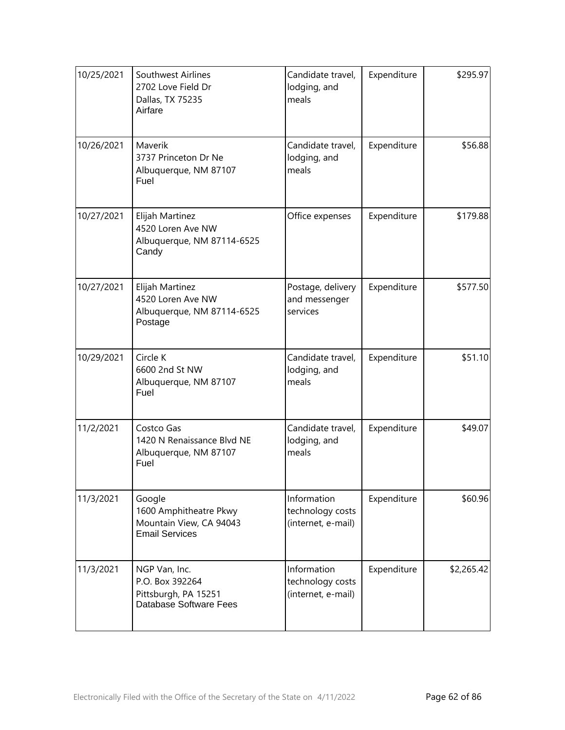| | | | | |
|---|---|---|---|---|
| 10/25/2021 | Southwest Airlines<br>2702 Love Field Dr<br>Dallas, TX 75235<br>Airfare | Candidate travel, lodging, and meals | Expenditure | $295.97 |
| 10/26/2021 | Maverik<br>3737 Princeton Dr Ne<br>Albuquerque, NM 87107<br>Fuel | Candidate travel, lodging, and meals | Expenditure | $56.88 |
| 10/27/2021 | Elijah Martinez<br>4520 Loren Ave NW<br>Albuquerque, NM 87114-6525<br>Candy | Office expenses | Expenditure | $179.88 |
| 10/27/2021 | Elijah Martinez<br>4520 Loren Ave NW<br>Albuquerque, NM 87114-6525<br>Postage | Postage, delivery and messenger services | Expenditure | $577.50 |
| 10/29/2021 | Circle K<br>6600 2nd St NW<br>Albuquerque, NM 87107<br>Fuel | Candidate travel, lodging, and meals | Expenditure | $51.10 |
| 11/2/2021 | Costco Gas<br>1420 N Renaissance Blvd NE<br>Albuquerque, NM 87107<br>Fuel | Candidate travel, lodging, and meals | Expenditure | $49.07 |
| 11/3/2021 | Google<br>1600 Amphitheatre Pkwy<br>Mountain View, CA 94043<br>Email Services | Information technology costs (internet, e-mail) | Expenditure | $60.96 |
| 11/3/2021 | NGP Van, Inc.<br>P.O. Box 392264<br>Pittsburgh, PA 15251<br>Database Software Fees | Information technology costs (internet, e-mail) | Expenditure | $2,265.42 |

Electronically Filed with the Office of the Secretary of the State on 4/11/2022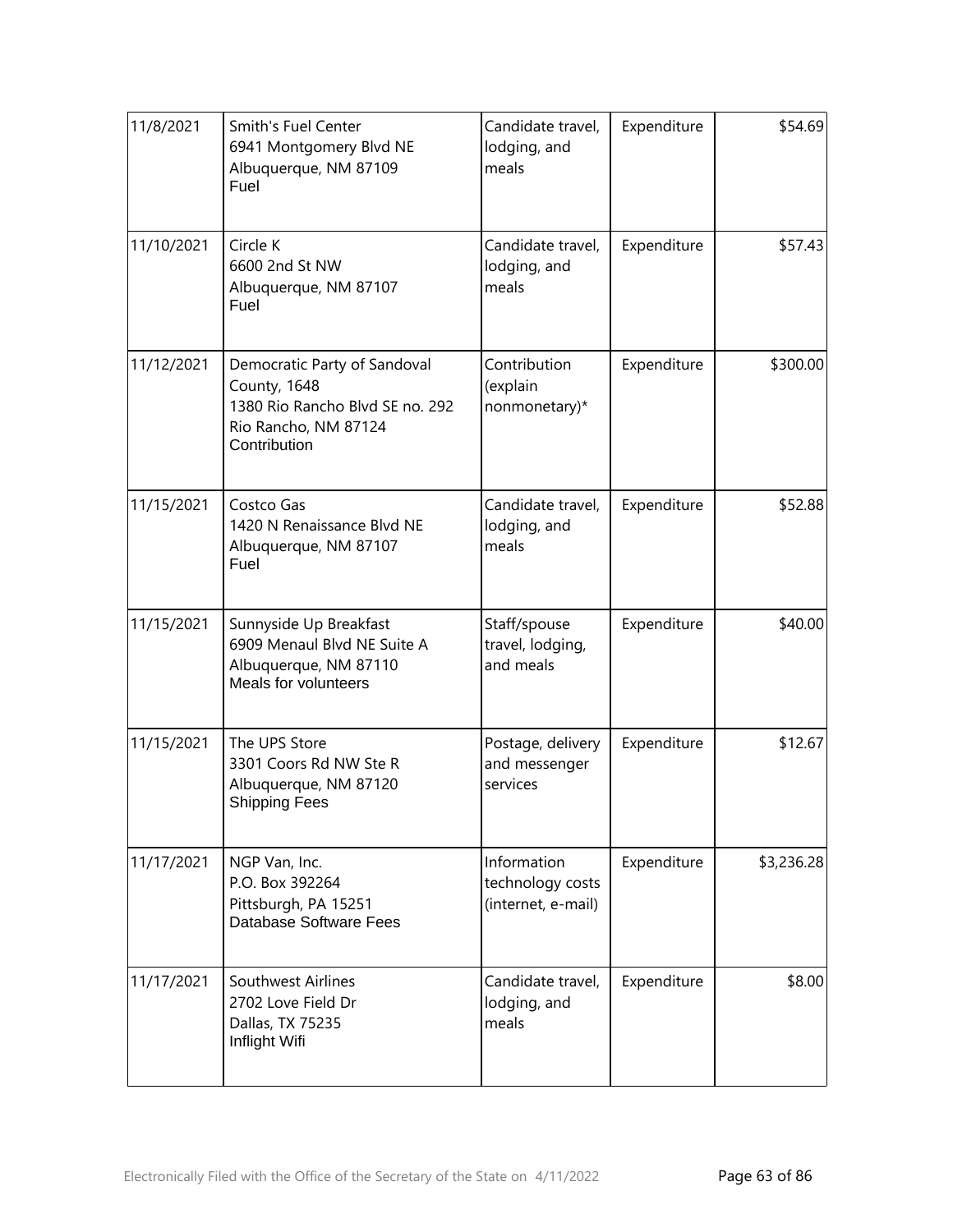| | | | | |
|---|---|---|---|---|
| 11/8/2021 | Smith's Fuel Center<br>6941 Montgomery Blvd NE<br>Albuquerque, NM 87109<br>Fuel | Candidate travel, lodging, and meals | Expenditure | $54.69 |
| 11/10/2021 | Circle K<br>6600 2nd St NW<br>Albuquerque, NM 87107<br>Fuel | Candidate travel, lodging, and meals | Expenditure | $57.43 |
| 11/12/2021 | Democratic Party of Sandoval County, 1648<br>1380 Rio Rancho Blvd SE no. 292<br>Rio Rancho, NM 87124<br>Contribution | Contribution (explain nonmonetary)* | Expenditure | $300.00 |
| 11/15/2021 | Costco Gas<br>1420 N Renaissance Blvd NE<br>Albuquerque, NM 87107<br>Fuel | Candidate travel, lodging, and meals | Expenditure | $52.88 |
| 11/15/2021 | Sunnyside Up Breakfast<br>6909 Menaul Blvd NE Suite A<br>Albuquerque, NM 87110<br>Meals for volunteers | Staff/spouse travel, lodging, and meals | Expenditure | $40.00 |
| 11/15/2021 | The UPS Store<br>3301 Coors Rd NW Ste R<br>Albuquerque, NM 87120<br>Shipping Fees | Postage, delivery and messenger services | Expenditure | $12.67 |
| 11/17/2021 | NGP Van, Inc.<br>P.O. Box 392264<br>Pittsburgh, PA 15251<br>Database Software Fees | Information technology costs (internet, e-mail) | Expenditure | $3,236.28 |
| 11/17/2021 | Southwest Airlines<br>2702 Love Field Dr<br>Dallas, TX 75235<br>Inflight Wifi | Candidate travel, lodging, and meals | Expenditure | $8.00 |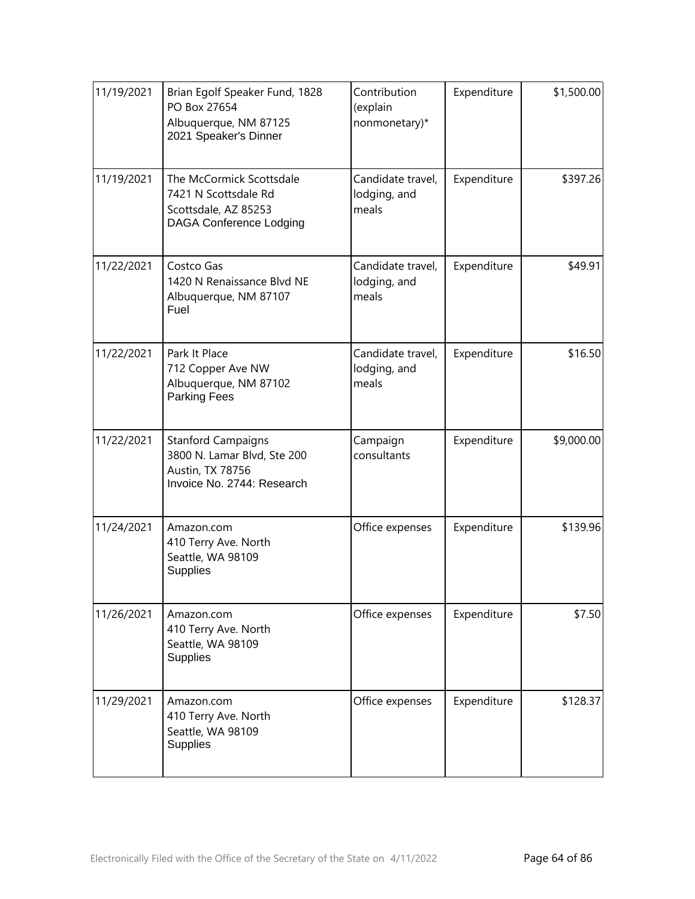| | | | | |
|---|---|---|---|---|
| 11/19/2021 | Brian Egolf Speaker Fund, 1828 PO Box 27654 Albuquerque, NM 87125 2021 Speaker's Dinner | Contribution (explain nonmonetary)* | Expenditure | $1,500.00 |
| 11/19/2021 | The McCormick Scottsdale 7421 N Scottsdale Rd Scottsdale, AZ 85253 DAGA Conference Lodging | Candidate travel, lodging, and meals | Expenditure | $397.26 |
| 11/22/2021 | Costco Gas 1420 N Renaissance Blvd NE Albuquerque, NM 87107 Fuel | Candidate travel, lodging, and meals | Expenditure | $49.91 |
| 11/22/2021 | Park It Place 712 Copper Ave NW Albuquerque, NM 87102 Parking Fees | Candidate travel, lodging, and meals | Expenditure | $16.50 |
| 11/22/2021 | Stanford Campaigns 3800 N. Lamar Blvd, Ste 200 Austin, TX 78756 Invoice No. 2744: Research | Campaign consultants | Expenditure | $9,000.00 |
| 11/24/2021 | Amazon.com 410 Terry Ave. North Seattle, WA 98109 Supplies | Office expenses | Expenditure | $139.96 |
| 11/26/2021 | Amazon.com 410 Terry Ave. North Seattle, WA 98109 Supplies | Office expenses | Expenditure | $7.50 |
| 11/29/2021 | Amazon.com 410 Terry Ave. North Seattle, WA 98109 Supplies | Office expenses | Expenditure | $128.37 |

Electronically Filed with the Office of the Secretary of the State on 4/11/2022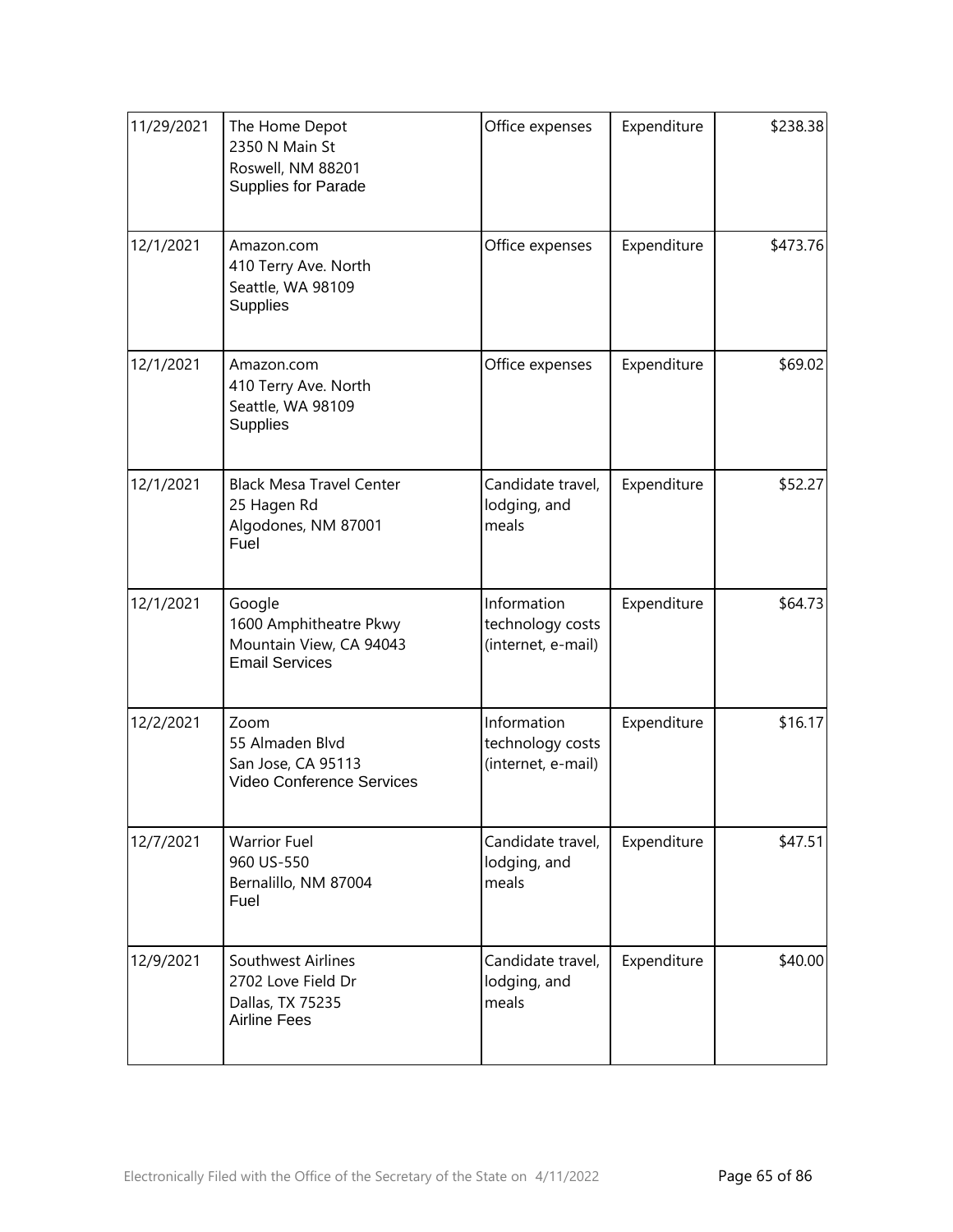| | | | | |
|---|---|---|---|---|
| 11/29/2021 | The Home Depot<br>2350 N Main St<br>Roswell, NM 88201<br>Supplies for Parade | Office expenses | Expenditure | \$238.38 |
| 12/1/2021 | Amazon.com<br>410 Terry Ave. North<br>Seattle, WA 98109<br>Supplies | Office expenses | Expenditure | \$473.76 |
| 12/1/2021 | Amazon.com<br>410 Terry Ave. North<br>Seattle, WA 98109<br>Supplies | Office expenses | Expenditure | \$69.02 |
| 12/1/2021 | Black Mesa Travel Center<br>25 Hagen Rd<br>Algodones, NM 87001<br>Fuel | Candidate travel, lodging, and meals | Expenditure | \$52.27 |
| 12/1/2021 | Google<br>1600 Amphitheatre Pkwy<br>Mountain View, CA 94043<br>Email Services | Information technology costs (internet, e-mail) | Expenditure | \$64.73 |
| 12/2/2021 | Zoom<br>55 Almaden Blvd<br>San Jose, CA 95113<br>Video Conference Services | Information technology costs (internet, e-mail) | Expenditure | \$16.17 |
| 12/7/2021 | Warrior Fuel<br>960 US-550<br>Bernalillo, NM 87004<br>Fuel | Candidate travel, lodging, and meals | Expenditure | \$47.51 |
| 12/9/2021 | Southwest Airlines<br>2702 Love Field Dr<br>Dallas, TX 75235<br>Airline Fees | Candidate travel, lodging, and meals | Expenditure | \$40.00 |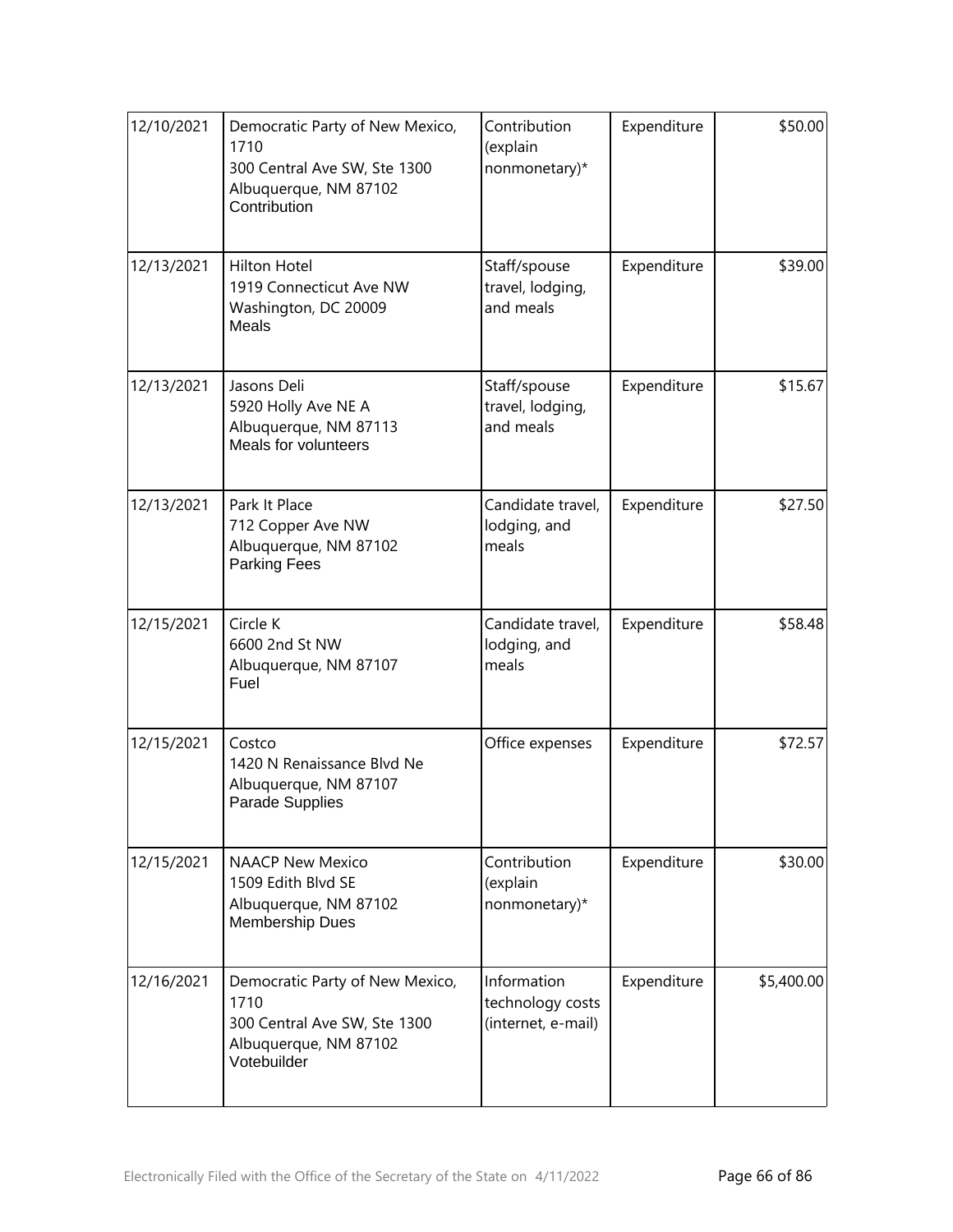| | | | | |
|---|---|---|---|---|
| 12/10/2021 | Democratic Party of New Mexico, 1710<br>300 Central Ave SW, Ste 1300<br>Albuquerque, NM 87102<br>Contribution | Contribution (explain nonmonetary)* | Expenditure | $50.00 |
| 12/13/2021 | Hilton Hotel<br>1919 Connecticut Ave NW<br>Washington, DC 20009<br>Meals | Staff/spouse travel, lodging, and meals | Expenditure | $39.00 |
| 12/13/2021 | Jasons Deli<br>5920 Holly Ave NE A<br>Albuquerque, NM 87113<br>Meals for volunteers | Staff/spouse travel, lodging, and meals | Expenditure | $15.67 |
| 12/13/2021 | Park It Place<br>712 Copper Ave NW<br>Albuquerque, NM 87102<br>Parking Fees | Candidate travel, lodging, and meals | Expenditure | $27.50 |
| 12/15/2021 | Circle K<br>6600 2nd St NW<br>Albuquerque, NM 87107<br>Fuel | Candidate travel, lodging, and meals | Expenditure | $58.48 |
| 12/15/2021 | Costco<br>1420 N Renaissance Blvd Ne<br>Albuquerque, NM 87107<br>Parade Supplies | Office expenses | Expenditure | $72.57 |
| 12/15/2021 | NAACP New Mexico<br>1509 Edith Blvd SE<br>Albuquerque, NM 87102<br>Membership Dues | Contribution (explain nonmonetary)* | Expenditure | $30.00 |
| 12/16/2021 | Democratic Party of New Mexico, 1710<br>300 Central Ave SW, Ste 1300<br>Albuquerque, NM 87102<br>Votebuilder | Information technology costs (internet, e-mail) | Expenditure | $5,400.00 |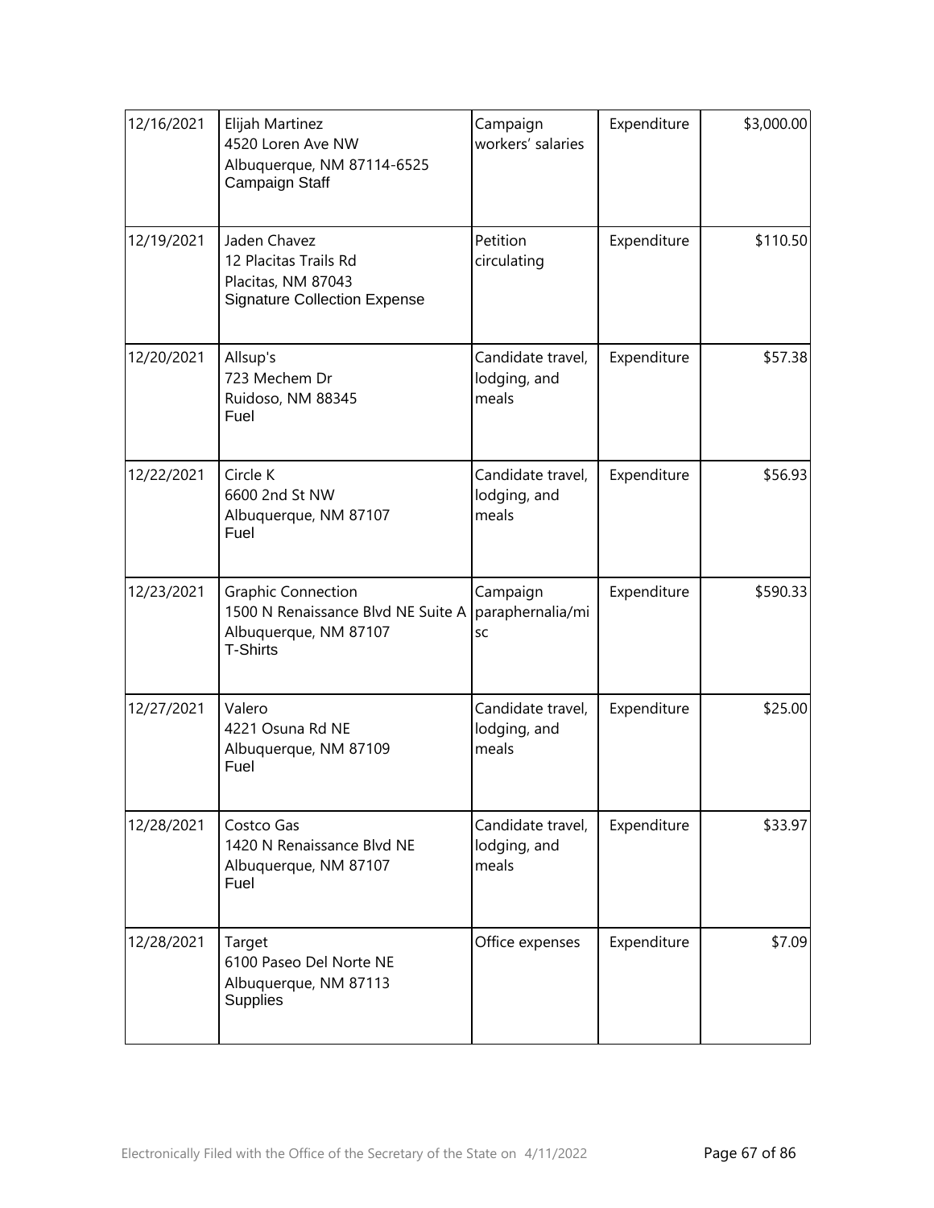| 12/16/2021 | Elijah Martinez<br>4520 Loren Ave NW<br>Albuquerque, NM 87114-6525<br>Campaign Staff | Campaign workers' salaries | Expenditure | $3,000.00 |
|---|---|---|---|---|
| 12/19/2021 | Jaden Chavez<br>12 Placitas Trails Rd<br>Placitas, NM 87043<br>Signature Collection Expense | Petition circulating | Expenditure | $110.50 |
| 12/20/2021 | Allsup's<br>723 Mechem Dr<br>Ruidoso, NM 88345<br>Fuel | Candidate travel, lodging, and meals | Expenditure | $57.38 |
| 12/22/2021 | Circle K<br>6600 2nd St NW<br>Albuquerque, NM 87107<br>Fuel | Candidate travel, lodging, and meals | Expenditure | $56.93 |
| 12/23/2021 | Graphic Connection<br>1500 N Renaissance Blvd NE Suite A<br>Albuquerque, NM 87107<br>T-Shirts | Campaign paraphernalia/misc | Expenditure | $590.33 |
| 12/27/2021 | Valero<br>4221 Osuna Rd NE<br>Albuquerque, NM 87109<br>Fuel | Candidate travel, lodging, and meals | Expenditure | $25.00 |
| 12/28/2021 | Costco Gas<br>1420 N Renaissance Blvd NE<br>Albuquerque, NM 87107<br>Fuel | Candidate travel, lodging, and meals | Expenditure | $33.97 |
| 12/28/2021 | Target<br>6100 Paseo Del Norte NE<br>Albuquerque, NM 87113<br>Supplies | Office expenses | Expenditure | $7.09 |

Electronically Filed with the Office of the Secretary of the State on 4/11/2022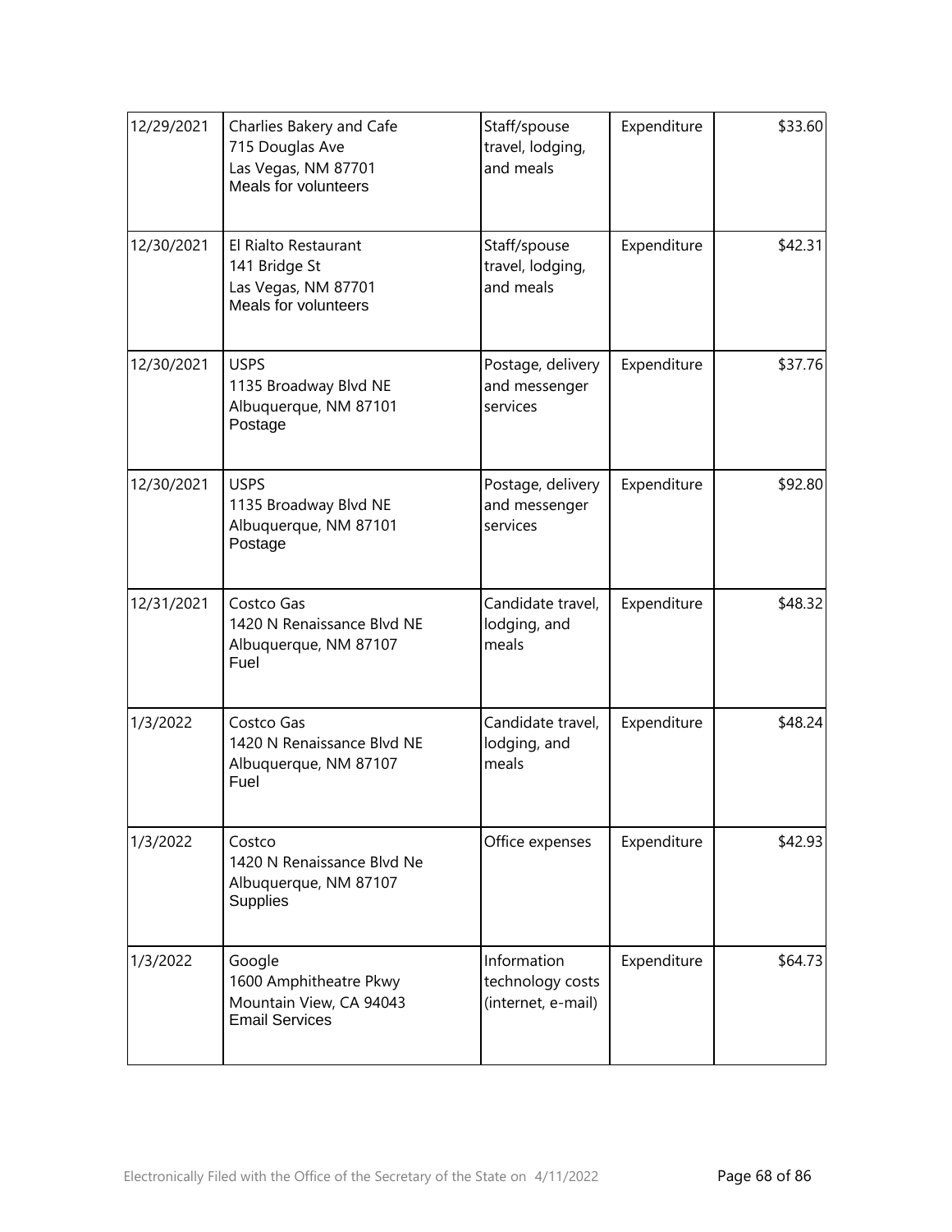| | | | | |
|---|---|---|---|---|
| 12/29/2021 | Charlies Bakery and Cafe<br>715 Douglas Ave<br>Las Vegas, NM 87701<br>Meals for volunteers | Staff/spouse travel, lodging, and meals | Expenditure | \$33.60 |
| 12/30/2021 | El Rialto Restaurant<br>141 Bridge St<br>Las Vegas, NM 87701<br>Meals for volunteers | Staff/spouse travel, lodging, and meals | Expenditure | \$42.31 |
| 12/30/2021 | USPS<br>1135 Broadway Blvd NE<br>Albuquerque, NM 87101<br>Postage | Postage, delivery and messenger services | Expenditure | \$37.76 |
| 12/30/2021 | USPS<br>1135 Broadway Blvd NE<br>Albuquerque, NM 87101<br>Postage | Postage, delivery and messenger services | Expenditure | \$92.80 |
| 12/31/2021 | Costco Gas<br>1420 N Renaissance Blvd NE<br>Albuquerque, NM 87107<br>Fuel | Candidate travel, lodging, and meals | Expenditure | \$48.32 |
| 1/3/2022 | Costco Gas<br>1420 N Renaissance Blvd NE<br>Albuquerque, NM 87107<br>Fuel | Candidate travel, lodging, and meals | Expenditure | \$48.24 |
| 1/3/2022 | Costco<br>1420 N Renaissance Blvd Ne<br>Albuquerque, NM 87107<br>Supplies | Office expenses | Expenditure | \$42.93 |
| 1/3/2022 | Google<br>1600 Amphitheatre Pkwy<br>Mountain View, CA 94043<br>Email Services | Information technology costs (internet, e-mail) | Expenditure | \$64.73 |

Electronically Filed with the Office of the Secretary of the State on 4/11/2022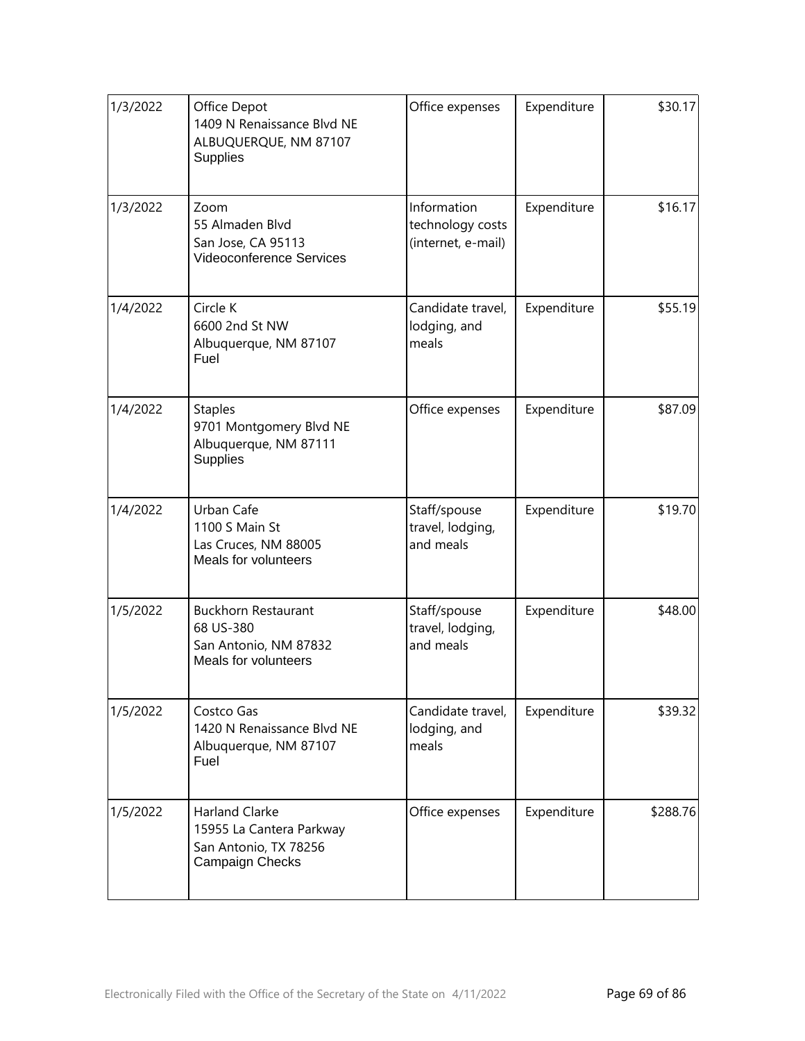| 1/3/2022 | Office Depot<br>1409 N Renaissance Blvd NE<br>ALBUQUERQUE, NM 87107<br>Supplies | Office expenses | Expenditure | $30.17 |
|---|---|---|---|---|
| 1/3/2022 | Zoom<br>55 Almaden Blvd<br>San Jose, CA 95113<br>Videoconference Services | Information technology costs (internet, e-mail) | Expenditure | $16.17 |
| 1/4/2022 | Circle K<br>6600 2nd St NW<br>Albuquerque, NM 87107<br>Fuel | Candidate travel, lodging, and meals | Expenditure | $55.19 |
| 1/4/2022 | Staples<br>9701 Montgomery Blvd NE<br>Albuquerque, NM 87111<br>Supplies | Office expenses | Expenditure | $87.09 |
| 1/4/2022 | Urban Cafe<br>1100 S Main St<br>Las Cruces, NM 88005<br>Meals for volunteers | Staff/spouse travel, lodging, and meals | Expenditure | $19.70 |
| 1/5/2022 | Buckhorn Restaurant<br>68 US-380<br>San Antonio, NM 87832<br>Meals for volunteers | Staff/spouse travel, lodging, and meals | Expenditure | $48.00 |
| 1/5/2022 | Costco Gas<br>1420 N Renaissance Blvd NE<br>Albuquerque, NM 87107<br>Fuel | Candidate travel, lodging, and meals | Expenditure | $39.32 |
| 1/5/2022 | Harland Clarke<br>15955 La Cantera Parkway<br>San Antonio, TX 78256<br>Campaign Checks | Office expenses | Expenditure | $288.76 |

Electronically Filed with the Office of the Secretary of the State on 4/11/2022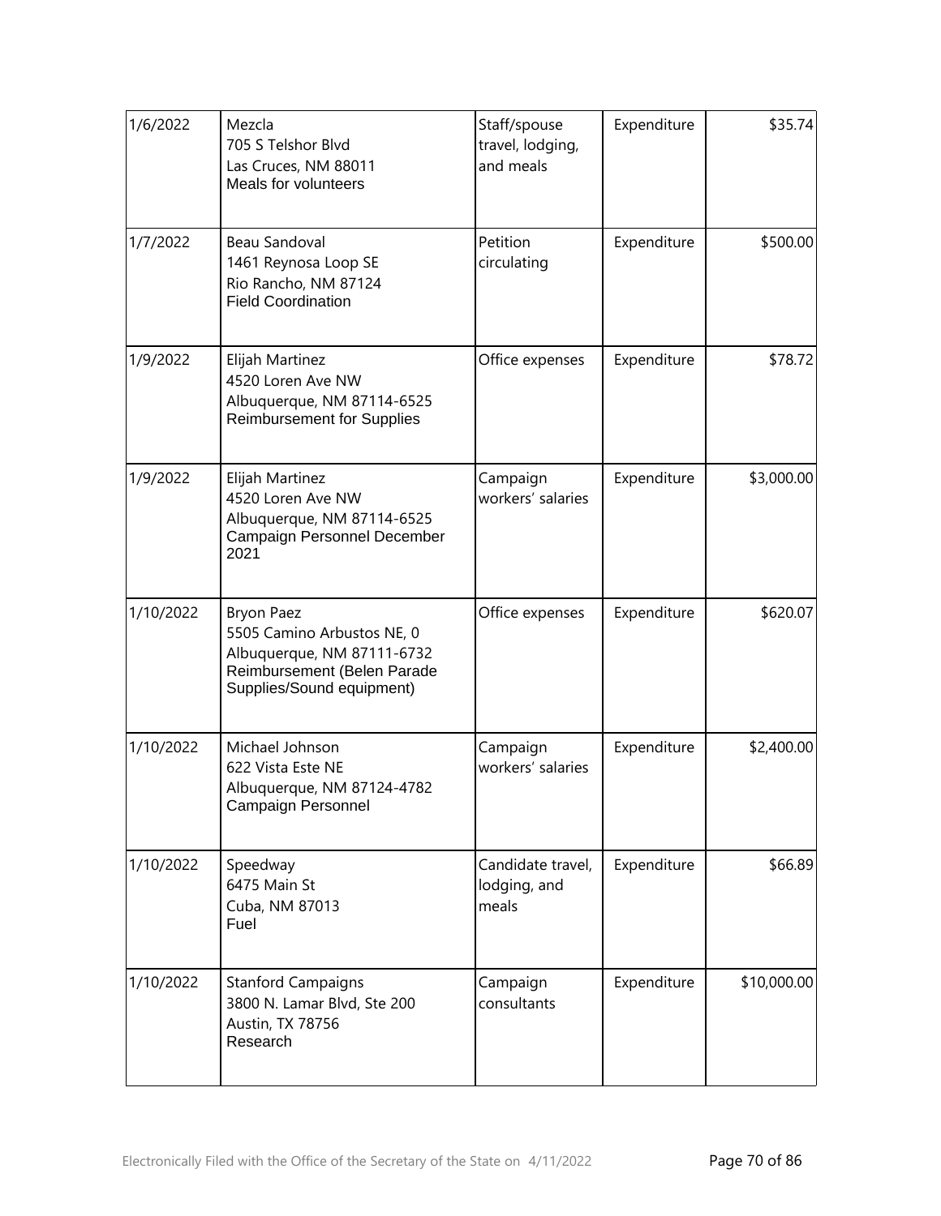| | | | | |
|---|---|---|---|---|
| 1/6/2022 | Mezcla<br>705 S Telshor Blvd<br>Las Cruces, NM 88011<br>Meals for volunteers | Staff/spouse travel, lodging, and meals | Expenditure | $35.74 |
| 1/7/2022 | Beau Sandoval<br>1461 Reynosa Loop SE<br>Rio Rancho, NM 87124<br>Field Coordination | Petition circulating | Expenditure | $500.00 |
| 1/9/2022 | Elijah Martinez<br>4520 Loren Ave NW<br>Albuquerque, NM 87114-6525<br>Reimbursement for Supplies | Office expenses | Expenditure | $78.72 |
| 1/9/2022 | Elijah Martinez<br>4520 Loren Ave NW<br>Albuquerque, NM 87114-6525<br>Campaign Personnel December 2021 | Campaign workers' salaries | Expenditure | $3,000.00 |
| 1/10/2022 | Bryon Paez<br>5505 Camino Arbustos NE, 0<br>Albuquerque, NM 87111-6732<br>Reimbursement (Belen Parade Supplies/Sound equipment) | Office expenses | Expenditure | $620.07 |
| 1/10/2022 | Michael Johnson<br>622 Vista Este NE<br>Albuquerque, NM 87124-4782<br>Campaign Personnel | Campaign workers' salaries | Expenditure | $2,400.00 |
| 1/10/2022 | Speedway<br>6475 Main St<br>Cuba, NM 87013<br>Fuel | Candidate travel, lodging, and meals | Expenditure | $66.89 |
| 1/10/2022 | Stanford Campaigns<br>3800 N. Lamar Blvd, Ste 200<br>Austin, TX 78756<br>Research | Campaign consultants | Expenditure | $10,000.00 |

Electronically Filed with the Office of the Secretary of the State on 4/11/2022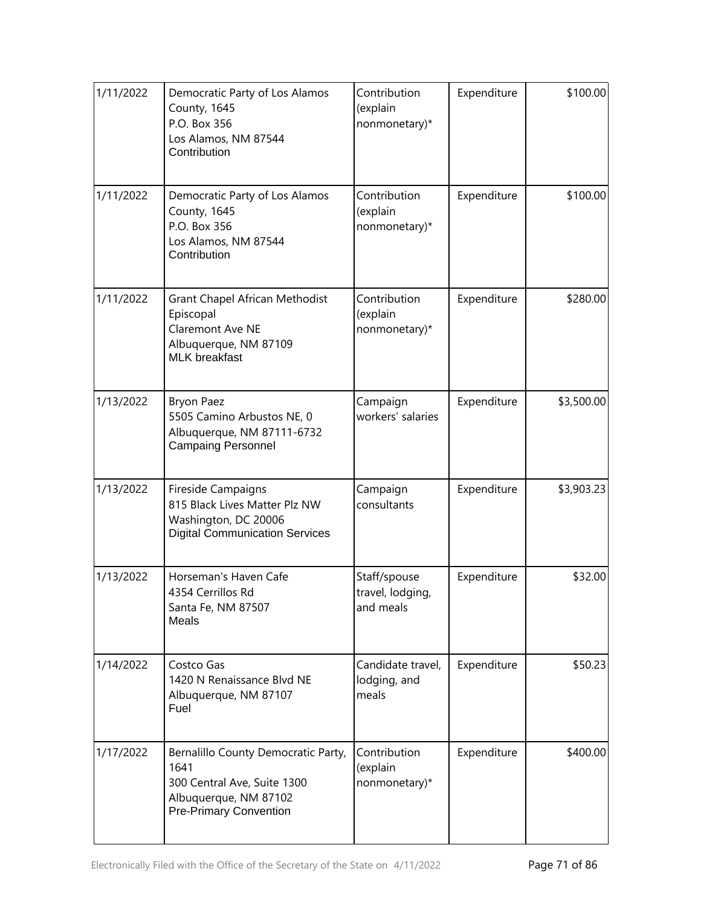| | | | | |
|---|---|---|---|---|
| 1/11/2022 | Democratic Party of Los Alamos County, 1645<br>P.O. Box 356<br>Los Alamos, NM 87544<br>Contribution | Contribution (explain nonmonetary)* | Expenditure | $100.00 |
| 1/11/2022 | Democratic Party of Los Alamos County, 1645<br>P.O. Box 356<br>Los Alamos, NM 87544<br>Contribution | Contribution (explain nonmonetary)* | Expenditure | $100.00 |
| 1/11/2022 | Grant Chapel African Methodist Episcopal<br>Claremont Ave NE<br>Albuquerque, NM 87109<br>MLK breakfast | Contribution (explain nonmonetary)* | Expenditure | $280.00 |
| 1/13/2022 | Bryon Paez<br>5505 Camino Arbustos NE, 0<br>Albuquerque, NM 87111-6732<br>Campaing Personnel | Campaign workers' salaries | Expenditure | $3,500.00 |
| 1/13/2022 | Fireside Campaigns<br>815 Black Lives Matter Plz NW<br>Washington, DC 20006<br>Digital Communication Services | Campaign consultants | Expenditure | $3,903.23 |
| 1/13/2022 | Horseman's Haven Cafe<br>4354 Cerrillos Rd<br>Santa Fe, NM 87507<br>Meals | Staff/spouse travel, lodging, and meals | Expenditure | $32.00 |
| 1/14/2022 | Costco Gas<br>1420 N Renaissance Blvd NE<br>Albuquerque, NM 87107<br>Fuel | Candidate travel, lodging, and meals | Expenditure | $50.23 |
| 1/17/2022 | Bernalillo County Democratic Party, 1641<br>300 Central Ave, Suite 1300<br>Albuquerque, NM 87102<br>Pre-Primary Convention | Contribution (explain nonmonetary)* | Expenditure | $400.00 |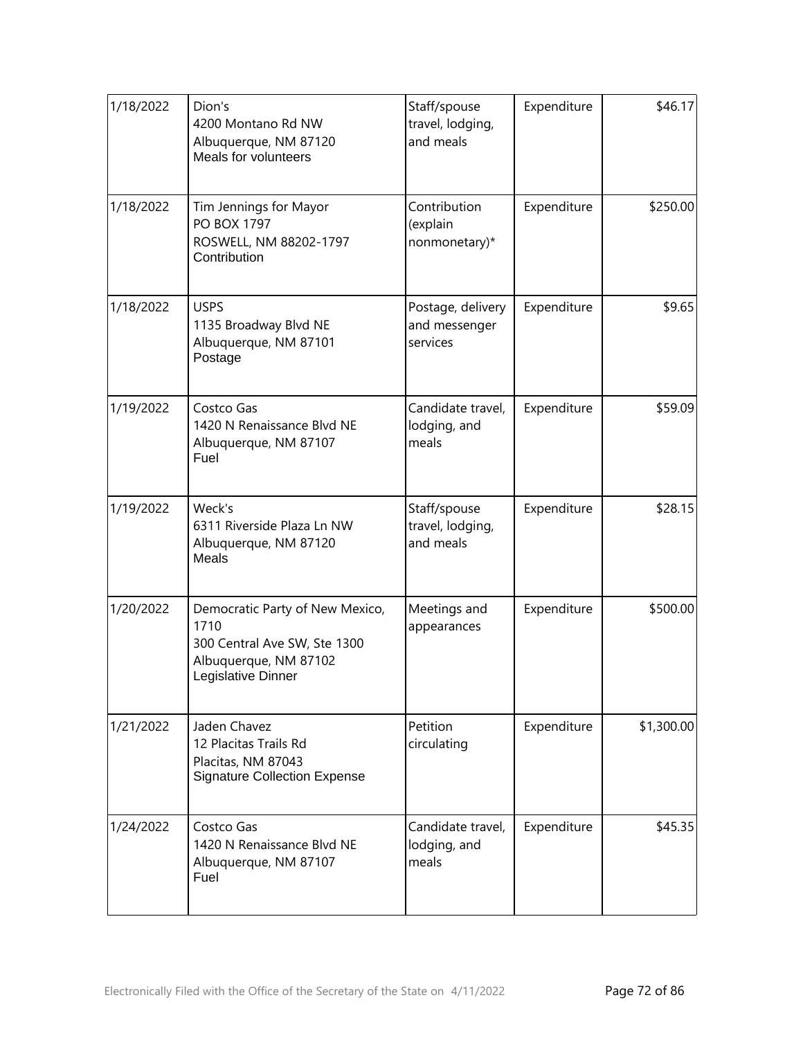| 1/18/2022 | Dion's<br>4200 Montano Rd NW<br>Albuquerque, NM 87120<br>Meals for volunteers | Staff/spouse travel, lodging, and meals | Expenditure | $46.17 |
|---|---|---|---|---|
| 1/18/2022 | Tim Jennings for Mayor<br>PO BOX 1797<br>ROSWELL, NM 88202-1797<br>Contribution | Contribution (explain nonmonetary)* | Expenditure | $250.00 |
| 1/18/2022 | USPS<br>1135 Broadway Blvd NE<br>Albuquerque, NM 87101<br>Postage | Postage, delivery and messenger services | Expenditure | $9.65 |
| 1/19/2022 | Costco Gas<br>1420 N Renaissance Blvd NE<br>Albuquerque, NM 87107<br>Fuel | Candidate travel, lodging, and meals | Expenditure | $59.09 |
| 1/19/2022 | Weck's<br>6311 Riverside Plaza Ln NW<br>Albuquerque, NM 87120<br>Meals | Staff/spouse travel, lodging, and meals | Expenditure | $28.15 |
| 1/20/2022 | Democratic Party of New Mexico, 1710<br>300 Central Ave SW, Ste 1300<br>Albuquerque, NM 87102<br>Legislative Dinner | Meetings and appearances | Expenditure | $500.00 |
| 1/21/2022 | Jaden Chavez<br>12 Placitas Trails Rd<br>Placitas, NM 87043<br>Signature Collection Expense | Petition circulating | Expenditure | $1,300.00 |
| 1/24/2022 | Costco Gas<br>1420 N Renaissance Blvd NE<br>Albuquerque, NM 87107<br>Fuel | Candidate travel, lodging, and meals | Expenditure | $45.35 |

Electronically Filed with the Office of the Secretary of the State on 4/11/2022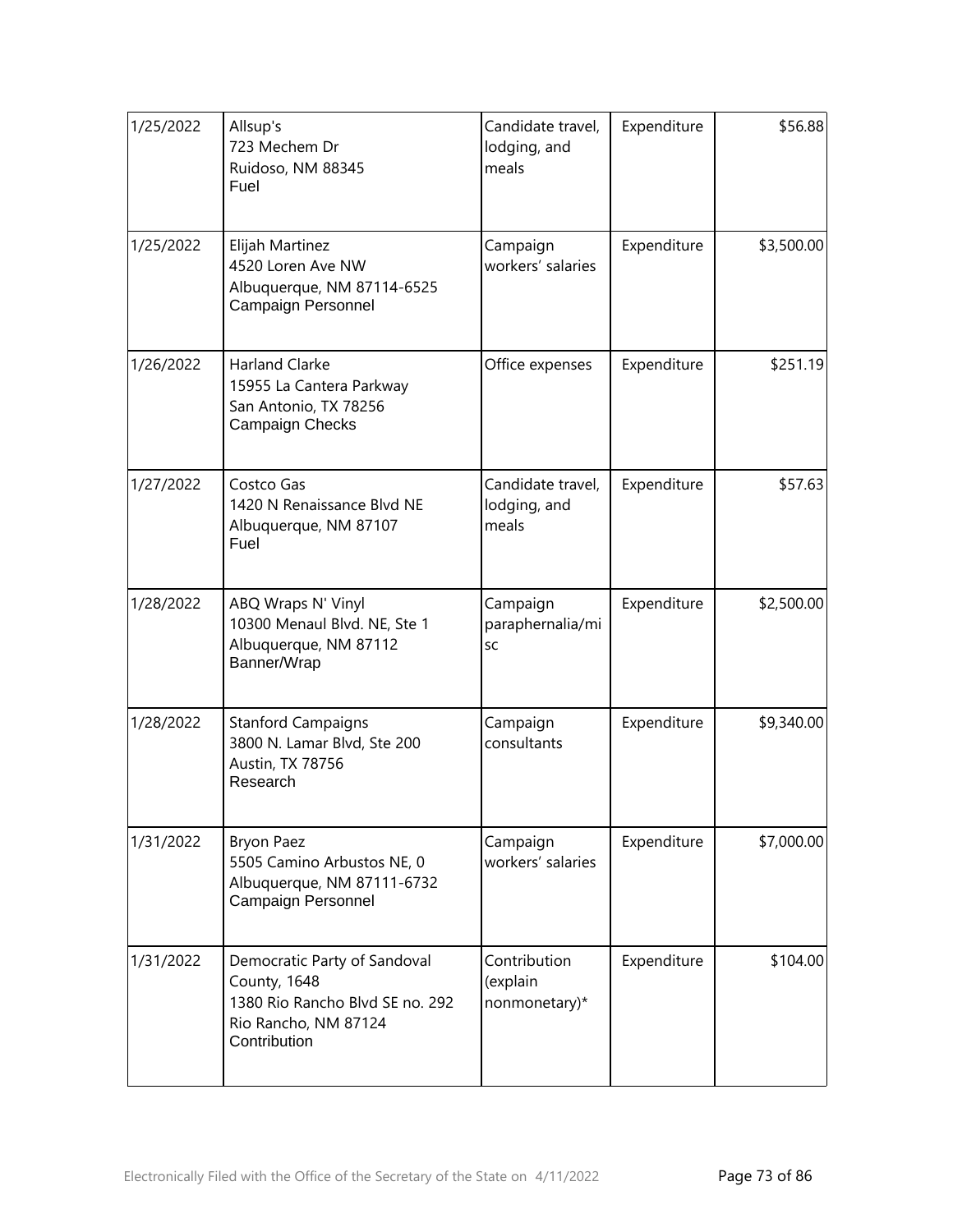| | | | | |
|---|---|---|---|---|
| 1/25/2022 | Allsup's<br>723 Mechem Dr<br>Ruidoso, NM 88345<br>Fuel | Candidate travel, lodging, and meals | Expenditure | $56.88 |
| 1/25/2022 | Elijah Martinez<br>4520 Loren Ave NW<br>Albuquerque, NM 87114-6525<br>Campaign Personnel | Campaign workers' salaries | Expenditure | $3,500.00 |
| 1/26/2022 | Harland Clarke<br>15955 La Cantera Parkway<br>San Antonio, TX 78256<br>Campaign Checks | Office expenses | Expenditure | $251.19 |
| 1/27/2022 | Costco Gas<br>1420 N Renaissance Blvd NE<br>Albuquerque, NM 87107<br>Fuel | Candidate travel, lodging, and meals | Expenditure | $57.63 |
| 1/28/2022 | ABQ Wraps N' Vinyl<br>10300 Menaul Blvd. NE, Ste 1<br>Albuquerque, NM 87112<br>Banner/Wrap | Campaign paraphernalia/misc | Expenditure | $2,500.00 |
| 1/28/2022 | Stanford Campaigns<br>3800 N. Lamar Blvd, Ste 200<br>Austin, TX 78756<br>Research | Campaign consultants | Expenditure | $9,340.00 |
| 1/31/2022 | Bryon Paez<br>5505 Camino Arbustos NE, 0<br>Albuquerque, NM 87111-6732<br>Campaign Personnel | Campaign workers' salaries | Expenditure | $7,000.00 |
| 1/31/2022 | Democratic Party of Sandoval County, 1648<br>1380 Rio Rancho Blvd SE no. 292<br>Rio Rancho, NM 87124<br>Contribution | Contribution (explain nonmonetary)* | Expenditure | $104.00 |

Electronically Filed with the Office of the Secretary of the State on 4/11/2022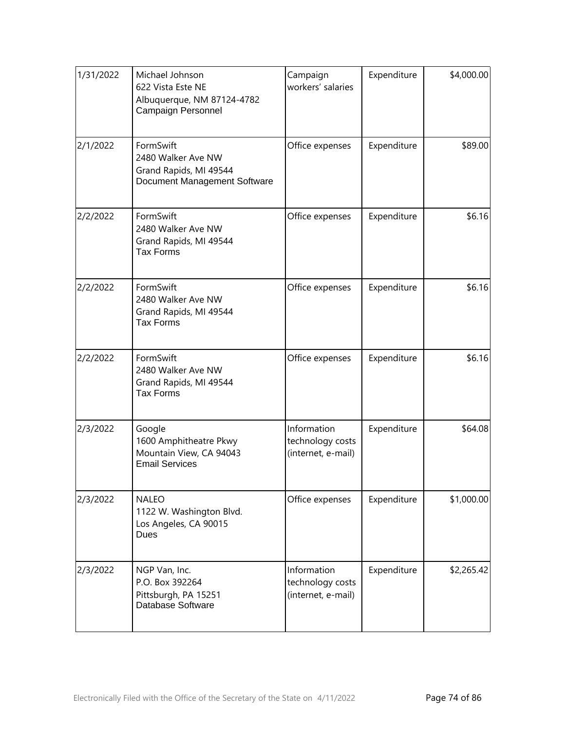| 1/31/2022 | Michael Johnson<br>622 Vista Este NE<br>Albuquerque, NM 87124-4782<br>Campaign Personnel | Campaign workers' salaries | Expenditure | $4,000.00 |
|---|---|---|---|---|
| 2/1/2022 | FormSwift<br>2480 Walker Ave NW<br>Grand Rapids, MI 49544<br>Document Management Software | Office expenses | Expenditure | $89.00 |
| 2/2/2022 | FormSwift<br>2480 Walker Ave NW<br>Grand Rapids, MI 49544<br>Tax Forms | Office expenses | Expenditure | $6.16 |
| 2/2/2022 | FormSwift<br>2480 Walker Ave NW<br>Grand Rapids, MI 49544<br>Tax Forms | Office expenses | Expenditure | $6.16 |
| 2/2/2022 | FormSwift<br>2480 Walker Ave NW<br>Grand Rapids, MI 49544<br>Tax Forms | Office expenses | Expenditure | $6.16 |
| 2/3/2022 | Google<br>1600 Amphitheatre Pkwy<br>Mountain View, CA 94043<br>Email Services | Information technology costs (internet, e-mail) | Expenditure | $64.08 |
| 2/3/2022 | NALEO<br>1122 W. Washington Blvd.<br>Los Angeles, CA 90015<br>Dues | Office expenses | Expenditure | $1,000.00 |
| 2/3/2022 | NGP Van, Inc.<br>P.O. Box 392264<br>Pittsburgh, PA 15251<br>Database Software | Information technology costs (internet, e-mail) | Expenditure | $2,265.42 |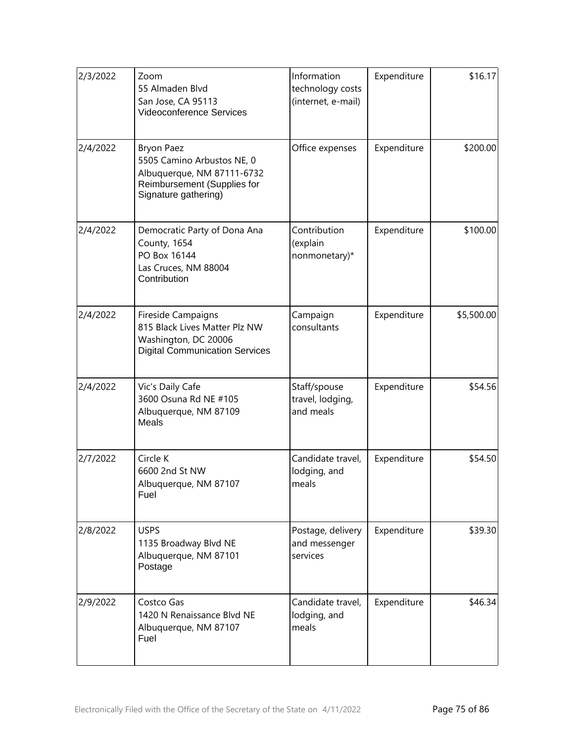| | | | | |
|---|---|---|---|---|
| 2/3/2022 | Zoom<br>55 Almaden Blvd<br>San Jose, CA 95113<br>Videoconference Services | Information technology costs (internet, e-mail) | Expenditure | $16.17 |
| 2/4/2022 | Bryon Paez<br>5505 Camino Arbustos NE, 0<br>Albuquerque, NM 87111-6732<br>Reimbursement (Supplies for Signature gathering) | Office expenses | Expenditure | $200.00 |
| 2/4/2022 | Democratic Party of Dona Ana County, 1654<br>PO Box 16144<br>Las Cruces, NM 88004<br>Contribution | Contribution (explain nonmonetary)* | Expenditure | $100.00 |
| 2/4/2022 | Fireside Campaigns<br>815 Black Lives Matter Plz NW<br>Washington, DC 20006<br>Digital Communication Services | Campaign consultants | Expenditure | $5,500.00 |
| 2/4/2022 | Vic's Daily Cafe<br>3600 Osuna Rd NE #105<br>Albuquerque, NM 87109<br>Meals | Staff/spouse travel, lodging, and meals | Expenditure | $54.56 |
| 2/7/2022 | Circle K<br>6600 2nd St NW<br>Albuquerque, NM 87107<br>Fuel | Candidate travel, lodging, and meals | Expenditure | $54.50 |
| 2/8/2022 | USPS<br>1135 Broadway Blvd NE<br>Albuquerque, NM 87101<br>Postage | Postage, delivery and messenger services | Expenditure | $39.30 |
| 2/9/2022 | Costco Gas<br>1420 N Renaissance Blvd NE<br>Albuquerque, NM 87107<br>Fuel | Candidate travel, lodging, and meals | Expenditure | $46.34 |

Electronically Filed with the Office of the Secretary of the State on 4/11/2022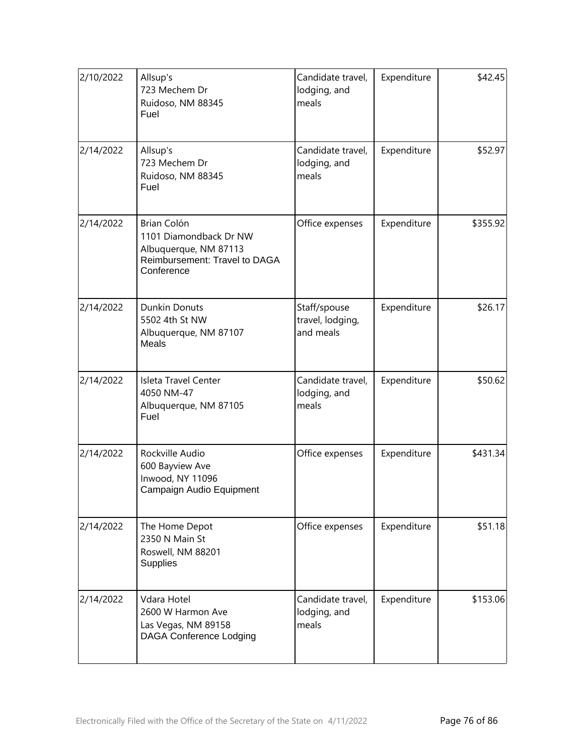| | | | | |
|---|---|---|---|---|
| 2/10/2022 | Allsup's<br>723 Mechem Dr<br>Ruidoso, NM 88345<br>Fuel | Candidate travel, lodging, and meals | Expenditure | $42.45 |
| 2/14/2022 | Allsup's<br>723 Mechem Dr<br>Ruidoso, NM 88345<br>Fuel | Candidate travel, lodging, and meals | Expenditure | $52.97 |
| 2/14/2022 | Brian Colón<br>1101 Diamondback Dr NW<br>Albuquerque, NM 87113<br>Reimbursement: Travel to DAGA Conference | Office expenses | Expenditure | $355.92 |
| 2/14/2022 | Dunkin Donuts<br>5502 4th St NW<br>Albuquerque, NM 87107<br>Meals | Staff/spouse travel, lodging, and meals | Expenditure | $26.17 |
| 2/14/2022 | Isleta Travel Center<br>4050 NM-47<br>Albuquerque, NM 87105<br>Fuel | Candidate travel, lodging, and meals | Expenditure | $50.62 |
| 2/14/2022 | Rockville Audio<br>600 Bayview Ave<br>Inwood, NY 11096<br>Campaign Audio Equipment | Office expenses | Expenditure | $431.34 |
| 2/14/2022 | The Home Depot<br>2350 N Main St<br>Roswell, NM 88201<br>Supplies | Office expenses | Expenditure | $51.18 |
| 2/14/2022 | Vdara Hotel<br>2600 W Harmon Ave<br>Las Vegas, NM 89158<br>DAGA Conference Lodging | Candidate travel, lodging, and meals | Expenditure | $153.06 |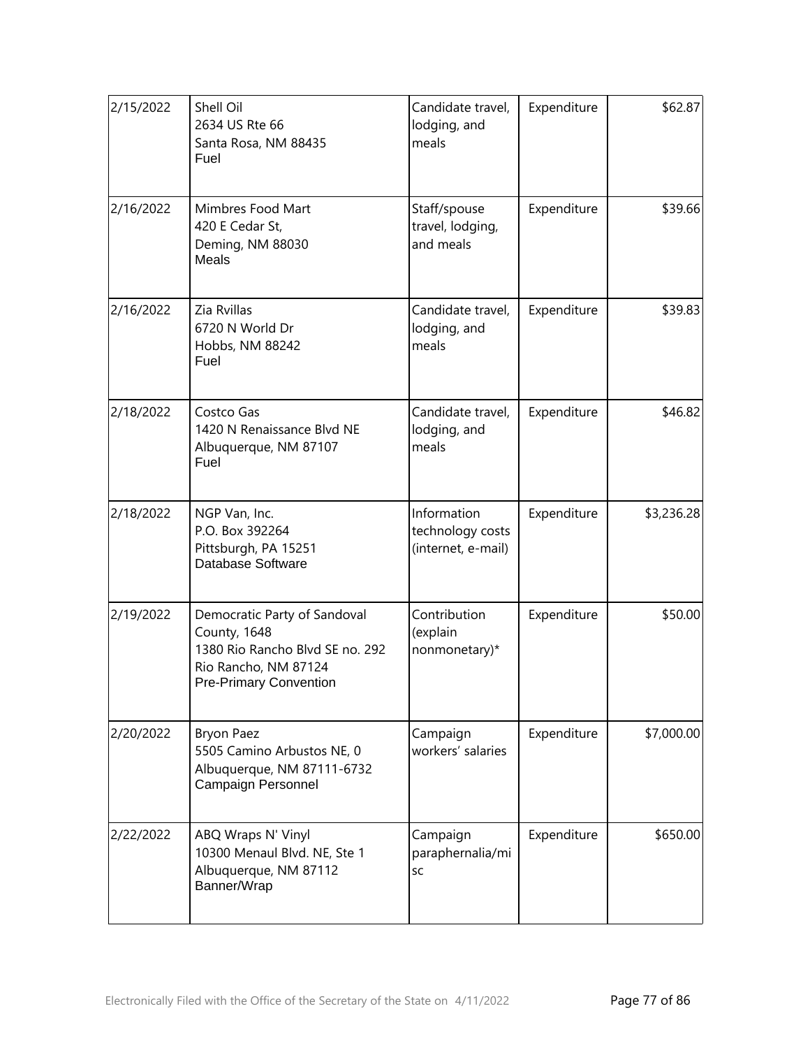| | | | | |
|---|---|---|---|---|
| 2/15/2022 | Shell Oil<br>2634 US Rte 66<br>Santa Rosa, NM 88435<br>Fuel | Candidate travel, lodging, and meals | Expenditure | $62.87 |
| 2/16/2022 | Mimbres Food Mart<br>420 E Cedar St,<br>Deming, NM 88030<br>Meals | Staff/spouse travel, lodging, and meals | Expenditure | $39.66 |
| 2/16/2022 | Zia Rvillas<br>6720 N World Dr<br>Hobbs, NM 88242<br>Fuel | Candidate travel, lodging, and meals | Expenditure | $39.83 |
| 2/18/2022 | Costco Gas<br>1420 N Renaissance Blvd NE<br>Albuquerque, NM 87107<br>Fuel | Candidate travel, lodging, and meals | Expenditure | $46.82 |
| 2/18/2022 | NGP Van, Inc.<br>P.O. Box 392264<br>Pittsburgh, PA 15251<br>Database Software | Information technology costs (internet, e-mail) | Expenditure | $3,236.28 |
| 2/19/2022 | Democratic Party of Sandoval County, 1648<br>1380 Rio Rancho Blvd SE no. 292<br>Rio Rancho, NM 87124<br>Pre-Primary Convention | Contribution (explain nonmonetary)* | Expenditure | $50.00 |
| 2/20/2022 | Bryon Paez<br>5505 Camino Arbustos NE, 0<br>Albuquerque, NM 87111-6732<br>Campaign Personnel | Campaign workers' salaries | Expenditure | $7,000.00 |
| 2/22/2022 | ABQ Wraps N' Vinyl<br>10300 Menaul Blvd. NE, Ste 1<br>Albuquerque, NM 87112<br>Banner/Wrap | Campaign paraphernalia/misc | Expenditure | $650.00 |

Electronically Filed with the Office of the Secretary of the State on 4/11/2022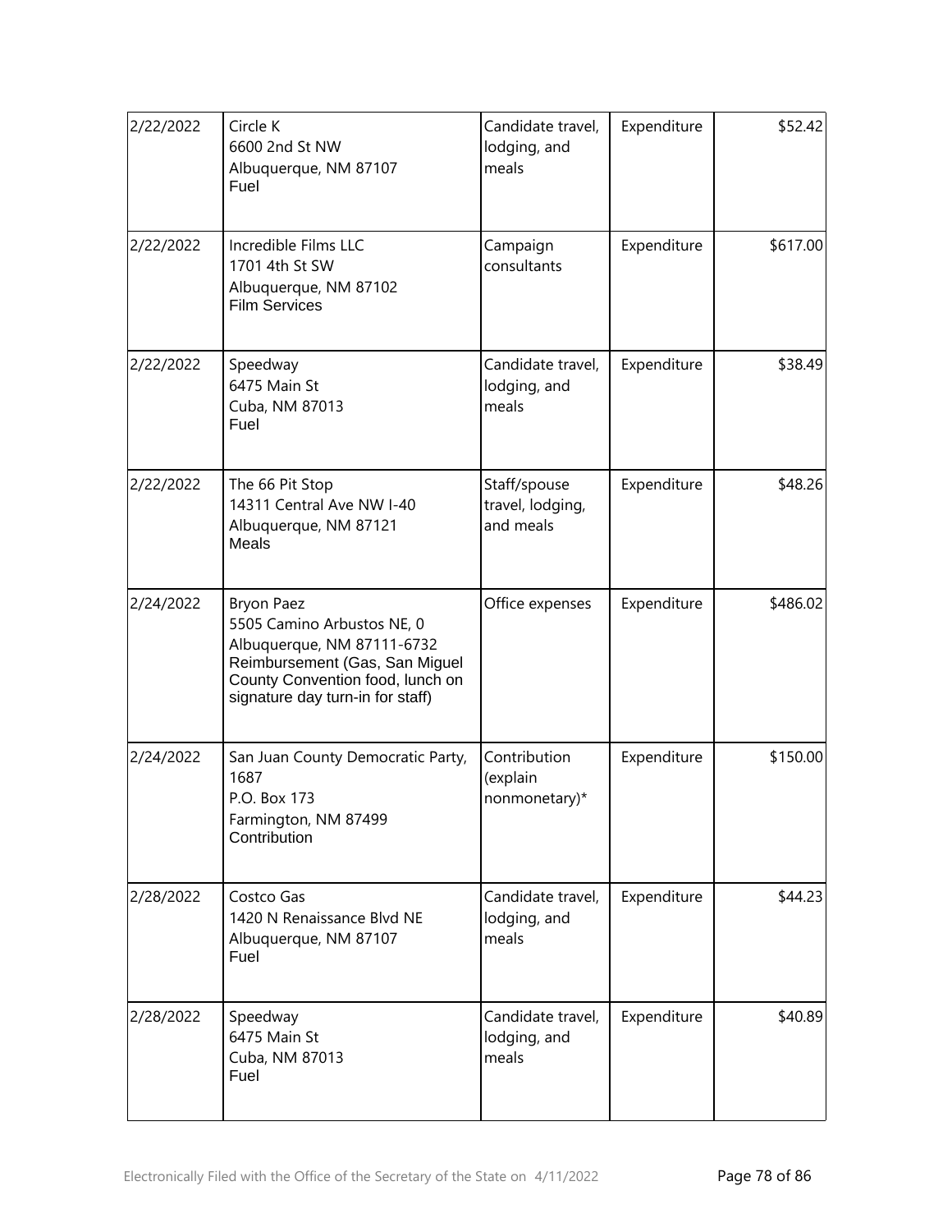| | | | | |
|---|---|---|---|---|
| 2/22/2022 | Circle K<br>6600 2nd St NW<br>Albuquerque, NM 87107<br>Fuel | Candidate travel, lodging, and meals | Expenditure | $52.42 |
| 2/22/2022 | Incredible Films LLC<br>1701 4th St SW<br>Albuquerque, NM 87102<br>Film Services | Campaign consultants | Expenditure | $617.00 |
| 2/22/2022 | Speedway<br>6475 Main St<br>Cuba, NM 87013<br>Fuel | Candidate travel, lodging, and meals | Expenditure | $38.49 |
| 2/22/2022 | The 66 Pit Stop<br>14311 Central Ave NW I-40<br>Albuquerque, NM 87121<br>Meals | Staff/spouse travel, lodging, and meals | Expenditure | $48.26 |
| 2/24/2022 | Bryon Paez<br>5505 Camino Arbustos NE, 0<br>Albuquerque, NM 87111-6732<br>Reimbursement (Gas, San Miguel County Convention food, lunch on signature day turn-in for staff) | Office expenses | Expenditure | $486.02 |
| 2/24/2022 | San Juan County Democratic Party, 1687<br>P.O. Box 173<br>Farmington, NM 87499<br>Contribution | Contribution (explain nonmonetary)* | Expenditure | $150.00 |
| 2/28/2022 | Costco Gas<br>1420 N Renaissance Blvd NE<br>Albuquerque, NM 87107<br>Fuel | Candidate travel, lodging, and meals | Expenditure | $44.23 |
| 2/28/2022 | Speedway<br>6475 Main St<br>Cuba, NM 87013<br>Fuel | Candidate travel, lodging, and meals | Expenditure | $40.89 |

Electronically Filed with the Office of the Secretary of the State on 4/11/2022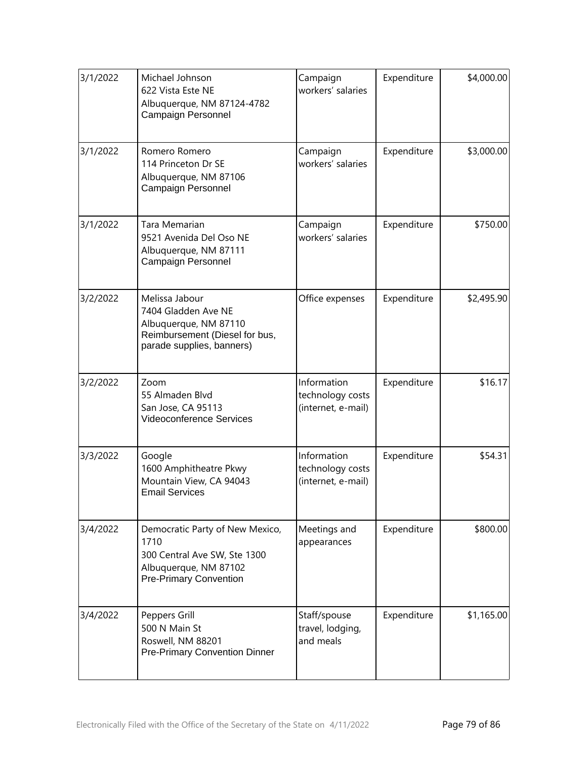| 3/1/2022 | Michael Johnson<br>622 Vista Este NE<br>Albuquerque, NM 87124-4782<br>Campaign Personnel | Campaign workers' salaries | Expenditure | $4,000.00 |
|---|---|---|---|---|
| 3/1/2022 | Romero Romero<br>114 Princeton Dr SE<br>Albuquerque, NM 87106<br>Campaign Personnel | Campaign workers' salaries | Expenditure | $3,000.00 |
| 3/1/2022 | Tara Memarian<br>9521 Avenida Del Oso NE<br>Albuquerque, NM 87111<br>Campaign Personnel | Campaign workers' salaries | Expenditure | $750.00 |
| 3/2/2022 | Melissa Jabour<br>7404 Gladden Ave NE<br>Albuquerque, NM 87110<br>Reimbursement (Diesel for bus, parade supplies, banners) | Office expenses | Expenditure | $2,495.90 |
| 3/2/2022 | Zoom<br>55 Almaden Blvd<br>San Jose, CA 95113<br>Videoconference Services | Information technology costs (internet, e-mail) | Expenditure | $16.17 |
| 3/3/2022 | Google<br>1600 Amphitheatre Pkwy<br>Mountain View, CA 94043<br>Email Services | Information technology costs (internet, e-mail) | Expenditure | $54.31 |
| 3/4/2022 | Democratic Party of New Mexico, 1710<br>300 Central Ave SW, Ste 1300<br>Albuquerque, NM 87102<br>Pre-Primary Convention | Meetings and appearances | Expenditure | $800.00 |
| 3/4/2022 | Peppers Grill<br>500 N Main St<br>Roswell, NM 88201<br>Pre-Primary Convention Dinner | Staff/spouse travel, lodging, and meals | Expenditure | $1,165.00 |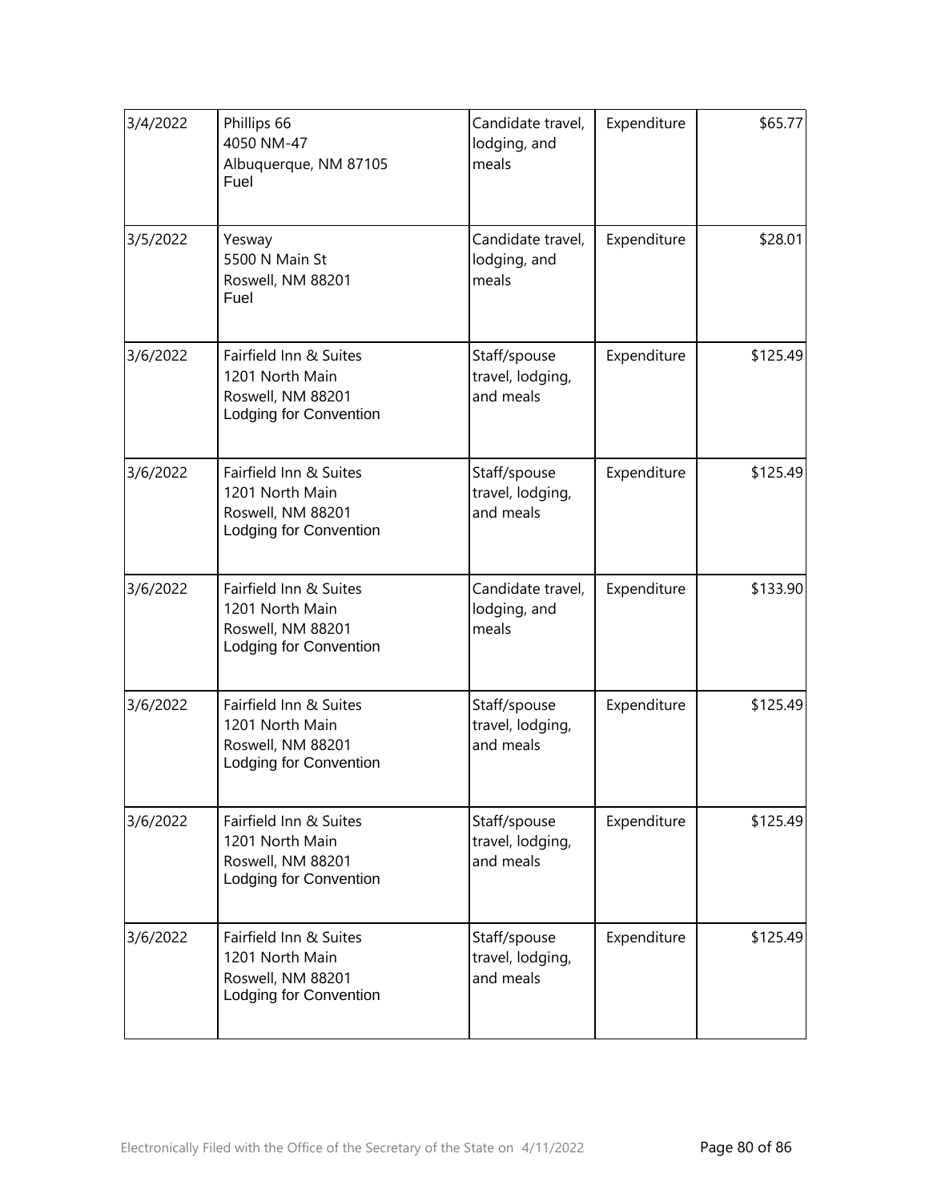| | | | | |
|---|---|---|---|---|
| 3/4/2022 | Phillips 66<br>4050 NM-47<br>Albuquerque, NM 87105<br>Fuel | Candidate travel, lodging, and meals | Expenditure | $65.77 |
| 3/5/2022 | Yesway<br>5500 N Main St<br>Roswell, NM 88201<br>Fuel | Candidate travel, lodging, and meals | Expenditure | $28.01 |
| 3/6/2022 | Fairfield Inn & Suites<br>1201 North Main<br>Roswell, NM 88201<br>Lodging for Convention | Staff/spouse travel, lodging, and meals | Expenditure | $125.49 |
| 3/6/2022 | Fairfield Inn & Suites<br>1201 North Main<br>Roswell, NM 88201<br>Lodging for Convention | Staff/spouse travel, lodging, and meals | Expenditure | $125.49 |
| 3/6/2022 | Fairfield Inn & Suites<br>1201 North Main<br>Roswell, NM 88201<br>Lodging for Convention | Candidate travel, lodging, and meals | Expenditure | $133.90 |
| 3/6/2022 | Fairfield Inn & Suites<br>1201 North Main<br>Roswell, NM 88201<br>Lodging for Convention | Staff/spouse travel, lodging, and meals | Expenditure | $125.49 |
| 3/6/2022 | Fairfield Inn & Suites<br>1201 North Main<br>Roswell, NM 88201<br>Lodging for Convention | Staff/spouse travel, lodging, and meals | Expenditure | $125.49 |
| 3/6/2022 | Fairfield Inn & Suites<br>1201 North Main<br>Roswell, NM 88201<br>Lodging for Convention | Staff/spouse travel, lodging, and meals | Expenditure | $125.49 |

Electronically Filed with the Office of the Secretary of the State on 4/11/2022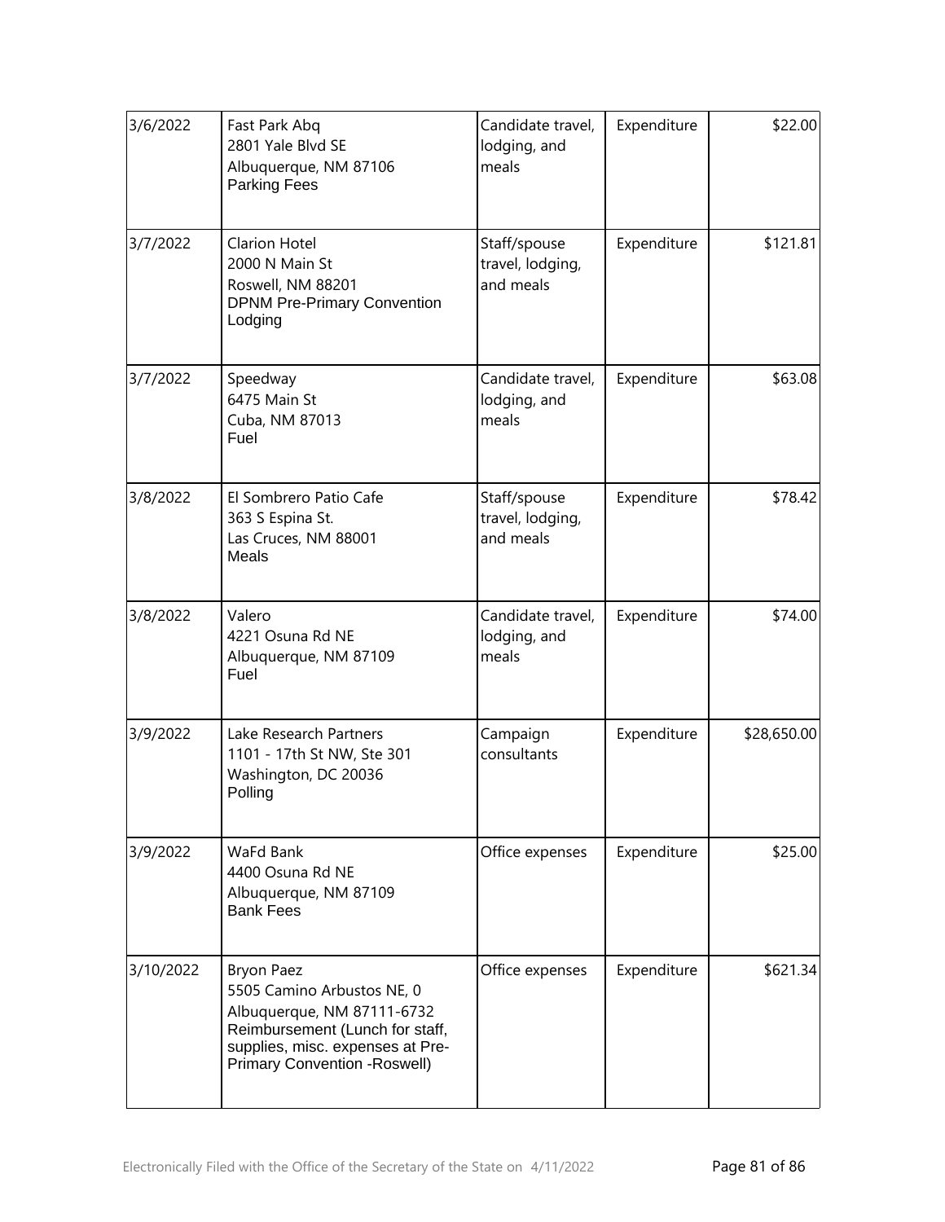| 3/6/2022 | Fast Park Abq<br>2801 Yale Blvd SE<br>Albuquerque, NM 87106<br>Parking Fees | Candidate travel, lodging, and meals | Expenditure | $22.00 |
|---|---|---|---|---|
| 3/7/2022 | Clarion Hotel<br>2000 N Main St<br>Roswell, NM 88201<br>DPNM Pre-Primary Convention Lodging | Staff/spouse travel, lodging, and meals | Expenditure | $121.81 |
| 3/7/2022 | Speedway<br>6475 Main St<br>Cuba, NM 87013<br>Fuel | Candidate travel, lodging, and meals | Expenditure | $63.08 |
| 3/8/2022 | El Sombrero Patio Cafe<br>363 S Espina St.<br>Las Cruces, NM 88001<br>Meals | Staff/spouse travel, lodging, and meals | Expenditure | $78.42 |
| 3/8/2022 | Valero<br>4221 Osuna Rd NE<br>Albuquerque, NM 87109<br>Fuel | Candidate travel, lodging, and meals | Expenditure | $74.00 |
| 3/9/2022 | Lake Research Partners<br>1101 - 17th St NW, Ste 301<br>Washington, DC 20036<br>Polling | Campaign consultants | Expenditure | $28,650.00 |
| 3/9/2022 | WaFd Bank<br>4400 Osuna Rd NE<br>Albuquerque, NM 87109<br>Bank Fees | Office expenses | Expenditure | $25.00 |
| 3/10/2022 | Bryon Paez<br>5505 Camino Arbustos NE, 0<br>Albuquerque, NM 87111-6732<br>Reimbursement (Lunch for staff, supplies, misc. expenses at Pre-Primary Convention -Roswell) | Office expenses | Expenditure | $621.34 |

Electronically Filed with the Office of the Secretary of the State on 4/11/2022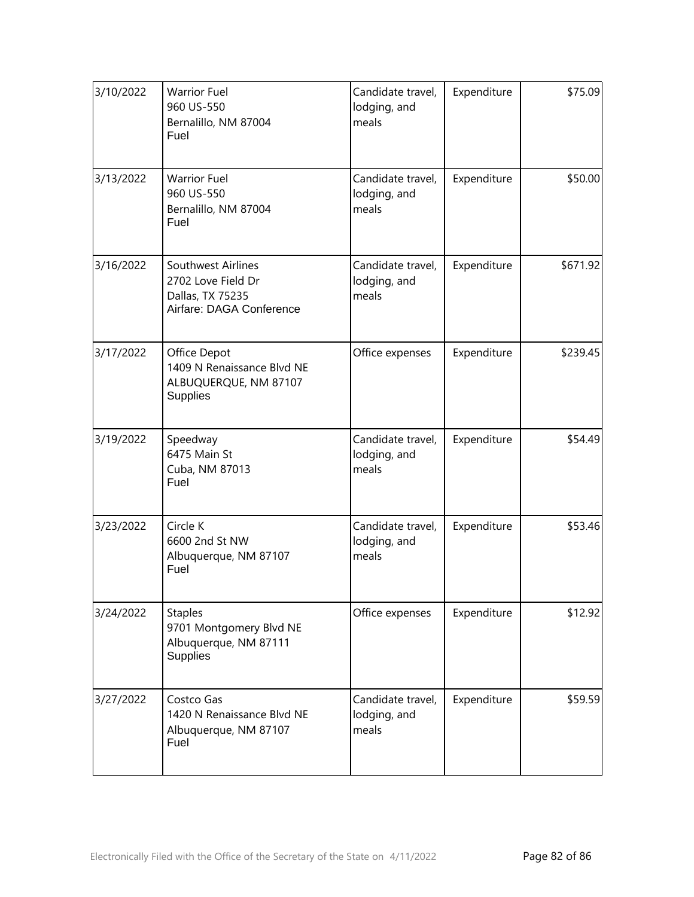| | | | | |
|---|---|---|---|---|
| 3/10/2022 | Warrior Fuel<br>960 US-550<br>Bernalillo, NM 87004<br>Fuel | Candidate travel, lodging, and meals | Expenditure | $75.09 |
| 3/13/2022 | Warrior Fuel<br>960 US-550<br>Bernalillo, NM 87004<br>Fuel | Candidate travel, lodging, and meals | Expenditure | $50.00 |
| 3/16/2022 | Southwest Airlines<br>2702 Love Field Dr<br>Dallas, TX 75235<br>Airfare: DAGA Conference | Candidate travel, lodging, and meals | Expenditure | $671.92 |
| 3/17/2022 | Office Depot<br>1409 N Renaissance Blvd NE<br>ALBUQUERQUE, NM 87107<br>Supplies | Office expenses | Expenditure | $239.45 |
| 3/19/2022 | Speedway<br>6475 Main St<br>Cuba, NM 87013<br>Fuel | Candidate travel, lodging, and meals | Expenditure | $54.49 |
| 3/23/2022 | Circle K<br>6600 2nd St NW<br>Albuquerque, NM 87107<br>Fuel | Candidate travel, lodging, and meals | Expenditure | $53.46 |
| 3/24/2022 | Staples<br>9701 Montgomery Blvd NE<br>Albuquerque, NM 87111<br>Supplies | Office expenses | Expenditure | $12.92 |
| 3/27/2022 | Costco Gas<br>1420 N Renaissance Blvd NE<br>Albuquerque, NM 87107<br>Fuel | Candidate travel, lodging, and meals | Expenditure | $59.59 |

Electronically Filed with the Office of the Secretary of the State on 4/11/2022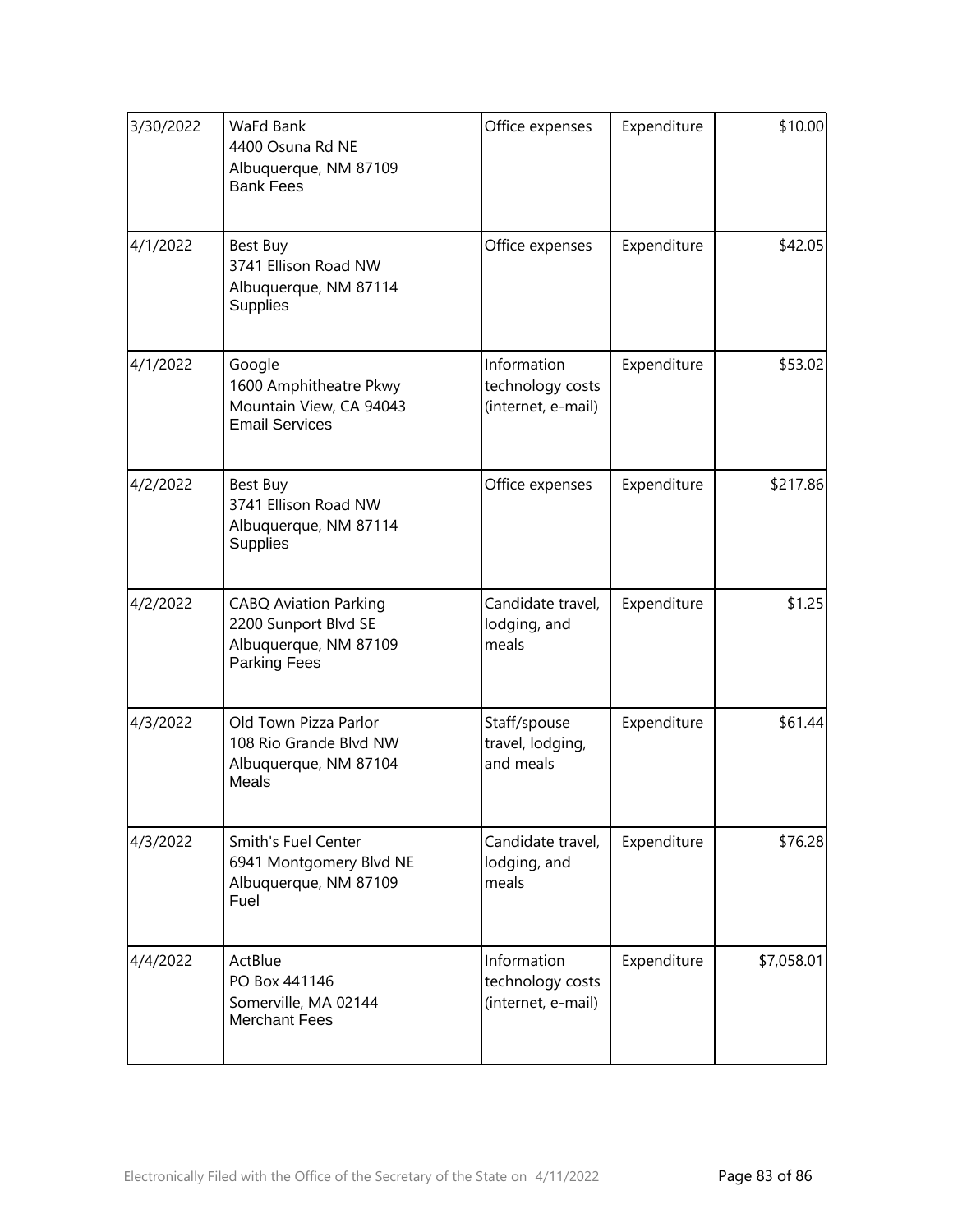| | | | | |
|---|---|---|---|---|
| 3/30/2022 | WaFd Bank<br>4400 Osuna Rd NE<br>Albuquerque, NM 87109<br>Bank Fees | Office expenses | Expenditure | $10.00 |
| 4/1/2022 | Best Buy<br>3741 Ellison Road NW<br>Albuquerque, NM 87114<br>Supplies | Office expenses | Expenditure | $42.05 |
| 4/1/2022 | Google<br>1600 Amphitheatre Pkwy<br>Mountain View, CA 94043<br>Email Services | Information technology costs (internet, e-mail) | Expenditure | $53.02 |
| 4/2/2022 | Best Buy<br>3741 Ellison Road NW<br>Albuquerque, NM 87114<br>Supplies | Office expenses | Expenditure | $217.86 |
| 4/2/2022 | CABQ Aviation Parking<br>2200 Sunport Blvd SE<br>Albuquerque, NM 87109<br>Parking Fees | Candidate travel, lodging, and meals | Expenditure | $1.25 |
| 4/3/2022 | Old Town Pizza Parlor<br>108 Rio Grande Blvd NW<br>Albuquerque, NM 87104<br>Meals | Staff/spouse travel, lodging, and meals | Expenditure | $61.44 |
| 4/3/2022 | Smith's Fuel Center<br>6941 Montgomery Blvd NE<br>Albuquerque, NM 87109<br>Fuel | Candidate travel, lodging, and meals | Expenditure | $76.28 |
| 4/4/2022 | ActBlue<br>PO Box 441146<br>Somerville, MA 02144<br>Merchant Fees | Information technology costs (internet, e-mail) | Expenditure | $7,058.01 |

Electronically Filed with the Office of the Secretary of the State on 4/11/2022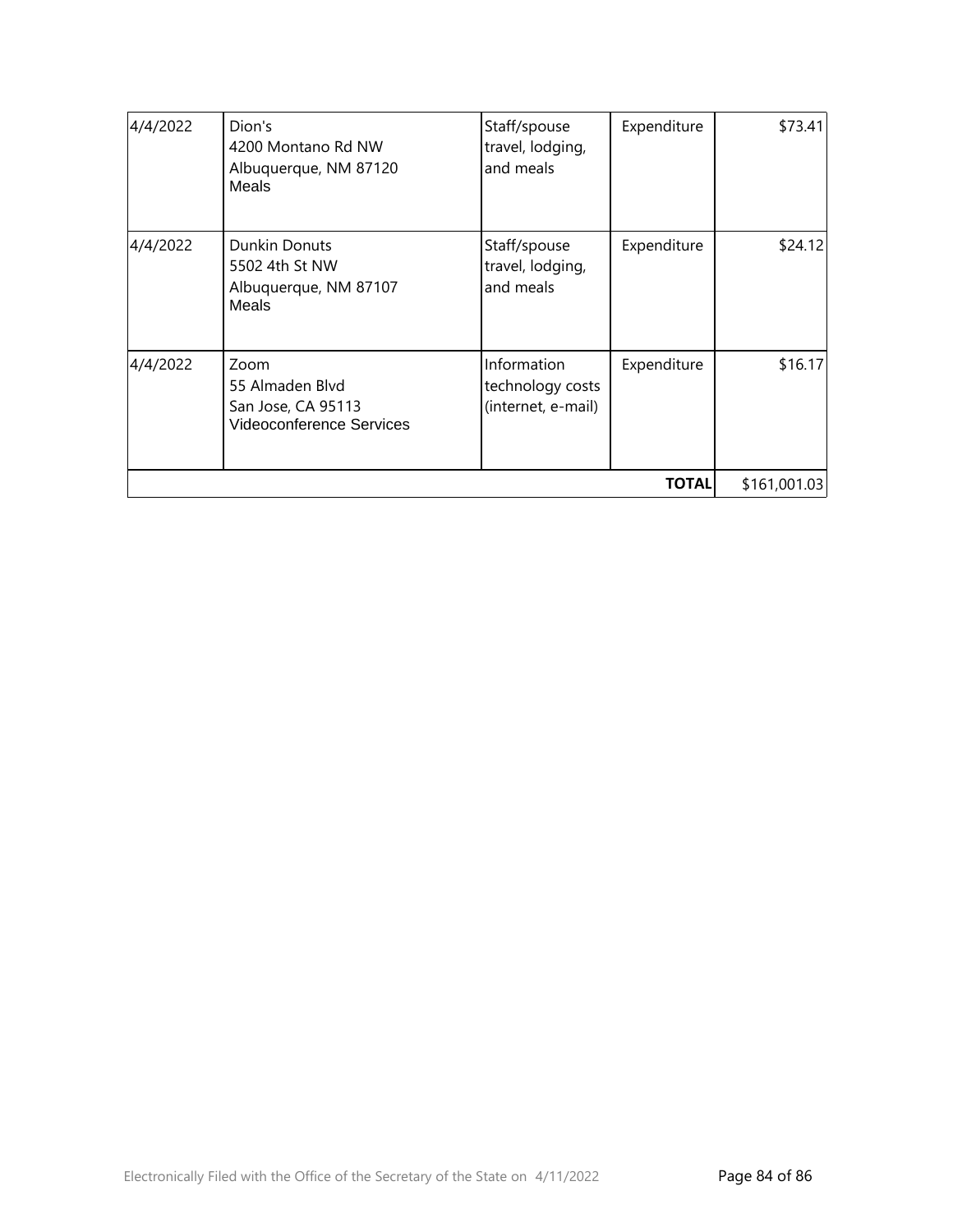| 4/4/2022 | Dion's<br>4200 Montano Rd NW<br>Albuquerque, NM 87120<br>Meals | Staff/spouse travel, lodging, and meals | Expenditure | $73.41 |
|---|---|---|---|---|
| 4/4/2022 | Dunkin Donuts<br>5502 4th St NW<br>Albuquerque, NM 87107<br>Meals | Staff/spouse travel, lodging, and meals | Expenditure | $24.12 |
| 4/4/2022 | Zoom<br>55 Almaden Blvd<br>San Jose, CA 95113<br>Videoconference Services | Information technology costs (internet, e-mail) | Expenditure | $16.17 |
| | | | **TOTAL** | $161,001.03 |

Electronically Filed with the Office of the Secretary of the State on 4/11/2022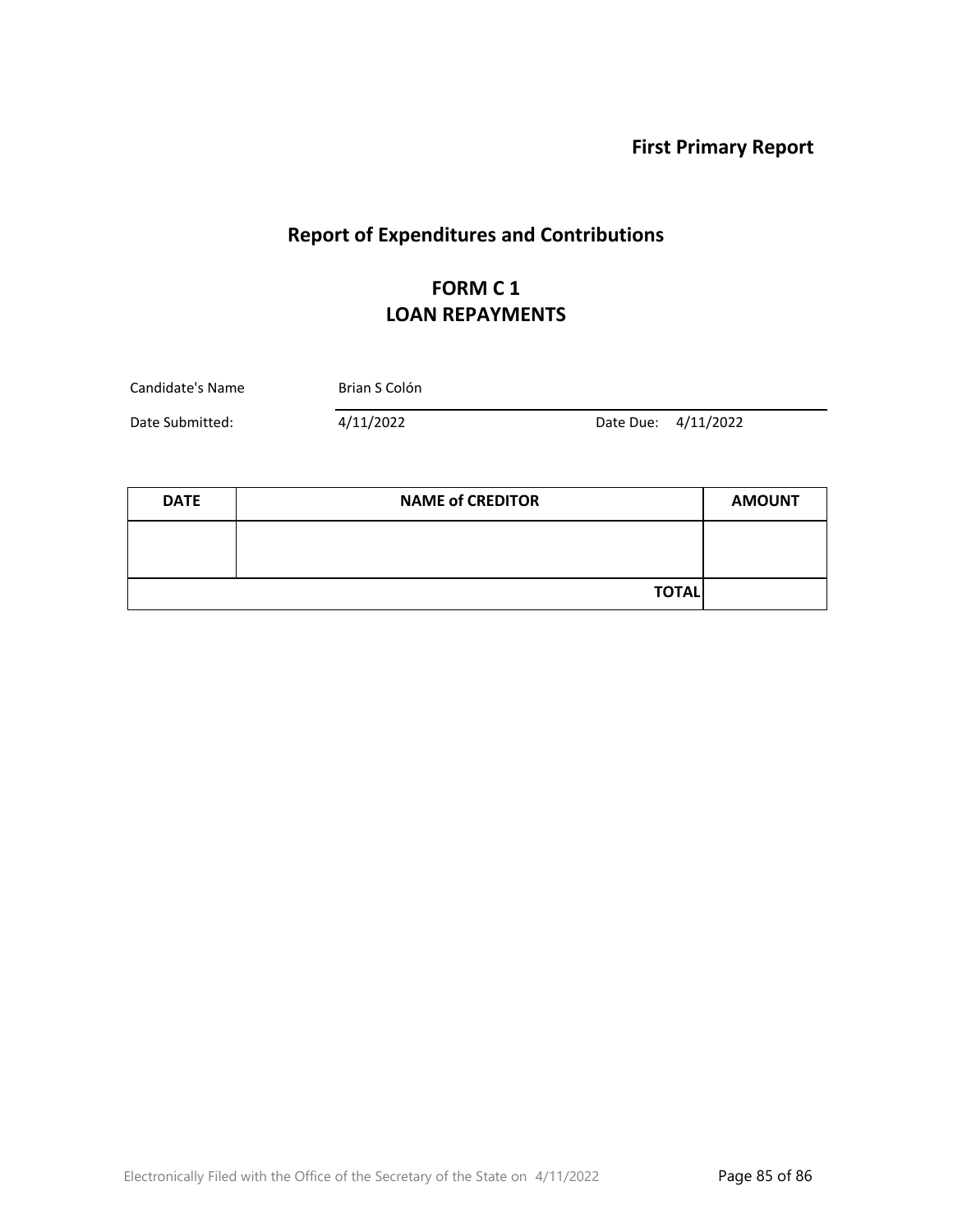**First Primary Report**

## Report of Expenditures and Contributions

## FORM C 1
## LOAN REPAYMENTS

Candidate's Name: Brian S Colón

Date Submitted: 4/11/2022 Date Due: 4/11/2022

| DATE | NAME of CREDITOR | AMOUNT |
|---|---|---|
| | | |
| | **TOTAL** | |

Electronically Filed with the Office of the Secretary of the State on 4/11/2022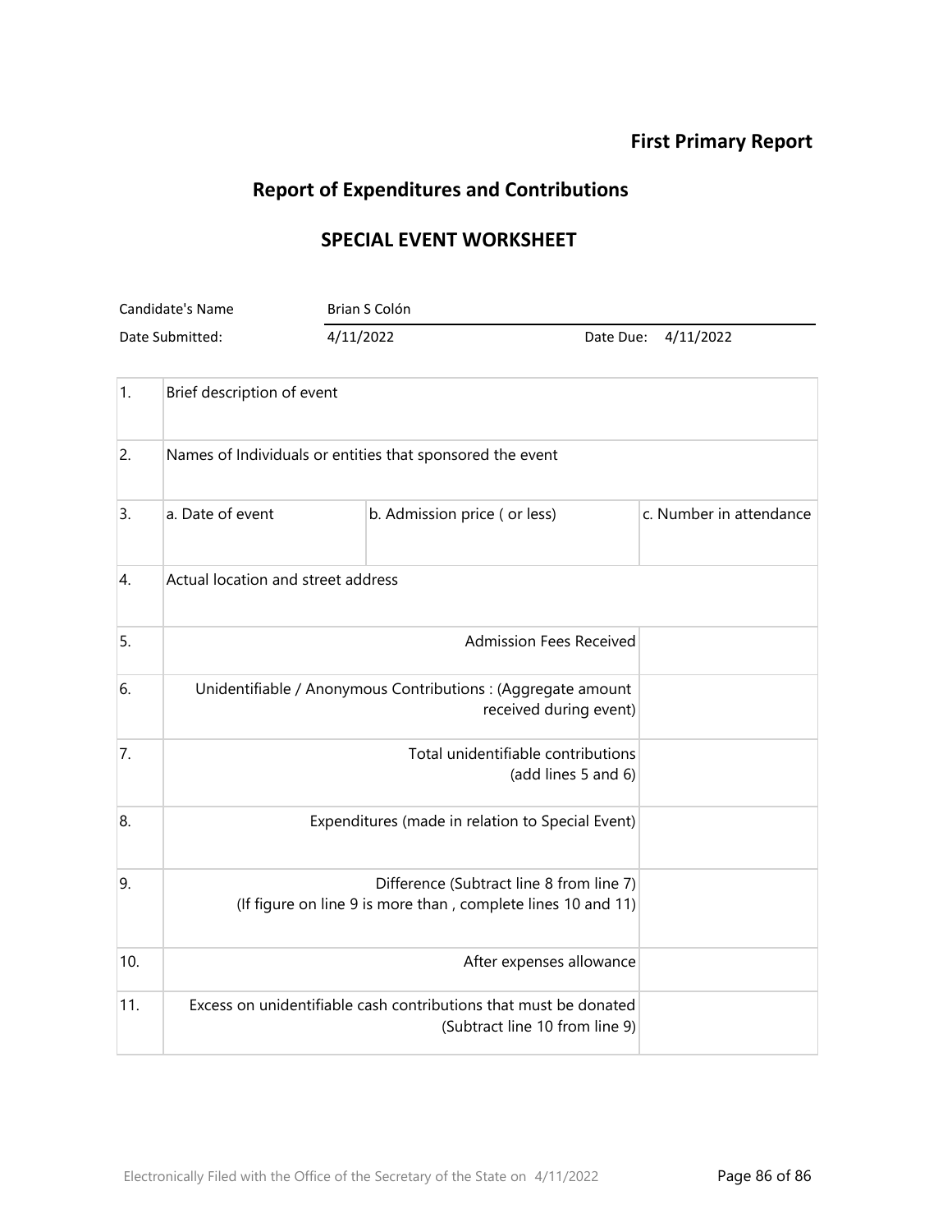**First Primary Report**

## Report of Expenditures and Contributions

### SPECIAL EVENT WORKSHEET

| | | | |
|---|---|---|---|
| Candidate's Name | Brian S Colón | | |
| Date Submitted: | 4/11/2022 | Date Due: | 4/11/2022 |

| | | | |
|---|---|---|---|
| 1. | Brief description of event | | |
| 2. | Names of Individuals or entities that sponsored the event | | |
| 3. | a. Date of event | b. Admission price ( or less) | c. Number in attendance |
| 4. | Actual location and street address | | |
| 5. | | Admission Fees Received | |
| 6. | | Unidentifiable / Anonymous Contributions : (Aggregate amount received during event) | |
| 7. | | Total unidentifiable contributions (add lines 5 and 6) | |
| 8. | | Expenditures (made in relation to Special Event) | |
| 9. | | Difference (Subtract line 8 from line 7) (If figure on line 9 is more than , complete lines 10 and 11) | |
| 10. | | After expenses allowance | |
| 11. | | Excess on unidentifiable cash contributions that must be donated (Subtract line 10 from line 9) | |

Electronically Filed with the Office of the Secretary of the State on 4/11/2022